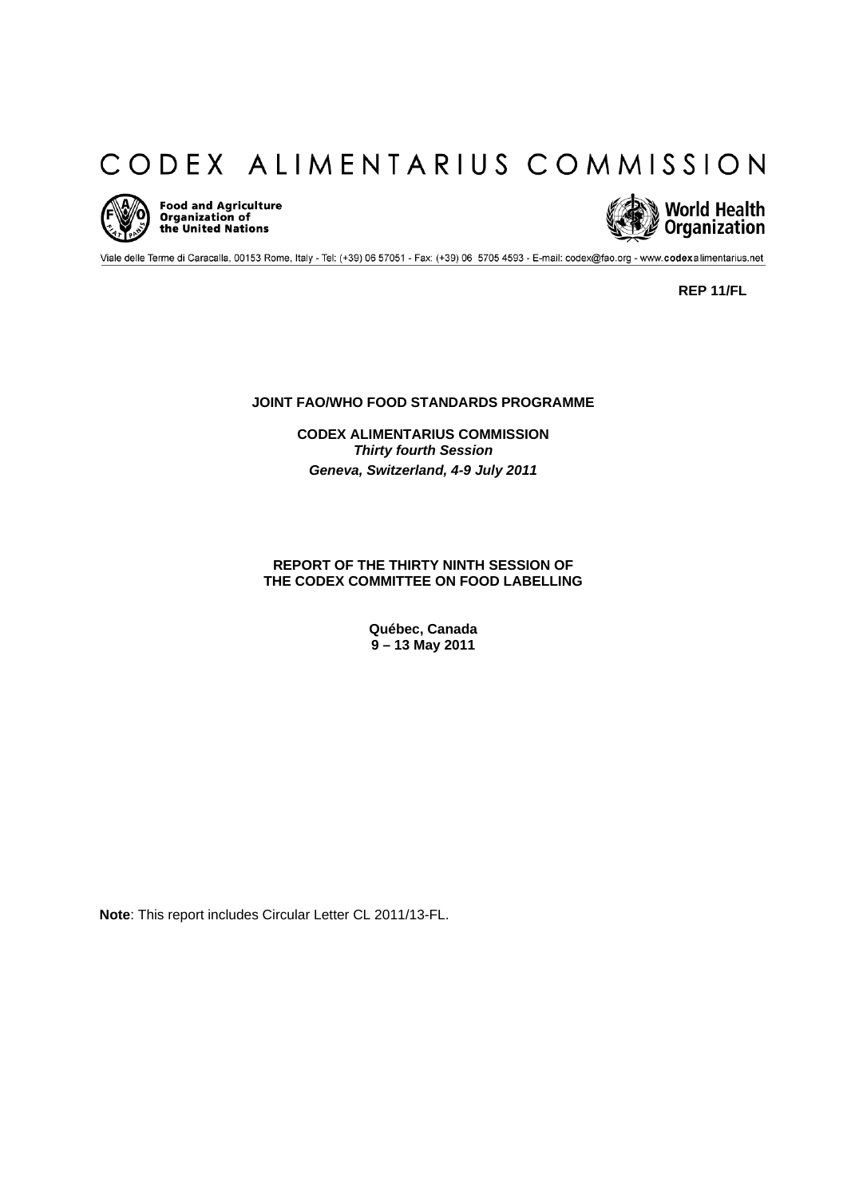# CODEX ALIMENTARIUS COMMISSION

Food and Agriculture Organization of the United Nations

World Health Organization

Viale delle Terme di Caracalla, 00153 Rome, Italy - Tel: (+39) 06 57051 - Fax: (+39) 06 5705 4593 - E-mail: codex@fao.org - www.codexalimentarius.net

**REP 11/FL**

**JOINT FAO/WHO FOOD STANDARDS PROGRAMME**

**CODEX ALIMENTARIUS COMMISSION**
***Thirty fourth Session***
***Geneva, Switzerland, 4-9 July 2011***

**REPORT OF THE THIRTY NINTH SESSION OF THE CODEX COMMITTEE ON FOOD LABELLING**

**Québec, Canada**
**9 – 13 May 2011**

**Note**: This report includes Circular Letter CL 2011/13-FL.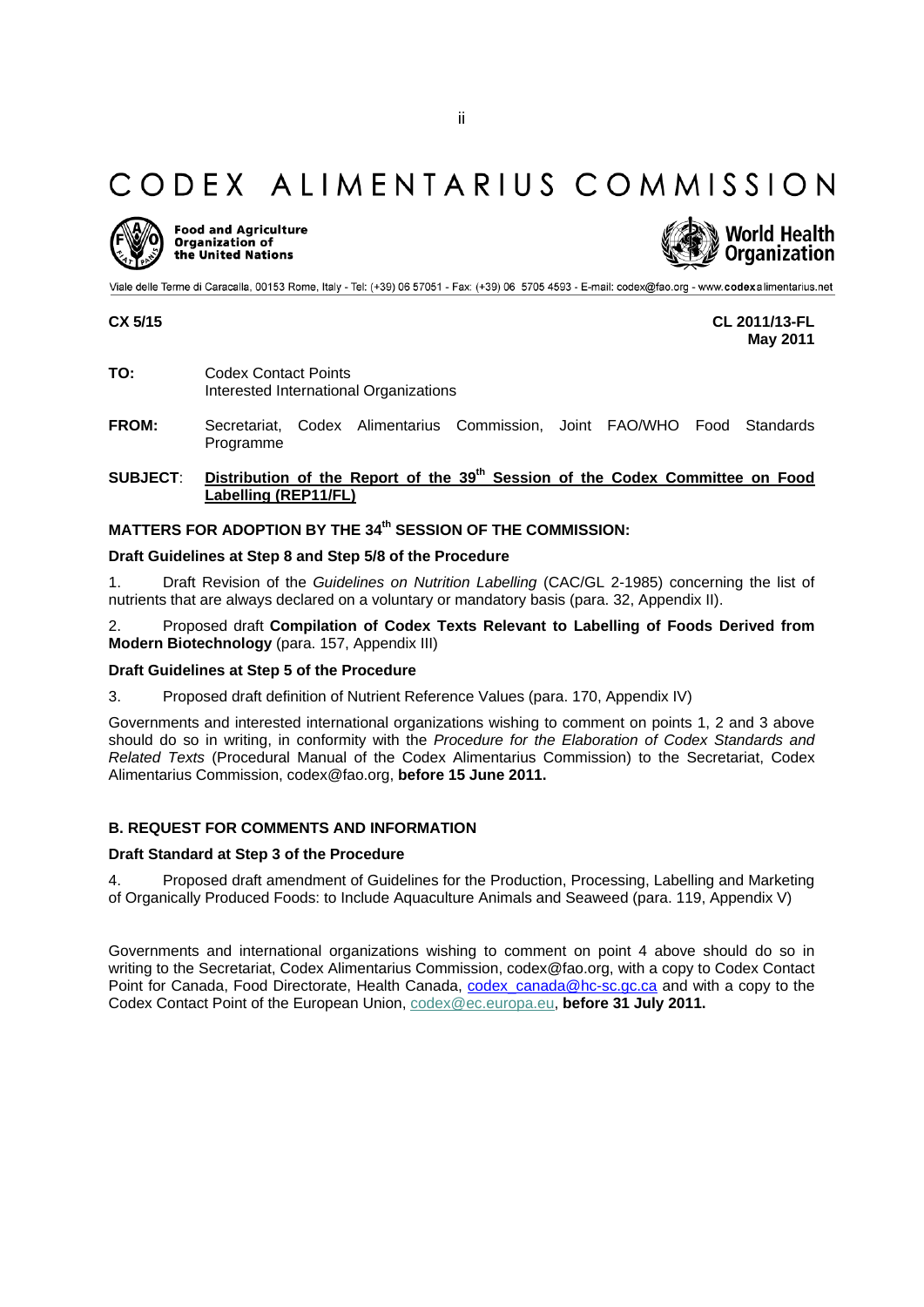# CODEX ALIMENTARIUS COMMISSION

**Food and Agriculture Organization of the United Nations**

**World Health Organization**

Viale delle Terme di Caracalla, 00153 Rome, Italy - Tel: (+39) 06 57051 - Fax: (+39) 06 5705 4593 - E-mail: codex@fao.org - www.codexalimentarius.net

**CX 5/15**

**CL 2011/13-FL**
**May 2011**

**TO:** Codex Contact Points
Interested International Organizations

**FROM:** Secretariat, Codex Alimentarius Commission, Joint FAO/WHO Food Standards Programme

**SUBJECT**: **Distribution of the Report of the 39th Session of the Codex Committee on Food Labelling (REP11/FL)**

## MATTERS FOR ADOPTION BY THE 34th SESSION OF THE COMMISSION:

### Draft Guidelines at Step 8 and Step 5/8 of the Procedure

1. Draft Revision of the *Guidelines on Nutrition Labelling* (CAC/GL 2-1985) concerning the list of nutrients that are always declared on a voluntary or mandatory basis (para. 32, Appendix II).

2. Proposed draft **Compilation of Codex Texts Relevant to Labelling of Foods Derived from Modern Biotechnology** (para. 157, Appendix III)

### Draft Guidelines at Step 5 of the Procedure

3. Proposed draft definition of Nutrient Reference Values (para. 170, Appendix IV)

Governments and interested international organizations wishing to comment on points 1, 2 and 3 above should do so in writing, in conformity with the *Procedure for the Elaboration of Codex Standards and Related Texts* (Procedural Manual of the Codex Alimentarius Commission) to the Secretariat, Codex Alimentarius Commission, codex@fao.org, **before 15 June 2011.**

## B. REQUEST FOR COMMENTS AND INFORMATION

### Draft Standard at Step 3 of the Procedure

4. Proposed draft amendment of Guidelines for the Production, Processing, Labelling and Marketing of Organically Produced Foods: to Include Aquaculture Animals and Seaweed (para. 119, Appendix V)

Governments and international organizations wishing to comment on point 4 above should do so in writing to the Secretariat, Codex Alimentarius Commission, codex@fao.org, with a copy to Codex Contact Point for Canada, Food Directorate, Health Canada, codex_canada@hc-sc.gc.ca and with a copy to the Codex Contact Point of the European Union, codex@ec.europa.eu, **before 31 July 2011.**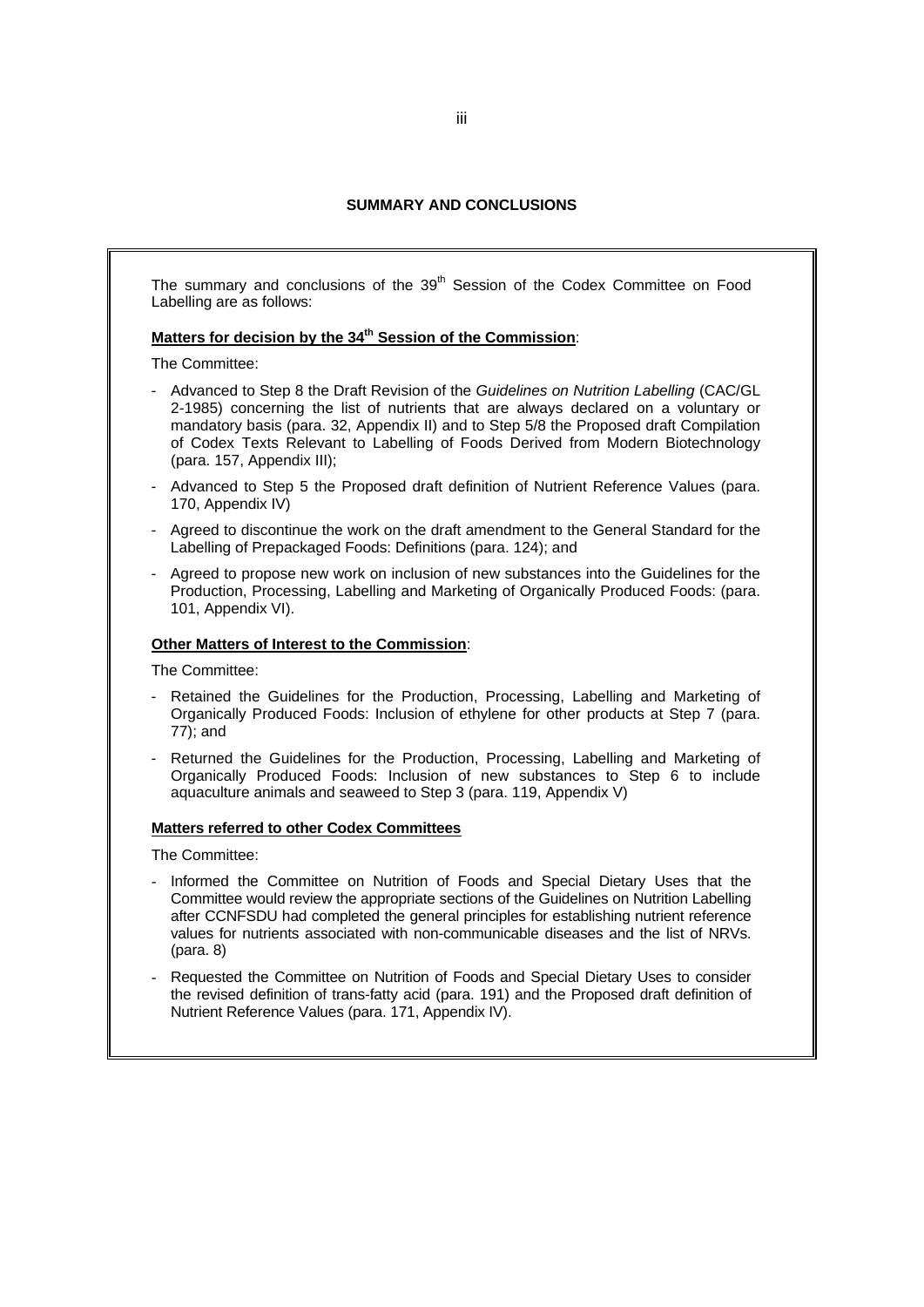## SUMMARY AND CONCLUSIONS

The summary and conclusions of the 39th Session of the Codex Committee on Food Labelling are as follows:

**Matters for decision by the 34th Session of the Commission**:

The Committee:

- Advanced to Step 8 the Draft Revision of the *Guidelines on Nutrition Labelling* (CAC/GL 2-1985) concerning the list of nutrients that are always declared on a voluntary or mandatory basis (para. 32, Appendix II) and to Step 5/8 the Proposed draft Compilation of Codex Texts Relevant to Labelling of Foods Derived from Modern Biotechnology (para. 157, Appendix III);
- Advanced to Step 5 the Proposed draft definition of Nutrient Reference Values (para. 170, Appendix IV)
- Agreed to discontinue the work on the draft amendment to the General Standard for the Labelling of Prepackaged Foods: Definitions (para. 124); and
- Agreed to propose new work on inclusion of new substances into the Guidelines for the Production, Processing, Labelling and Marketing of Organically Produced Foods: (para. 101, Appendix VI).

**Other Matters of Interest to the Commission**:

The Committee:

- Retained the Guidelines for the Production, Processing, Labelling and Marketing of Organically Produced Foods: Inclusion of ethylene for other products at Step 7 (para. 77); and
- Returned the Guidelines for the Production, Processing, Labelling and Marketing of Organically Produced Foods: Inclusion of new substances to Step 6 to include aquaculture animals and seaweed to Step 3 (para. 119, Appendix V)

**Matters referred to other Codex Committees**

The Committee:

- Informed the Committee on Nutrition of Foods and Special Dietary Uses that the Committee would review the appropriate sections of the Guidelines on Nutrition Labelling after CCNFSDU had completed the general principles for establishing nutrient reference values for nutrients associated with non-communicable diseases and the list of NRVs. (para. 8)
- Requested the Committee on Nutrition of Foods and Special Dietary Uses to consider the revised definition of trans-fatty acid (para. 191) and the Proposed draft definition of Nutrient Reference Values (para. 171, Appendix IV).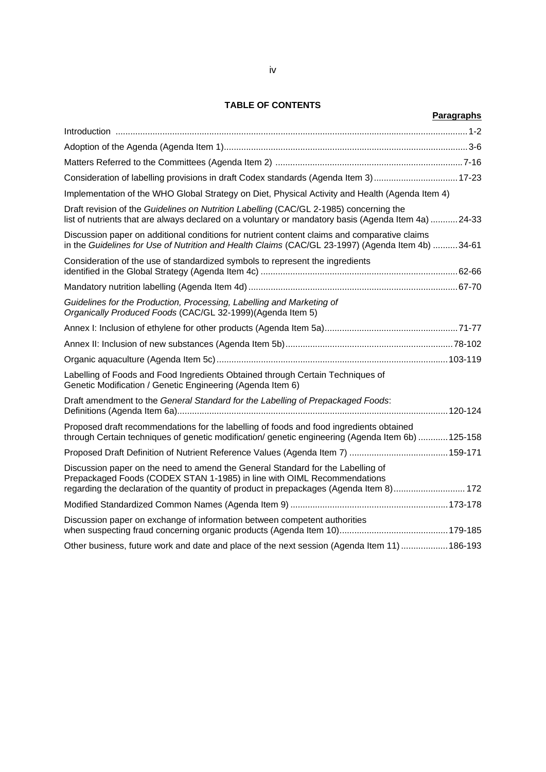## TABLE OF CONTENTS

| | **Paragraphs** |
|---|---|
| Introduction | 1-2 |
| Adoption of the Agenda (Agenda Item 1) | 3-6 |
| Matters Referred to the Committees (Agenda Item 2) | 7-16 |
| Consideration of labelling provisions in draft Codex standards (Agenda Item 3) | 17-23 |
| Implementation of the WHO Global Strategy on Diet, Physical Activity and Health (Agenda Item 4) | |
| Draft revision of the *Guidelines on Nutrition Labelling* (CAC/GL 2-1985) concerning the list of nutrients that are always declared on a voluntary or mandatory basis (Agenda Item 4a) | 24-33 |
| Discussion paper on additional conditions for nutrient content claims and comparative claims in the *Guidelines for Use of Nutrition and Health Claims* (CAC/GL 23-1997) (Agenda Item 4b) | 34-61 |
| Consideration of the use of standardized symbols to represent the ingredients identified in the Global Strategy (Agenda Item 4c) | 62-66 |
| Mandatory nutrition labelling (Agenda Item 4d) | 67-70 |
| *Guidelines for the Production, Processing, Labelling and Marketing of Organically Produced Foods* (CAC/GL 32-1999)(Agenda Item 5) | |
| Annex I: Inclusion of ethylene for other products (Agenda Item 5a) | 71-77 |
| Annex II: Inclusion of new substances (Agenda Item 5b) | 78-102 |
| Organic aquaculture (Agenda Item 5c) | 103-119 |
| Labelling of Foods and Food Ingredients Obtained through Certain Techniques of Genetic Modification / Genetic Engineering (Agenda Item 6) | |
| Draft amendment to the *General Standard for the Labelling of Prepackaged Foods*: Definitions (Agenda Item 6a) | 120-124 |
| Proposed draft recommendations for the labelling of foods and food ingredients obtained through Certain techniques of genetic modification/ genetic engineering (Agenda Item 6b) | 125-158 |
| Proposed Draft Definition of Nutrient Reference Values (Agenda Item 7) | 159-171 |
| Discussion paper on the need to amend the General Standard for the Labelling of Prepackaged Foods (CODEX STAN 1-1985) in line with OIML Recommendations regarding the declaration of the quantity of product in prepackages (Agenda Item 8) | 172 |
| Modified Standardized Common Names (Agenda Item 9) | 173-178 |
| Discussion paper on exchange of information between competent authorities when suspecting fraud concerning organic products (Agenda Item 10) | 179-185 |
| Other business, future work and date and place of the next session (Agenda Item 11) | 186-193 |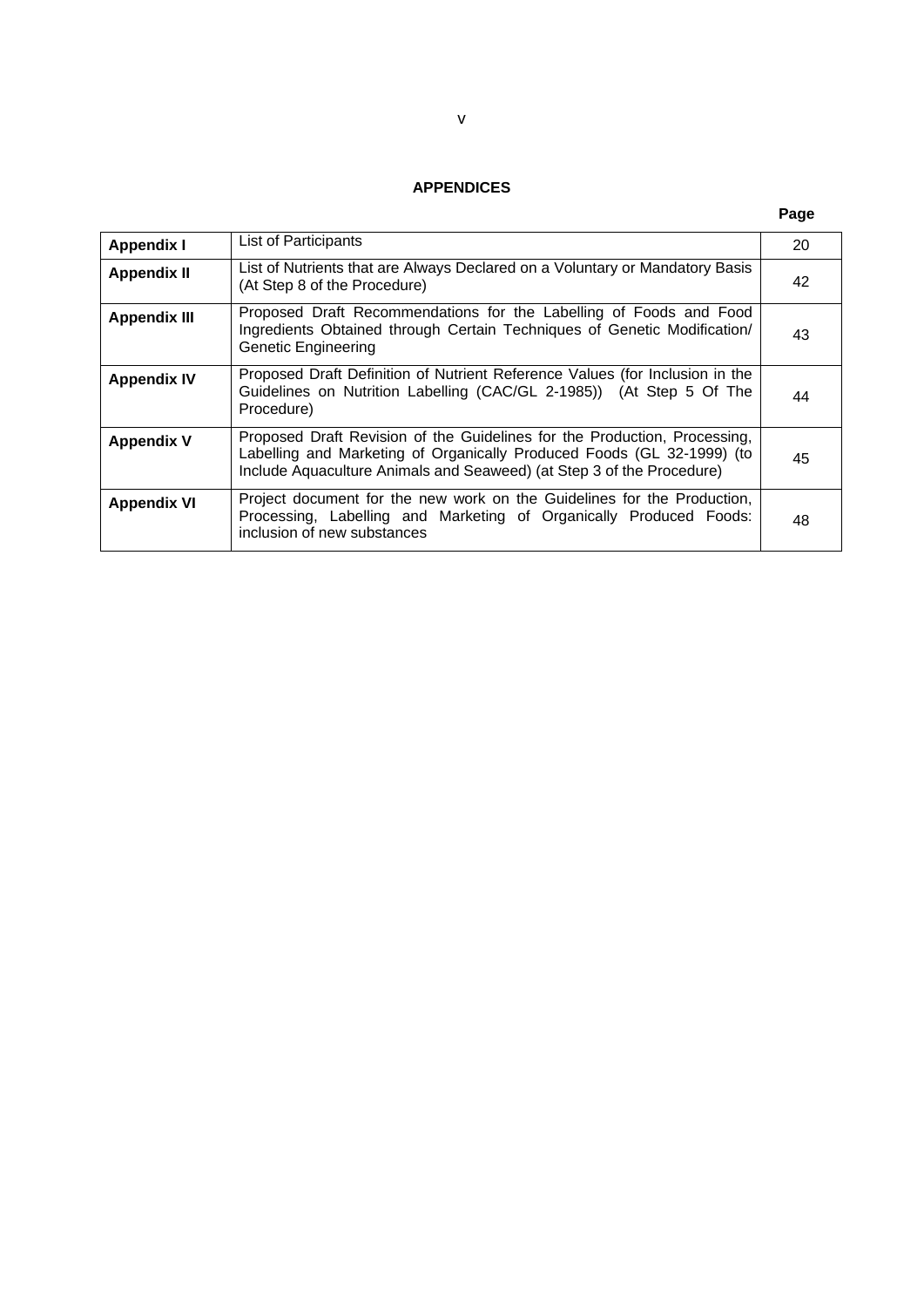## APPENDICES

| | | Page |
|---|---|---|
| **Appendix I** | List of Participants | 20 |
| **Appendix II** | List of Nutrients that are Always Declared on a Voluntary or Mandatory Basis (At Step 8 of the Procedure) | 42 |
| **Appendix III** | Proposed Draft Recommendations for the Labelling of Foods and Food Ingredients Obtained through Certain Techniques of Genetic Modification/ Genetic Engineering | 43 |
| **Appendix IV** | Proposed Draft Definition of Nutrient Reference Values (for Inclusion in the Guidelines on Nutrition Labelling (CAC/GL 2-1985)) (At Step 5 Of The Procedure) | 44 |
| **Appendix V** | Proposed Draft Revision of the Guidelines for the Production, Processing, Labelling and Marketing of Organically Produced Foods (GL 32-1999) (to Include Aquaculture Animals and Seaweed) (at Step 3 of the Procedure) | 45 |
| **Appendix VI** | Project document for the new work on the Guidelines for the Production, Processing, Labelling and Marketing of Organically Produced Foods: inclusion of new substances | 48 |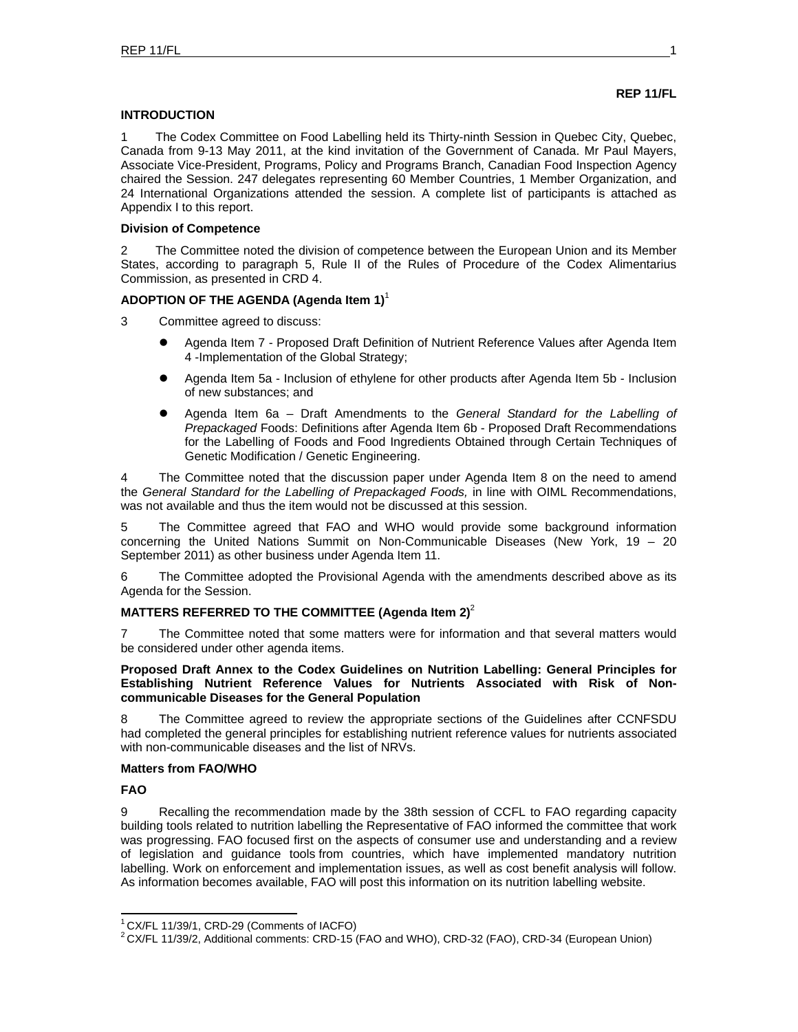**REP 11/FL**

## INTRODUCTION

1 The Codex Committee on Food Labelling held its Thirty-ninth Session in Quebec City, Quebec, Canada from 9-13 May 2011, at the kind invitation of the Government of Canada. Mr Paul Mayers, Associate Vice-President, Programs, Policy and Programs Branch, Canadian Food Inspection Agency chaired the Session. 247 delegates representing 60 Member Countries, 1 Member Organization, and 24 International Organizations attended the session. A complete list of participants is attached as Appendix I to this report.

### Division of Competence

2 The Committee noted the division of competence between the European Union and its Member States, according to paragraph 5, Rule II of the Rules of Procedure of the Codex Alimentarius Commission, as presented in CRD 4.

## ADOPTION OF THE AGENDA (Agenda Item 1)[1]

3 Committee agreed to discuss:

- Agenda Item 7 - Proposed Draft Definition of Nutrient Reference Values after Agenda Item 4 -Implementation of the Global Strategy;
- Agenda Item 5a - Inclusion of ethylene for other products after Agenda Item 5b - Inclusion of new substances; and
- Agenda Item 6a – Draft Amendments to the *General Standard for the Labelling of Prepackaged* Foods: Definitions after Agenda Item 6b - Proposed Draft Recommendations for the Labelling of Foods and Food Ingredients Obtained through Certain Techniques of Genetic Modification / Genetic Engineering.

4 The Committee noted that the discussion paper under Agenda Item 8 on the need to amend the *General Standard for the Labelling of Prepackaged Foods,* in line with OIML Recommendations, was not available and thus the item would not be discussed at this session.

5 The Committee agreed that FAO and WHO would provide some background information concerning the United Nations Summit on Non-Communicable Diseases (New York, 19 – 20 September 2011) as other business under Agenda Item 11.

6 The Committee adopted the Provisional Agenda with the amendments described above as its Agenda for the Session.

## MATTERS REFERRED TO THE COMMITTEE (Agenda Item 2)[2]

7 The Committee noted that some matters were for information and that several matters would be considered under other agenda items.

### Proposed Draft Annex to the Codex Guidelines on Nutrition Labelling: General Principles for Establishing Nutrient Reference Values for Nutrients Associated with Risk of Non-communicable Diseases for the General Population

8 The Committee agreed to review the appropriate sections of the Guidelines after CCNFSDU had completed the general principles for establishing nutrient reference values for nutrients associated with non-communicable diseases and the list of NRVs.

### Matters from FAO/WHO

#### FAO

9 Recalling the recommendation made by the 38th session of CCFL to FAO regarding capacity building tools related to nutrition labelling the Representative of FAO informed the committee that work was progressing. FAO focused first on the aspects of consumer use and understanding and a review of legislation and guidance tools from countries, which have implemented mandatory nutrition labelling. Work on enforcement and implementation issues, as well as cost benefit analysis will follow. As information becomes available, FAO will post this information on its nutrition labelling website.

---

[1] CX/FL 11/39/1, CRD-29 (Comments of IACFO)

[2] CX/FL 11/39/2, Additional comments: CRD-15 (FAO and WHO), CRD-32 (FAO), CRD-34 (European Union)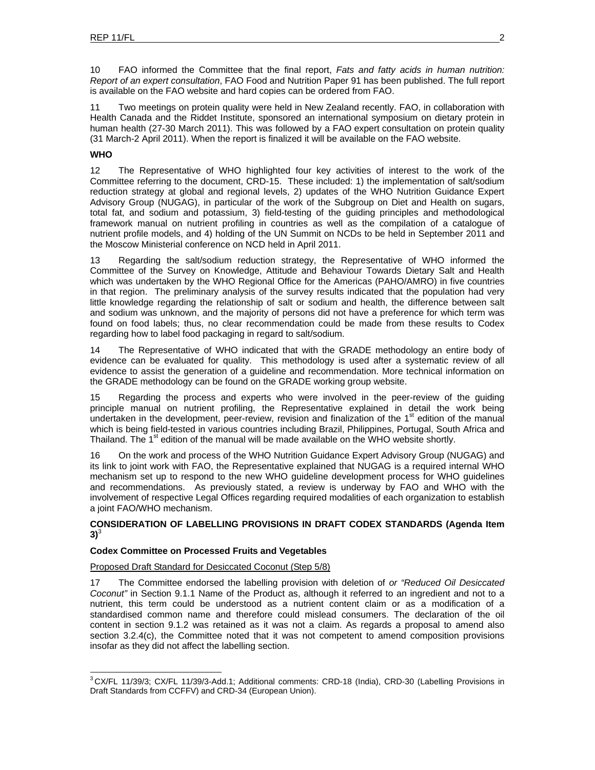10 FAO informed the Committee that the final report, *Fats and fatty acids in human nutrition: Report of an expert consultation*, FAO Food and Nutrition Paper 91 has been published. The full report is available on the FAO website and hard copies can be ordered from FAO.

11 Two meetings on protein quality were held in New Zealand recently. FAO, in collaboration with Health Canada and the Riddet Institute, sponsored an international symposium on dietary protein in human health (27-30 March 2011). This was followed by a FAO expert consultation on protein quality (31 March-2 April 2011). When the report is finalized it will be available on the FAO website.

**WHO**

12 The Representative of WHO highlighted four key activities of interest to the work of the Committee referring to the document, CRD-15. These included: 1) the implementation of salt/sodium reduction strategy at global and regional levels, 2) updates of the WHO Nutrition Guidance Expert Advisory Group (NUGAG), in particular of the work of the Subgroup on Diet and Health on sugars, total fat, and sodium and potassium, 3) field-testing of the guiding principles and methodological framework manual on nutrient profiling in countries as well as the compilation of a catalogue of nutrient profile models, and 4) holding of the UN Summit on NCDs to be held in September 2011 and the Moscow Ministerial conference on NCD held in April 2011.

13 Regarding the salt/sodium reduction strategy, the Representative of WHO informed the Committee of the Survey on Knowledge, Attitude and Behaviour Towards Dietary Salt and Health which was undertaken by the WHO Regional Office for the Americas (PAHO/AMRO) in five countries in that region. The preliminary analysis of the survey results indicated that the population had very little knowledge regarding the relationship of salt or sodium and health, the difference between salt and sodium was unknown, and the majority of persons did not have a preference for which term was found on food labels; thus, no clear recommendation could be made from these results to Codex regarding how to label food packaging in regard to salt/sodium.

14 The Representative of WHO indicated that with the GRADE methodology an entire body of evidence can be evaluated for quality. This methodology is used after a systematic review of all evidence to assist the generation of a guideline and recommendation. More technical information on the GRADE methodology can be found on the GRADE working group website.

15 Regarding the process and experts who were involved in the peer-review of the guiding principle manual on nutrient profiling, the Representative explained in detail the work being undertaken in the development, peer-review, revision and finalization of the 1st edition of the manual which is being field-tested in various countries including Brazil, Philippines, Portugal, South Africa and Thailand. The 1st edition of the manual will be made available on the WHO website shortly.

16 On the work and process of the WHO Nutrition Guidance Expert Advisory Group (NUGAG) and its link to joint work with FAO, the Representative explained that NUGAG is a required internal WHO mechanism set up to respond to the new WHO guideline development process for WHO guidelines and recommendations. As previously stated, a review is underway by FAO and WHO with the involvement of respective Legal Offices regarding required modalities of each organization to establish a joint FAO/WHO mechanism.

## CONSIDERATION OF LABELLING PROVISIONS IN DRAFT CODEX STANDARDS (Agenda Item 3)[3]

### Codex Committee on Processed Fruits and Vegetables

Proposed Draft Standard for Desiccated Coconut (Step 5/8)

17 The Committee endorsed the labelling provision with deletion of *or "Reduced Oil Desiccated Coconut"* in Section 9.1.1 Name of the Product as, although it referred to an ingredient and not to a nutrient, this term could be understood as a nutrient content claim or as a modification of a standardised common name and therefore could mislead consumers. The declaration of the oil content in section 9.1.2 was retained as it was not a claim. As regards a proposal to amend also section 3.2.4(c), the Committee noted that it was not competent to amend composition provisions insofar as they did not affect the labelling section.

[3] CX/FL 11/39/3; CX/FL 11/39/3-Add.1; Additional comments: CRD-18 (India), CRD-30 (Labelling Provisions in Draft Standards from CCFFV) and CRD-34 (European Union).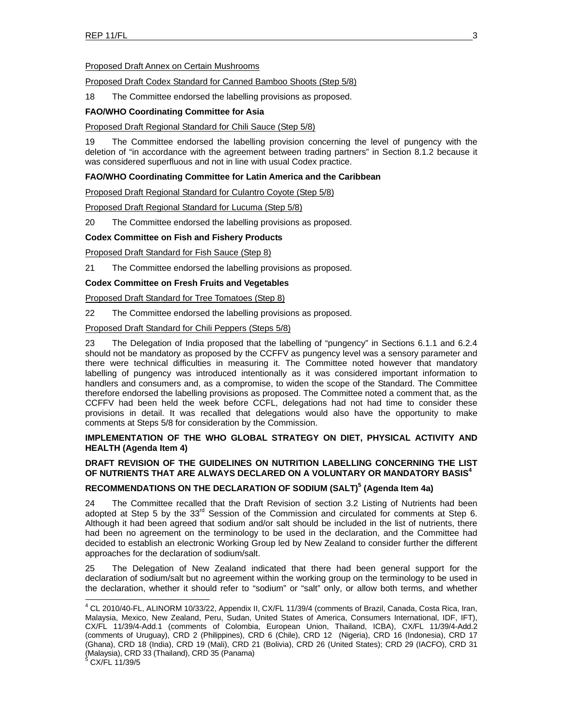Proposed Draft Annex on Certain Mushrooms

Proposed Draft Codex Standard for Canned Bamboo Shoots (Step 5/8)

18 The Committee endorsed the labelling provisions as proposed.

**FAO/WHO Coordinating Committee for Asia**

Proposed Draft Regional Standard for Chili Sauce (Step 5/8)

19 The Committee endorsed the labelling provision concerning the level of pungency with the deletion of "in accordance with the agreement between trading partners" in Section 8.1.2 because it was considered superfluous and not in line with usual Codex practice.

**FAO/WHO Coordinating Committee for Latin America and the Caribbean**

Proposed Draft Regional Standard for Culantro Coyote (Step 5/8)

Proposed Draft Regional Standard for Lucuma (Step 5/8)

20 The Committee endorsed the labelling provisions as proposed.

**Codex Committee on Fish and Fishery Products**

Proposed Draft Standard for Fish Sauce (Step 8)

21 The Committee endorsed the labelling provisions as proposed.

**Codex Committee on Fresh Fruits and Vegetables**

Proposed Draft Standard for Tree Tomatoes (Step 8)

22 The Committee endorsed the labelling provisions as proposed.

Proposed Draft Standard for Chili Peppers (Steps 5/8)

23 The Delegation of India proposed that the labelling of "pungency" in Sections 6.1.1 and 6.2.4 should not be mandatory as proposed by the CCFFV as pungency level was a sensory parameter and there were technical difficulties in measuring it. The Committee noted however that mandatory labelling of pungency was introduced intentionally as it was considered important information to handlers and consumers and, as a compromise, to widen the scope of the Standard. The Committee therefore endorsed the labelling provisions as proposed. The Committee noted a comment that, as the CCFFV had been held the week before CCFL, delegations had not had time to consider these provisions in detail. It was recalled that delegations would also have the opportunity to make comments at Steps 5/8 for consideration by the Commission.

**IMPLEMENTATION OF THE WHO GLOBAL STRATEGY ON DIET, PHYSICAL ACTIVITY AND HEALTH (Agenda Item 4)**

**DRAFT REVISION OF THE GUIDELINES ON NUTRITION LABELLING CONCERNING THE LIST OF NUTRIENTS THAT ARE ALWAYS DECLARED ON A VOLUNTARY OR MANDATORY BASIS[4]**

**RECOMMENDATIONS ON THE DECLARATION OF SODIUM (SALT)[5] (Agenda Item 4a)**

24 The Committee recalled that the Draft Revision of section 3.2 Listing of Nutrients had been adopted at Step 5 by the 33rd Session of the Commission and circulated for comments at Step 6. Although it had been agreed that sodium and/or salt should be included in the list of nutrients, there had been no agreement on the terminology to be used in the declaration, and the Committee had decided to establish an electronic Working Group led by New Zealand to consider further the different approaches for the declaration of sodium/salt.

25 The Delegation of New Zealand indicated that there had been general support for the declaration of sodium/salt but no agreement within the working group on the terminology to be used in the declaration, whether it should refer to "sodium" or "salt" only, or allow both terms, and whether

---

[4] CL 2010/40-FL, ALINORM 10/33/22, Appendix II, CX/FL 11/39/4 (comments of Brazil, Canada, Costa Rica, Iran, Malaysia, Mexico, New Zealand, Peru, Sudan, United States of America, Consumers International, IDF, IFT), CX/FL 11/39/4-Add.1 (comments of Colombia, European Union, Thailand, ICBA), CX/FL 11/39/4-Add.2 (comments of Uruguay), CRD 2 (Philippines), CRD 6 (Chile), CRD 12 (Nigeria), CRD 16 (Indonesia), CRD 17 (Ghana), CRD 18 (India), CRD 19 (Mali), CRD 21 (Bolivia), CRD 26 (United States); CRD 29 (IACFO), CRD 31 (Malaysia), CRD 33 (Thailand), CRD 35 (Panama)

[5] CX/FL 11/39/5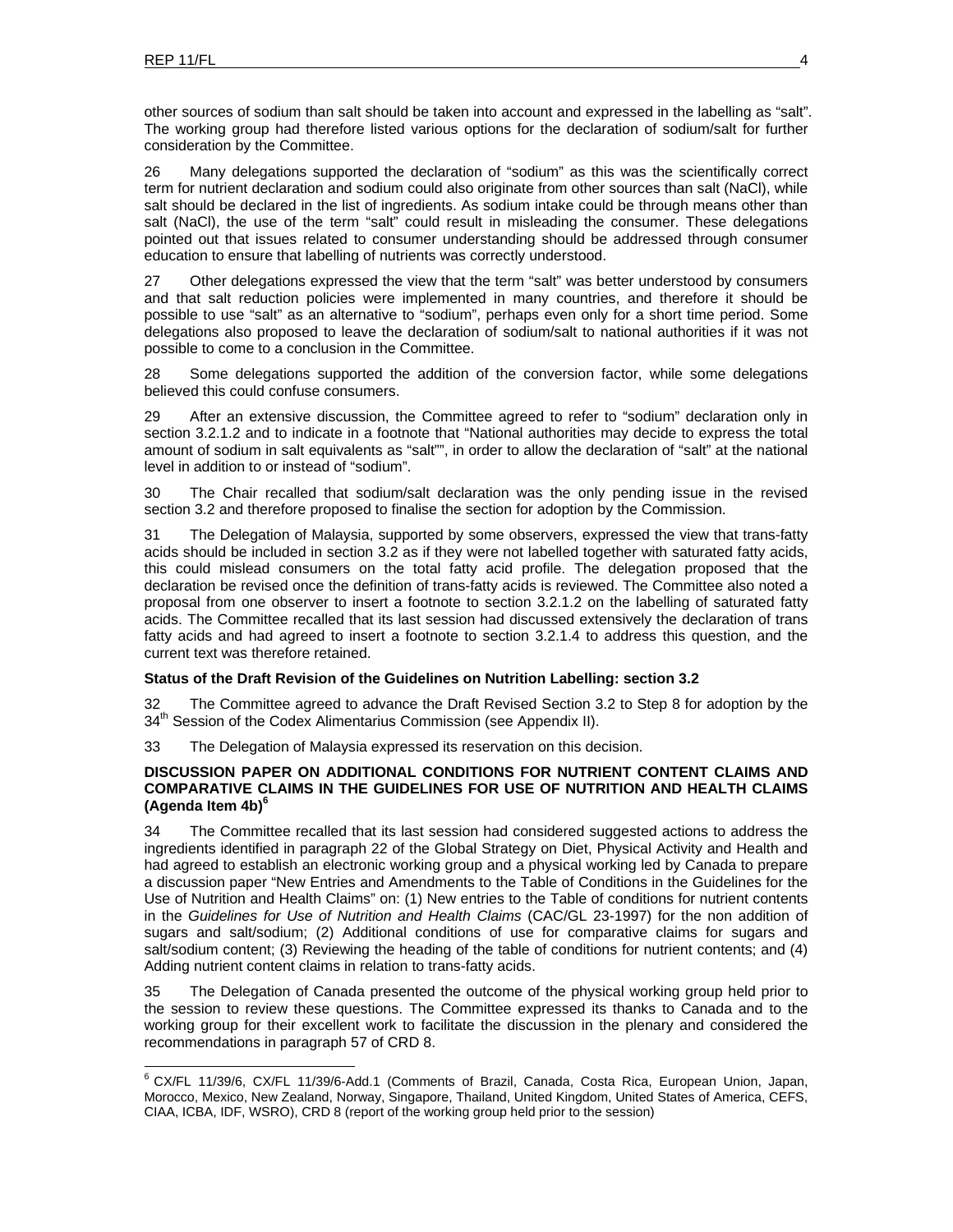other sources of sodium than salt should be taken into account and expressed in the labelling as "salt". The working group had therefore listed various options for the declaration of sodium/salt for further consideration by the Committee.

26 Many delegations supported the declaration of "sodium" as this was the scientifically correct term for nutrient declaration and sodium could also originate from other sources than salt (NaCl), while salt should be declared in the list of ingredients. As sodium intake could be through means other than salt (NaCl), the use of the term "salt" could result in misleading the consumer. These delegations pointed out that issues related to consumer understanding should be addressed through consumer education to ensure that labelling of nutrients was correctly understood.

27 Other delegations expressed the view that the term "salt" was better understood by consumers and that salt reduction policies were implemented in many countries, and therefore it should be possible to use "salt" as an alternative to "sodium", perhaps even only for a short time period. Some delegations also proposed to leave the declaration of sodium/salt to national authorities if it was not possible to come to a conclusion in the Committee.

28 Some delegations supported the addition of the conversion factor, while some delegations believed this could confuse consumers.

29 After an extensive discussion, the Committee agreed to refer to "sodium" declaration only in section 3.2.1.2 and to indicate in a footnote that "National authorities may decide to express the total amount of sodium in salt equivalents as "salt"", in order to allow the declaration of "salt" at the national level in addition to or instead of "sodium".

30 The Chair recalled that sodium/salt declaration was the only pending issue in the revised section 3.2 and therefore proposed to finalise the section for adoption by the Commission.

31 The Delegation of Malaysia, supported by some observers, expressed the view that trans-fatty acids should be included in section 3.2 as if they were not labelled together with saturated fatty acids, this could mislead consumers on the total fatty acid profile. The delegation proposed that the declaration be revised once the definition of trans-fatty acids is reviewed. The Committee also noted a proposal from one observer to insert a footnote to section 3.2.1.2 on the labelling of saturated fatty acids. The Committee recalled that its last session had discussed extensively the declaration of trans fatty acids and had agreed to insert a footnote to section 3.2.1.4 to address this question, and the current text was therefore retained.

**Status of the Draft Revision of the Guidelines on Nutrition Labelling: section 3.2**

32 The Committee agreed to advance the Draft Revised Section 3.2 to Step 8 for adoption by the 34th Session of the Codex Alimentarius Commission (see Appendix II).

33 The Delegation of Malaysia expressed its reservation on this decision.

**DISCUSSION PAPER ON ADDITIONAL CONDITIONS FOR NUTRIENT CONTENT CLAIMS AND COMPARATIVE CLAIMS IN THE GUIDELINES FOR USE OF NUTRITION AND HEALTH CLAIMS (Agenda Item 4b)[6]**

34 The Committee recalled that its last session had considered suggested actions to address the ingredients identified in paragraph 22 of the Global Strategy on Diet, Physical Activity and Health and had agreed to establish an electronic working group and a physical working led by Canada to prepare a discussion paper "New Entries and Amendments to the Table of Conditions in the Guidelines for the Use of Nutrition and Health Claims" on: (1) New entries to the Table of conditions for nutrient contents in the *Guidelines for Use of Nutrition and Health Claims* (CAC/GL 23-1997) for the non addition of sugars and salt/sodium; (2) Additional conditions of use for comparative claims for sugars and salt/sodium content; (3) Reviewing the heading of the table of conditions for nutrient contents; and (4) Adding nutrient content claims in relation to trans-fatty acids.

35 The Delegation of Canada presented the outcome of the physical working group held prior to the session to review these questions. The Committee expressed its thanks to Canada and to the working group for their excellent work to facilitate the discussion in the plenary and considered the recommendations in paragraph 57 of CRD 8.

[6] CX/FL 11/39/6, CX/FL 11/39/6-Add.1 (Comments of Brazil, Canada, Costa Rica, European Union, Japan, Morocco, Mexico, New Zealand, Norway, Singapore, Thailand, United Kingdom, United States of America, CEFS, CIAA, ICBA, IDF, WSRO), CRD 8 (report of the working group held prior to the session)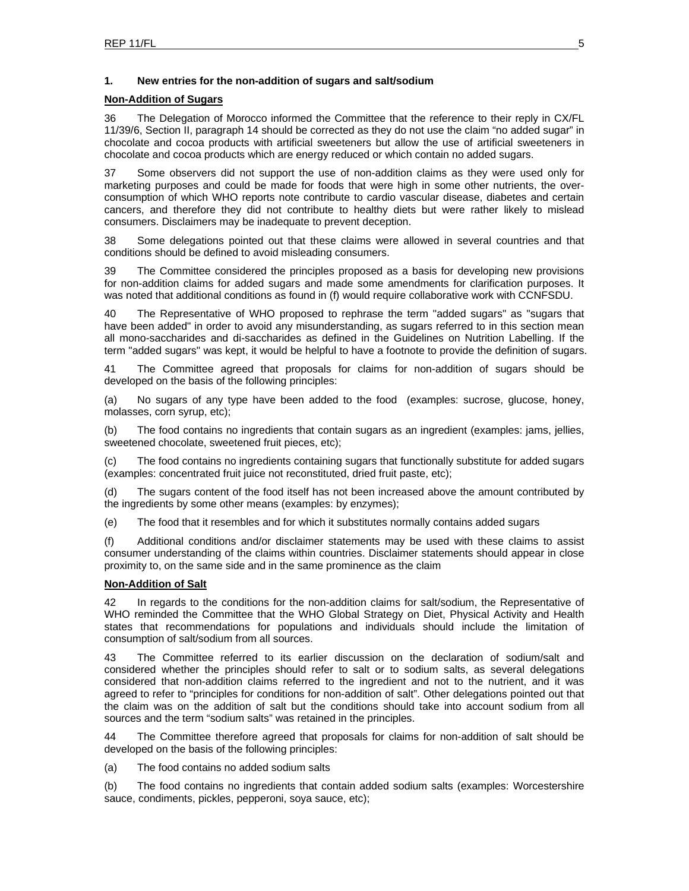**1. New entries for the non-addition of sugars and salt/sodium**

**Non-Addition of Sugars**

36 The Delegation of Morocco informed the Committee that the reference to their reply in CX/FL 11/39/6, Section II, paragraph 14 should be corrected as they do not use the claim "no added sugar" in chocolate and cocoa products with artificial sweeteners but allow the use of artificial sweeteners in chocolate and cocoa products which are energy reduced or which contain no added sugars.

37 Some observers did not support the use of non-addition claims as they were used only for marketing purposes and could be made for foods that were high in some other nutrients, the over-consumption of which WHO reports note contribute to cardio vascular disease, diabetes and certain cancers, and therefore they did not contribute to healthy diets but were rather likely to mislead consumers. Disclaimers may be inadequate to prevent deception.

38 Some delegations pointed out that these claims were allowed in several countries and that conditions should be defined to avoid misleading consumers.

39 The Committee considered the principles proposed as a basis for developing new provisions for non-addition claims for added sugars and made some amendments for clarification purposes. It was noted that additional conditions as found in (f) would require collaborative work with CCNFSDU.

40 The Representative of WHO proposed to rephrase the term "added sugars" as "sugars that have been added" in order to avoid any misunderstanding, as sugars referred to in this section mean all mono-saccharides and di-saccharides as defined in the Guidelines on Nutrition Labelling. If the term "added sugars" was kept, it would be helpful to have a footnote to provide the definition of sugars.

41 The Committee agreed that proposals for claims for non-addition of sugars should be developed on the basis of the following principles:

(a) No sugars of any type have been added to the food (examples: sucrose, glucose, honey, molasses, corn syrup, etc);

(b) The food contains no ingredients that contain sugars as an ingredient (examples: jams, jellies, sweetened chocolate, sweetened fruit pieces, etc);

(c) The food contains no ingredients containing sugars that functionally substitute for added sugars (examples: concentrated fruit juice not reconstituted, dried fruit paste, etc);

(d) The sugars content of the food itself has not been increased above the amount contributed by the ingredients by some other means (examples: by enzymes);

(e) The food that it resembles and for which it substitutes normally contains added sugars

(f) Additional conditions and/or disclaimer statements may be used with these claims to assist consumer understanding of the claims within countries. Disclaimer statements should appear in close proximity to, on the same side and in the same prominence as the claim

**Non-Addition of Salt**

42 In regards to the conditions for the non-addition claims for salt/sodium, the Representative of WHO reminded the Committee that the WHO Global Strategy on Diet, Physical Activity and Health states that recommendations for populations and individuals should include the limitation of consumption of salt/sodium from all sources.

43 The Committee referred to its earlier discussion on the declaration of sodium/salt and considered whether the principles should refer to salt or to sodium salts, as several delegations considered that non-addition claims referred to the ingredient and not to the nutrient, and it was agreed to refer to "principles for conditions for non-addition of salt". Other delegations pointed out that the claim was on the addition of salt but the conditions should take into account sodium from all sources and the term "sodium salts" was retained in the principles.

44 The Committee therefore agreed that proposals for claims for non-addition of salt should be developed on the basis of the following principles:

(a) The food contains no added sodium salts

(b) The food contains no ingredients that contain added sodium salts (examples: Worcestershire sauce, condiments, pickles, pepperoni, soya sauce, etc);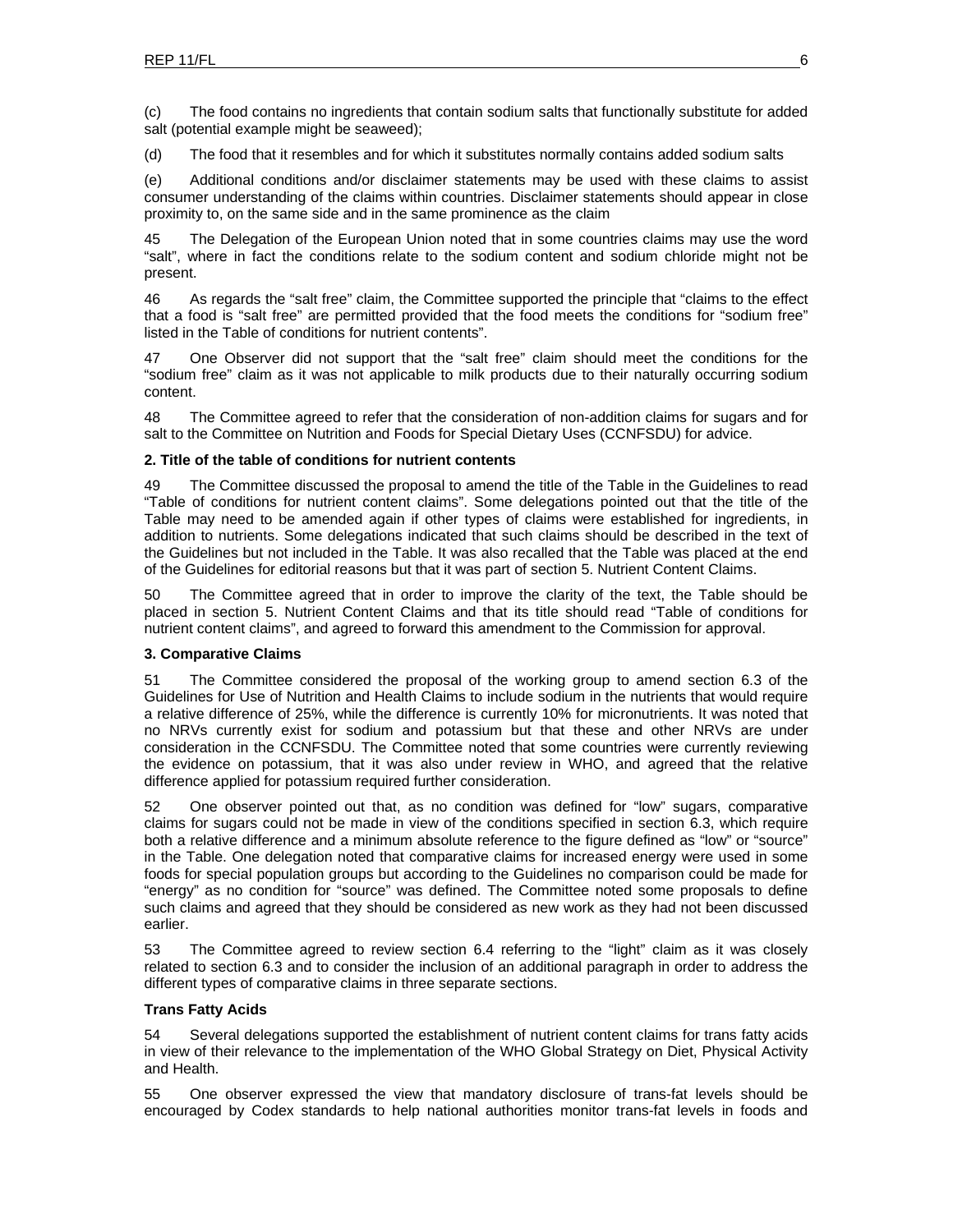(c) The food contains no ingredients that contain sodium salts that functionally substitute for added salt (potential example might be seaweed);

(d) The food that it resembles and for which it substitutes normally contains added sodium salts

(e) Additional conditions and/or disclaimer statements may be used with these claims to assist consumer understanding of the claims within countries. Disclaimer statements should appear in close proximity to, on the same side and in the same prominence as the claim

45 The Delegation of the European Union noted that in some countries claims may use the word "salt", where in fact the conditions relate to the sodium content and sodium chloride might not be present.

46 As regards the "salt free" claim, the Committee supported the principle that "claims to the effect that a food is "salt free" are permitted provided that the food meets the conditions for "sodium free" listed in the Table of conditions for nutrient contents".

47 One Observer did not support that the "salt free" claim should meet the conditions for the "sodium free" claim as it was not applicable to milk products due to their naturally occurring sodium content.

48 The Committee agreed to refer that the consideration of non-addition claims for sugars and for salt to the Committee on Nutrition and Foods for Special Dietary Uses (CCNFSDU) for advice.

**2. Title of the table of conditions for nutrient contents**

49 The Committee discussed the proposal to amend the title of the Table in the Guidelines to read "Table of conditions for nutrient content claims". Some delegations pointed out that the title of the Table may need to be amended again if other types of claims were established for ingredients, in addition to nutrients. Some delegations indicated that such claims should be described in the text of the Guidelines but not included in the Table. It was also recalled that the Table was placed at the end of the Guidelines for editorial reasons but that it was part of section 5. Nutrient Content Claims.

50 The Committee agreed that in order to improve the clarity of the text, the Table should be placed in section 5. Nutrient Content Claims and that its title should read "Table of conditions for nutrient content claims", and agreed to forward this amendment to the Commission for approval.

**3. Comparative Claims**

51 The Committee considered the proposal of the working group to amend section 6.3 of the Guidelines for Use of Nutrition and Health Claims to include sodium in the nutrients that would require a relative difference of 25%, while the difference is currently 10% for micronutrients. It was noted that no NRVs currently exist for sodium and potassium but that these and other NRVs are under consideration in the CCNFSDU. The Committee noted that some countries were currently reviewing the evidence on potassium, that it was also under review in WHO, and agreed that the relative difference applied for potassium required further consideration.

52 One observer pointed out that, as no condition was defined for "low" sugars, comparative claims for sugars could not be made in view of the conditions specified in section 6.3, which require both a relative difference and a minimum absolute reference to the figure defined as "low" or "source" in the Table. One delegation noted that comparative claims for increased energy were used in some foods for special population groups but according to the Guidelines no comparison could be made for "energy" as no condition for "source" was defined. The Committee noted some proposals to define such claims and agreed that they should be considered as new work as they had not been discussed earlier.

53 The Committee agreed to review section 6.4 referring to the "light" claim as it was closely related to section 6.3 and to consider the inclusion of an additional paragraph in order to address the different types of comparative claims in three separate sections.

**Trans Fatty Acids**

54 Several delegations supported the establishment of nutrient content claims for trans fatty acids in view of their relevance to the implementation of the WHO Global Strategy on Diet, Physical Activity and Health.

55 One observer expressed the view that mandatory disclosure of trans-fat levels should be encouraged by Codex standards to help national authorities monitor trans-fat levels in foods and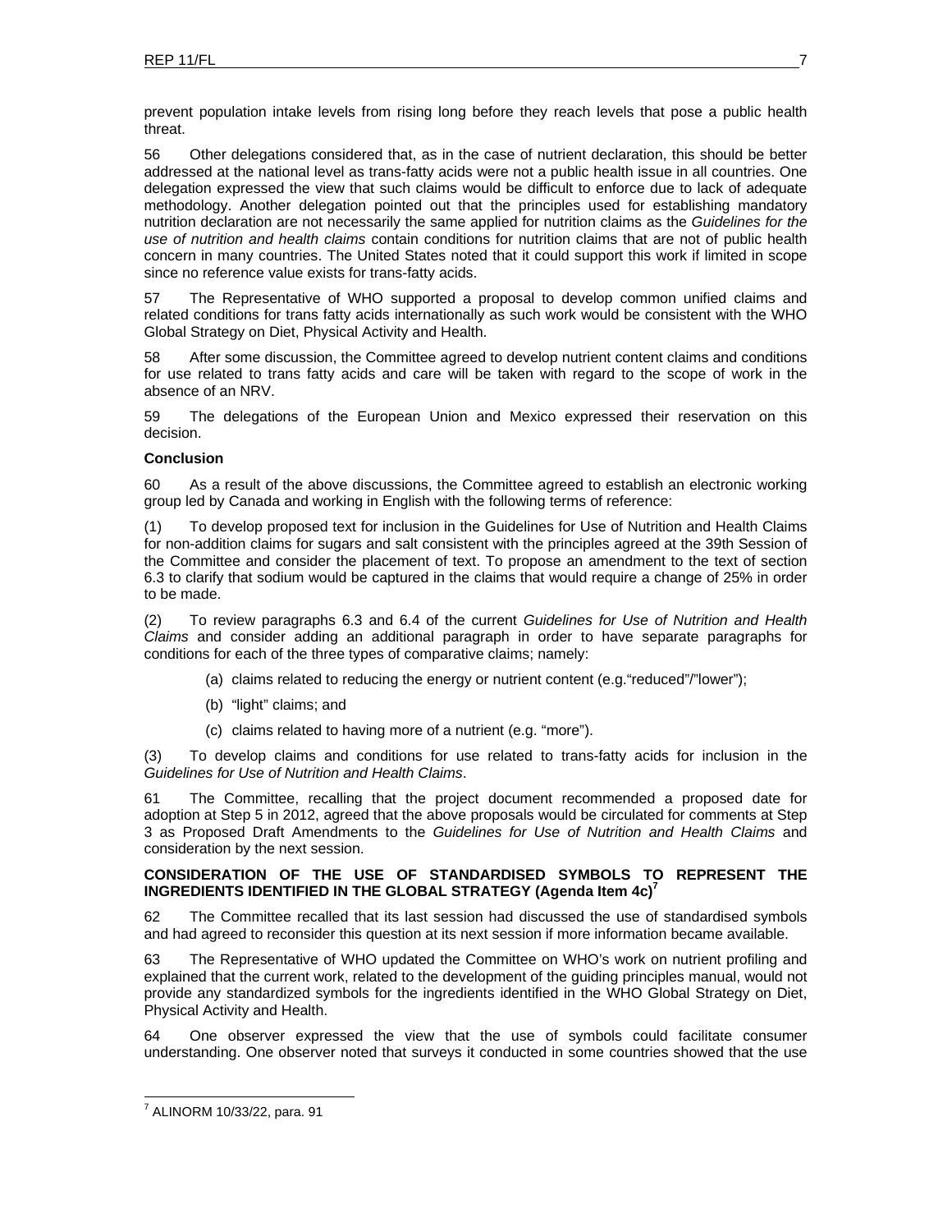prevent population intake levels from rising long before they reach levels that pose a public health threat.

56 Other delegations considered that, as in the case of nutrient declaration, this should be better addressed at the national level as trans-fatty acids were not a public health issue in all countries. One delegation expressed the view that such claims would be difficult to enforce due to lack of adequate methodology. Another delegation pointed out that the principles used for establishing mandatory nutrition declaration are not necessarily the same applied for nutrition claims as the *Guidelines for the use of nutrition and health claims* contain conditions for nutrition claims that are not of public health concern in many countries. The United States noted that it could support this work if limited in scope since no reference value exists for trans-fatty acids.

57 The Representative of WHO supported a proposal to develop common unified claims and related conditions for trans fatty acids internationally as such work would be consistent with the WHO Global Strategy on Diet, Physical Activity and Health.

58 After some discussion, the Committee agreed to develop nutrient content claims and conditions for use related to trans fatty acids and care will be taken with regard to the scope of work in the absence of an NRV.

59 The delegations of the European Union and Mexico expressed their reservation on this decision.

**Conclusion**

60 As a result of the above discussions, the Committee agreed to establish an electronic working group led by Canada and working in English with the following terms of reference:

(1) To develop proposed text for inclusion in the Guidelines for Use of Nutrition and Health Claims for non-addition claims for sugars and salt consistent with the principles agreed at the 39th Session of the Committee and consider the placement of text. To propose an amendment to the text of section 6.3 to clarify that sodium would be captured in the claims that would require a change of 25% in order to be made.

(2) To review paragraphs 6.3 and 6.4 of the current *Guidelines for Use of Nutrition and Health Claims* and consider adding an additional paragraph in order to have separate paragraphs for conditions for each of the three types of comparative claims; namely:

(a) claims related to reducing the energy or nutrient content (e.g."reduced"/"lower");

(b) "light" claims; and

(c) claims related to having more of a nutrient (e.g. "more").

(3) To develop claims and conditions for use related to trans-fatty acids for inclusion in the *Guidelines for Use of Nutrition and Health Claims*.

61 The Committee, recalling that the project document recommended a proposed date for adoption at Step 5 in 2012, agreed that the above proposals would be circulated for comments at Step 3 as Proposed Draft Amendments to the *Guidelines for Use of Nutrition and Health Claims* and consideration by the next session.

**CONSIDERATION OF THE USE OF STANDARDISED SYMBOLS TO REPRESENT THE INGREDIENTS IDENTIFIED IN THE GLOBAL STRATEGY (Agenda Item 4c)[7]**

62 The Committee recalled that its last session had discussed the use of standardised symbols and had agreed to reconsider this question at its next session if more information became available.

63 The Representative of WHO updated the Committee on WHO's work on nutrient profiling and explained that the current work, related to the development of the guiding principles manual, would not provide any standardized symbols for the ingredients identified in the WHO Global Strategy on Diet, Physical Activity and Health.

64 One observer expressed the view that the use of symbols could facilitate consumer understanding. One observer noted that surveys it conducted in some countries showed that the use

[7] ALINORM 10/33/22, para. 91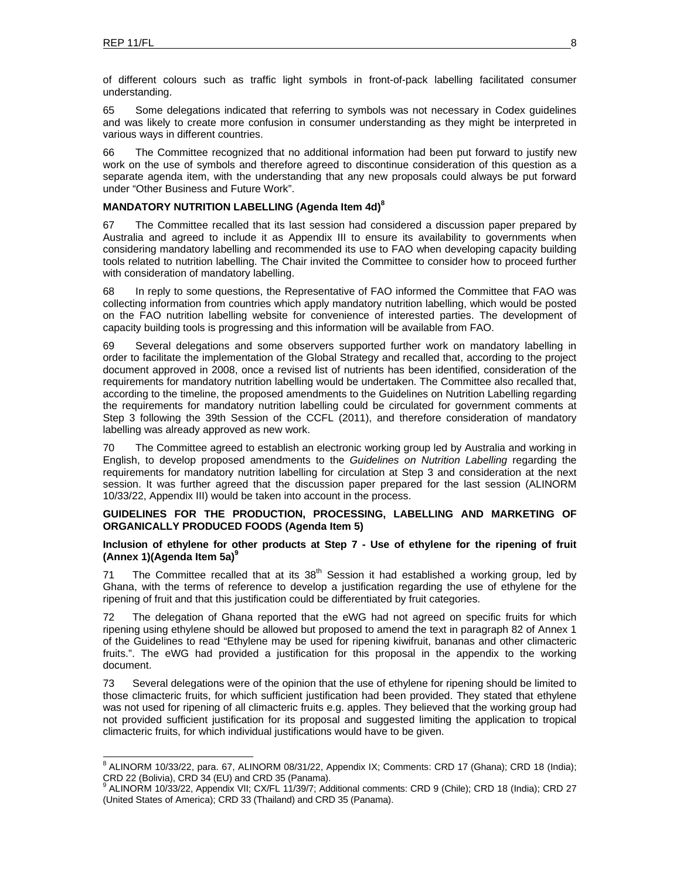of different colours such as traffic light symbols in front-of-pack labelling facilitated consumer understanding.

65 Some delegations indicated that referring to symbols was not necessary in Codex guidelines and was likely to create more confusion in consumer understanding as they might be interpreted in various ways in different countries.

66 The Committee recognized that no additional information had been put forward to justify new work on the use of symbols and therefore agreed to discontinue consideration of this question as a separate agenda item, with the understanding that any new proposals could always be put forward under "Other Business and Future Work".

### MANDATORY NUTRITION LABELLING (Agenda Item 4d)[8]

67 The Committee recalled that its last session had considered a discussion paper prepared by Australia and agreed to include it as Appendix III to ensure its availability to governments when considering mandatory labelling and recommended its use to FAO when developing capacity building tools related to nutrition labelling. The Chair invited the Committee to consider how to proceed further with consideration of mandatory labelling.

68 In reply to some questions, the Representative of FAO informed the Committee that FAO was collecting information from countries which apply mandatory nutrition labelling, which would be posted on the FAO nutrition labelling website for convenience of interested parties. The development of capacity building tools is progressing and this information will be available from FAO.

69 Several delegations and some observers supported further work on mandatory labelling in order to facilitate the implementation of the Global Strategy and recalled that, according to the project document approved in 2008, once a revised list of nutrients has been identified, consideration of the requirements for mandatory nutrition labelling would be undertaken. The Committee also recalled that, according to the timeline, the proposed amendments to the Guidelines on Nutrition Labelling regarding the requirements for mandatory nutrition labelling could be circulated for government comments at Step 3 following the 39th Session of the CCFL (2011), and therefore consideration of mandatory labelling was already approved as new work.

70 The Committee agreed to establish an electronic working group led by Australia and working in English, to develop proposed amendments to the *Guidelines on Nutrition Labelling* regarding the requirements for mandatory nutrition labelling for circulation at Step 3 and consideration at the next session. It was further agreed that the discussion paper prepared for the last session (ALINORM 10/33/22, Appendix III) would be taken into account in the process.

### GUIDELINES FOR THE PRODUCTION, PROCESSING, LABELLING AND MARKETING OF ORGANICALLY PRODUCED FOODS (Agenda Item 5)

#### Inclusion of ethylene for other products at Step 7 - Use of ethylene for the ripening of fruit (Annex 1)(Agenda Item 5a)[9]

71 The Committee recalled that at its 38th Session it had established a working group, led by Ghana, with the terms of reference to develop a justification regarding the use of ethylene for the ripening of fruit and that this justification could be differentiated by fruit categories.

72 The delegation of Ghana reported that the eWG had not agreed on specific fruits for which ripening using ethylene should be allowed but proposed to amend the text in paragraph 82 of Annex 1 of the Guidelines to read "Ethylene may be used for ripening kiwifruit, bananas and other climacteric fruits.". The eWG had provided a justification for this proposal in the appendix to the working document.

73 Several delegations were of the opinion that the use of ethylene for ripening should be limited to those climacteric fruits, for which sufficient justification had been provided. They stated that ethylene was not used for ripening of all climacteric fruits e.g. apples. They believed that the working group had not provided sufficient justification for its proposal and suggested limiting the application to tropical climacteric fruits, for which individual justifications would have to be given.

---

[8] ALINORM 10/33/22, para. 67, ALINORM 08/31/22, Appendix IX; Comments: CRD 17 (Ghana); CRD 18 (India); CRD 22 (Bolivia), CRD 34 (EU) and CRD 35 (Panama).

[9] ALINORM 10/33/22, Appendix VII; CX/FL 11/39/7; Additional comments: CRD 9 (Chile); CRD 18 (India); CRD 27 (United States of America); CRD 33 (Thailand) and CRD 35 (Panama).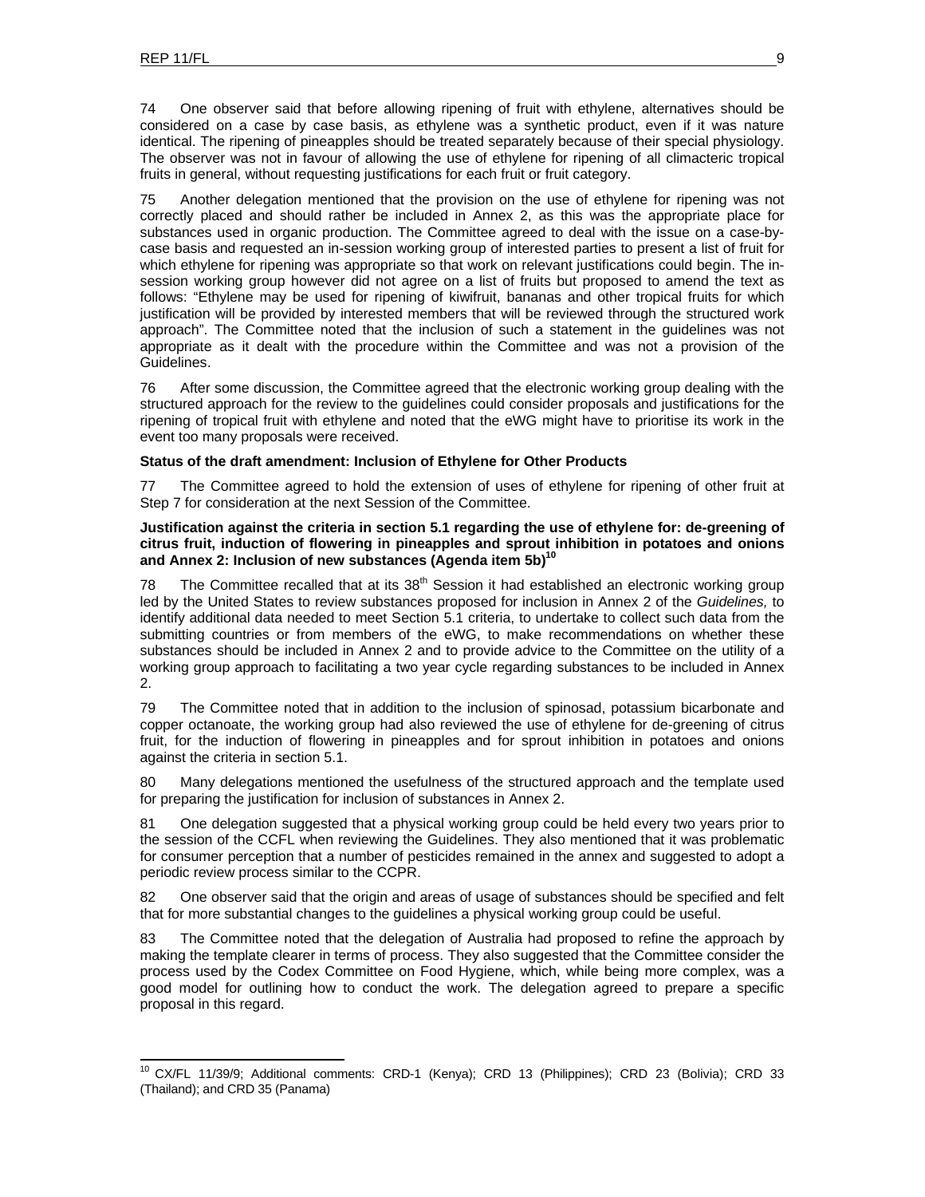74 One observer said that before allowing ripening of fruit with ethylene, alternatives should be considered on a case by case basis, as ethylene was a synthetic product, even if it was nature identical. The ripening of pineapples should be treated separately because of their special physiology. The observer was not in favour of allowing the use of ethylene for ripening of all climacteric tropical fruits in general, without requesting justifications for each fruit or fruit category.

75 Another delegation mentioned that the provision on the use of ethylene for ripening was not correctly placed and should rather be included in Annex 2, as this was the appropriate place for substances used in organic production. The Committee agreed to deal with the issue on a case-by-case basis and requested an in-session working group of interested parties to present a list of fruit for which ethylene for ripening was appropriate so that work on relevant justifications could begin. The in-session working group however did not agree on a list of fruits but proposed to amend the text as follows: "Ethylene may be used for ripening of kiwifruit, bananas and other tropical fruits for which justification will be provided by interested members that will be reviewed through the structured work approach". The Committee noted that the inclusion of such a statement in the guidelines was not appropriate as it dealt with the procedure within the Committee and was not a provision of the Guidelines.

76 After some discussion, the Committee agreed that the electronic working group dealing with the structured approach for the review to the guidelines could consider proposals and justifications for the ripening of tropical fruit with ethylene and noted that the eWG might have to prioritise its work in the event too many proposals were received.

**Status of the draft amendment: Inclusion of Ethylene for Other Products**

77 The Committee agreed to hold the extension of uses of ethylene for ripening of other fruit at Step 7 for consideration at the next Session of the Committee.

**Justification against the criteria in section 5.1 regarding the use of ethylene for: de-greening of citrus fruit, induction of flowering in pineapples and sprout inhibition in potatoes and onions and Annex 2: Inclusion of new substances (Agenda item 5b)[10]**

78 The Committee recalled that at its 38th Session it had established an electronic working group led by the United States to review substances proposed for inclusion in Annex 2 of the *Guidelines,* to identify additional data needed to meet Section 5.1 criteria, to undertake to collect such data from the submitting countries or from members of the eWG, to make recommendations on whether these substances should be included in Annex 2 and to provide advice to the Committee on the utility of a working group approach to facilitating a two year cycle regarding substances to be included in Annex 2.

79 The Committee noted that in addition to the inclusion of spinosad, potassium bicarbonate and copper octanoate, the working group had also reviewed the use of ethylene for de-greening of citrus fruit, for the induction of flowering in pineapples and for sprout inhibition in potatoes and onions against the criteria in section 5.1.

80 Many delegations mentioned the usefulness of the structured approach and the template used for preparing the justification for inclusion of substances in Annex 2.

81 One delegation suggested that a physical working group could be held every two years prior to the session of the CCFL when reviewing the Guidelines. They also mentioned that it was problematic for consumer perception that a number of pesticides remained in the annex and suggested to adopt a periodic review process similar to the CCPR.

82 One observer said that the origin and areas of usage of substances should be specified and felt that for more substantial changes to the guidelines a physical working group could be useful.

83 The Committee noted that the delegation of Australia had proposed to refine the approach by making the template clearer in terms of process. They also suggested that the Committee consider the process used by the Codex Committee on Food Hygiene, which, while being more complex, was a good model for outlining how to conduct the work. The delegation agreed to prepare a specific proposal in this regard.

[10] CX/FL 11/39/9; Additional comments: CRD-1 (Kenya); CRD 13 (Philippines); CRD 23 (Bolivia); CRD 33 (Thailand); and CRD 35 (Panama)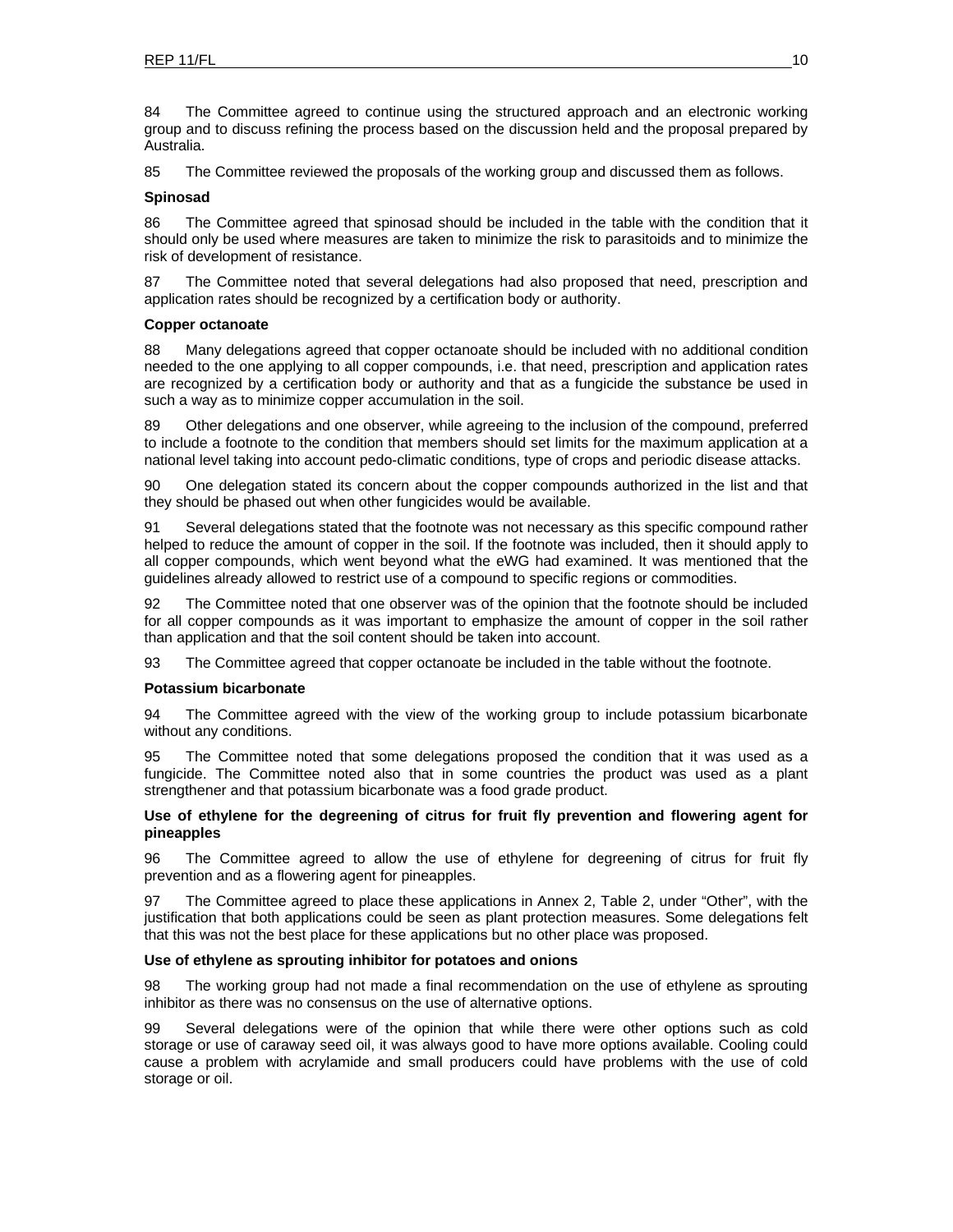84 The Committee agreed to continue using the structured approach and an electronic working group and to discuss refining the process based on the discussion held and the proposal prepared by Australia.

85 The Committee reviewed the proposals of the working group and discussed them as follows.

**Spinosad**

86 The Committee agreed that spinosad should be included in the table with the condition that it should only be used where measures are taken to minimize the risk to parasitoids and to minimize the risk of development of resistance.

87 The Committee noted that several delegations had also proposed that need, prescription and application rates should be recognized by a certification body or authority.

**Copper octanoate**

88 Many delegations agreed that copper octanoate should be included with no additional condition needed to the one applying to all copper compounds, i.e. that need, prescription and application rates are recognized by a certification body or authority and that as a fungicide the substance be used in such a way as to minimize copper accumulation in the soil.

89 Other delegations and one observer, while agreeing to the inclusion of the compound, preferred to include a footnote to the condition that members should set limits for the maximum application at a national level taking into account pedo-climatic conditions, type of crops and periodic disease attacks.

90 One delegation stated its concern about the copper compounds authorized in the list and that they should be phased out when other fungicides would be available.

91 Several delegations stated that the footnote was not necessary as this specific compound rather helped to reduce the amount of copper in the soil. If the footnote was included, then it should apply to all copper compounds, which went beyond what the eWG had examined. It was mentioned that the guidelines already allowed to restrict use of a compound to specific regions or commodities.

92 The Committee noted that one observer was of the opinion that the footnote should be included for all copper compounds as it was important to emphasize the amount of copper in the soil rather than application and that the soil content should be taken into account.

93 The Committee agreed that copper octanoate be included in the table without the footnote.

**Potassium bicarbonate**

94 The Committee agreed with the view of the working group to include potassium bicarbonate without any conditions.

95 The Committee noted that some delegations proposed the condition that it was used as a fungicide. The Committee noted also that in some countries the product was used as a plant strengthener and that potassium bicarbonate was a food grade product.

**Use of ethylene for the degreening of citrus for fruit fly prevention and flowering agent for pineapples**

96 The Committee agreed to allow the use of ethylene for degreening of citrus for fruit fly prevention and as a flowering agent for pineapples.

97 The Committee agreed to place these applications in Annex 2, Table 2, under "Other", with the justification that both applications could be seen as plant protection measures. Some delegations felt that this was not the best place for these applications but no other place was proposed.

**Use of ethylene as sprouting inhibitor for potatoes and onions**

98 The working group had not made a final recommendation on the use of ethylene as sprouting inhibitor as there was no consensus on the use of alternative options.

99 Several delegations were of the opinion that while there were other options such as cold storage or use of caraway seed oil, it was always good to have more options available. Cooling could cause a problem with acrylamide and small producers could have problems with the use of cold storage or oil.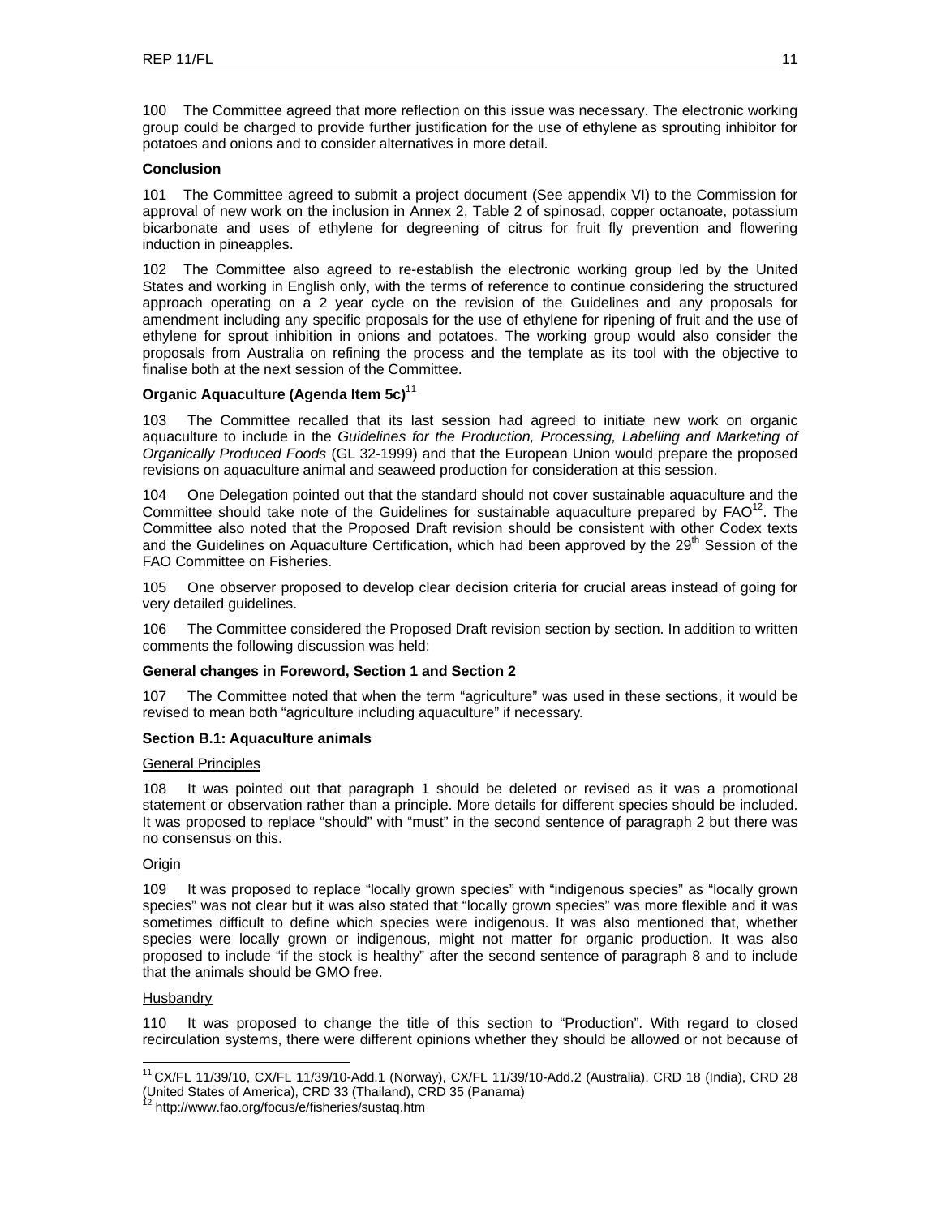100 The Committee agreed that more reflection on this issue was necessary. The electronic working group could be charged to provide further justification for the use of ethylene as sprouting inhibitor for potatoes and onions and to consider alternatives in more detail.

**Conclusion**

101 The Committee agreed to submit a project document (See appendix VI) to the Commission for approval of new work on the inclusion in Annex 2, Table 2 of spinosad, copper octanoate, potassium bicarbonate and uses of ethylene for degreening of citrus for fruit fly prevention and flowering induction in pineapples.

102 The Committee also agreed to re-establish the electronic working group led by the United States and working in English only, with the terms of reference to continue considering the structured approach operating on a 2 year cycle on the revision of the Guidelines and any proposals for amendment including any specific proposals for the use of ethylene for ripening of fruit and the use of ethylene for sprout inhibition in onions and potatoes. The working group would also consider the proposals from Australia on refining the process and the template as its tool with the objective to finalise both at the next session of the Committee.

### Organic Aquaculture (Agenda Item 5c)[11]

103 The Committee recalled that its last session had agreed to initiate new work on organic aquaculture to include in the *Guidelines for the Production, Processing, Labelling and Marketing of Organically Produced Foods* (GL 32-1999) and that the European Union would prepare the proposed revisions on aquaculture animal and seaweed production for consideration at this session.

104 One Delegation pointed out that the standard should not cover sustainable aquaculture and the Committee should take note of the Guidelines for sustainable aquaculture prepared by FAO[12]. The Committee also noted that the Proposed Draft revision should be consistent with other Codex texts and the Guidelines on Aquaculture Certification, which had been approved by the 29th Session of the FAO Committee on Fisheries.

105 One observer proposed to develop clear decision criteria for crucial areas instead of going for very detailed guidelines.

106 The Committee considered the Proposed Draft revision section by section. In addition to written comments the following discussion was held:

**General changes in Foreword, Section 1 and Section 2**

107 The Committee noted that when the term "agriculture" was used in these sections, it would be revised to mean both "agriculture including aquaculture" if necessary.

**Section B.1: Aquaculture animals**

General Principles

108 It was pointed out that paragraph 1 should be deleted or revised as it was a promotional statement or observation rather than a principle. More details for different species should be included. It was proposed to replace "should" with "must" in the second sentence of paragraph 2 but there was no consensus on this.

Origin

109 It was proposed to replace "locally grown species" with "indigenous species" as "locally grown species" was not clear but it was also stated that "locally grown species" was more flexible and it was sometimes difficult to define which species were indigenous. It was also mentioned that, whether species were locally grown or indigenous, might not matter for organic production. It was also proposed to include "if the stock is healthy" after the second sentence of paragraph 8 and to include that the animals should be GMO free.

Husbandry

110 It was proposed to change the title of this section to "Production". With regard to closed recirculation systems, there were different opinions whether they should be allowed or not because of

---

[11] CX/FL 11/39/10, CX/FL 11/39/10-Add.1 (Norway), CX/FL 11/39/10-Add.2 (Australia), CRD 18 (India), CRD 28 (United States of America), CRD 33 (Thailand), CRD 35 (Panama)

[12] http://www.fao.org/focus/e/fisheries/sustaq.htm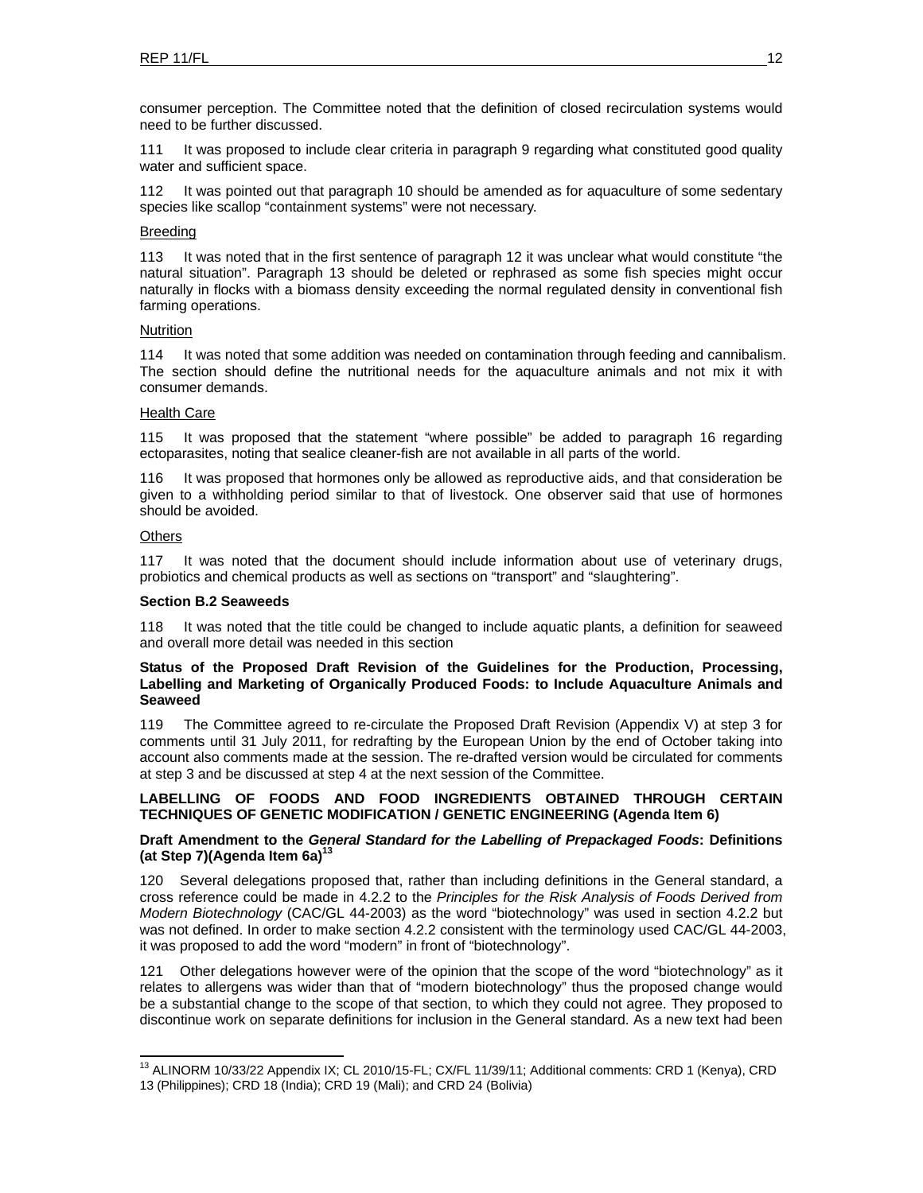consumer perception. The Committee noted that the definition of closed recirculation systems would need to be further discussed.

111 It was proposed to include clear criteria in paragraph 9 regarding what constituted good quality water and sufficient space.

112 It was pointed out that paragraph 10 should be amended as for aquaculture of some sedentary species like scallop “containment systems” were not necessary.

Breeding

113 It was noted that in the first sentence of paragraph 12 it was unclear what would constitute “the natural situation”. Paragraph 13 should be deleted or rephrased as some fish species might occur naturally in flocks with a biomass density exceeding the normal regulated density in conventional fish farming operations.

Nutrition

114 It was noted that some addition was needed on contamination through feeding and cannibalism. The section should define the nutritional needs for the aquaculture animals and not mix it with consumer demands.

Health Care

115 It was proposed that the statement “where possible” be added to paragraph 16 regarding ectoparasites, noting that sealice cleaner-fish are not available in all parts of the world.

116 It was proposed that hormones only be allowed as reproductive aids, and that consideration be given to a withholding period similar to that of livestock. One observer said that use of hormones should be avoided.

Others

117 It was noted that the document should include information about use of veterinary drugs, probiotics and chemical products as well as sections on “transport” and “slaughtering”.

**Section B.2 Seaweeds**

118 It was noted that the title could be changed to include aquatic plants, a definition for seaweed and overall more detail was needed in this section

**Status of the Proposed Draft Revision of the Guidelines for the Production, Processing, Labelling and Marketing of Organically Produced Foods: to Include Aquaculture Animals and Seaweed**

119 The Committee agreed to re-circulate the Proposed Draft Revision (Appendix V) at step 3 for comments until 31 July 2011, for redrafting by the European Union by the end of October taking into account also comments made at the session. The re-drafted version would be circulated for comments at step 3 and be discussed at step 4 at the next session of the Committee.

**LABELLING OF FOODS AND FOOD INGREDIENTS OBTAINED THROUGH CERTAIN TECHNIQUES OF GENETIC MODIFICATION / GENETIC ENGINEERING (Agenda Item 6)**

**Draft Amendment to the *General Standard for the Labelling of Prepackaged Foods*: Definitions (at Step 7)(Agenda Item 6a)**[13]

120 Several delegations proposed that, rather than including definitions in the General standard, a cross reference could be made in 4.2.2 to the *Principles for the Risk Analysis of Foods Derived from Modern Biotechnology* (CAC/GL 44-2003) as the word “biotechnology” was used in section 4.2.2 but was not defined. In order to make section 4.2.2 consistent with the terminology used CAC/GL 44-2003, it was proposed to add the word “modern” in front of “biotechnology”.

121 Other delegations however were of the opinion that the scope of the word “biotechnology” as it relates to allergens was wider than that of “modern biotechnology” thus the proposed change would be a substantial change to the scope of that section, to which they could not agree. They proposed to discontinue work on separate definitions for inclusion in the General standard. As a new text had been

[13] ALINORM 10/33/22 Appendix IX; CL 2010/15-FL; CX/FL 11/39/11; Additional comments: CRD 1 (Kenya), CRD 13 (Philippines); CRD 18 (India); CRD 19 (Mali); and CRD 24 (Bolivia)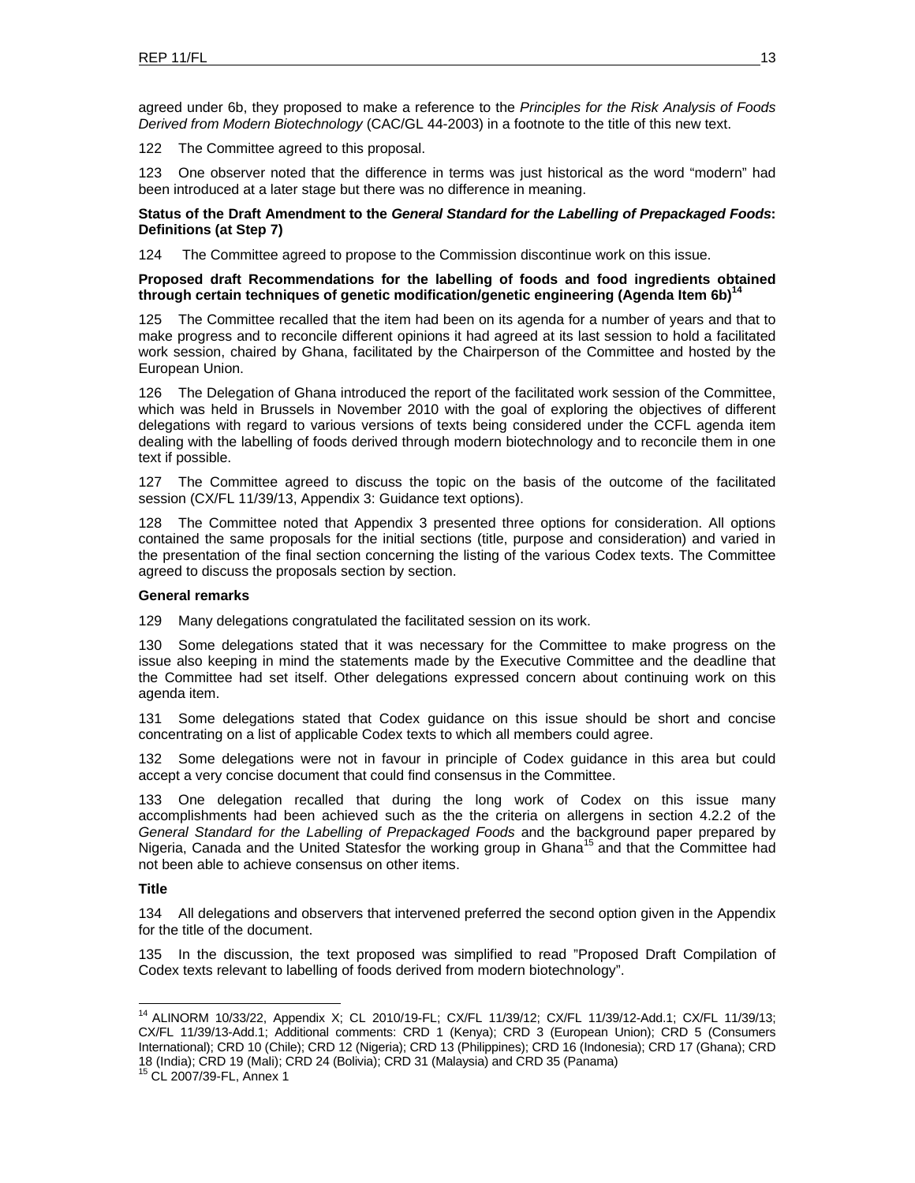agreed under 6b, they proposed to make a reference to the *Principles for the Risk Analysis of Foods Derived from Modern Biotechnology* (CAC/GL 44-2003) in a footnote to the title of this new text.

122 The Committee agreed to this proposal.

123 One observer noted that the difference in terms was just historical as the word "modern" had been introduced at a later stage but there was no difference in meaning.

**Status of the Draft Amendment to the *General Standard for the Labelling of Prepackaged Foods*: Definitions (at Step 7)**

124 The Committee agreed to propose to the Commission discontinue work on this issue.

**Proposed draft Recommendations for the labelling of foods and food ingredients obtained through certain techniques of genetic modification/genetic engineering (Agenda Item 6b)[14]**

125 The Committee recalled that the item had been on its agenda for a number of years and that to make progress and to reconcile different opinions it had agreed at its last session to hold a facilitated work session, chaired by Ghana, facilitated by the Chairperson of the Committee and hosted by the European Union.

126 The Delegation of Ghana introduced the report of the facilitated work session of the Committee, which was held in Brussels in November 2010 with the goal of exploring the objectives of different delegations with regard to various versions of texts being considered under the CCFL agenda item dealing with the labelling of foods derived through modern biotechnology and to reconcile them in one text if possible.

127 The Committee agreed to discuss the topic on the basis of the outcome of the facilitated session (CX/FL 11/39/13, Appendix 3: Guidance text options).

128 The Committee noted that Appendix 3 presented three options for consideration. All options contained the same proposals for the initial sections (title, purpose and consideration) and varied in the presentation of the final section concerning the listing of the various Codex texts. The Committee agreed to discuss the proposals section by section.

**General remarks**

129 Many delegations congratulated the facilitated session on its work.

130 Some delegations stated that it was necessary for the Committee to make progress on the issue also keeping in mind the statements made by the Executive Committee and the deadline that the Committee had set itself. Other delegations expressed concern about continuing work on this agenda item.

131 Some delegations stated that Codex guidance on this issue should be short and concise concentrating on a list of applicable Codex texts to which all members could agree.

132 Some delegations were not in favour in principle of Codex guidance in this area but could accept a very concise document that could find consensus in the Committee.

133 One delegation recalled that during the long work of Codex on this issue many accomplishments had been achieved such as the the criteria on allergens in section 4.2.2 of the *General Standard for the Labelling of Prepackaged Foods* and the background paper prepared by Nigeria, Canada and the United Statesfor the working group in Ghana[15] and that the Committee had not been able to achieve consensus on other items.

**Title**

134 All delegations and observers that intervened preferred the second option given in the Appendix for the title of the document.

135 In the discussion, the text proposed was simplified to read "Proposed Draft Compilation of Codex texts relevant to labelling of foods derived from modern biotechnology".

---

[14] ALINORM 10/33/22, Appendix X; CL 2010/19-FL; CX/FL 11/39/12; CX/FL 11/39/12-Add.1; CX/FL 11/39/13; CX/FL 11/39/13-Add.1; Additional comments: CRD 1 (Kenya); CRD 3 (European Union); CRD 5 (Consumers International); CRD 10 (Chile); CRD 12 (Nigeria); CRD 13 (Philippines); CRD 16 (Indonesia); CRD 17 (Ghana); CRD 18 (India); CRD 19 (Mali); CRD 24 (Bolivia); CRD 31 (Malaysia) and CRD 35 (Panama)

[15] CL 2007/39-FL, Annex 1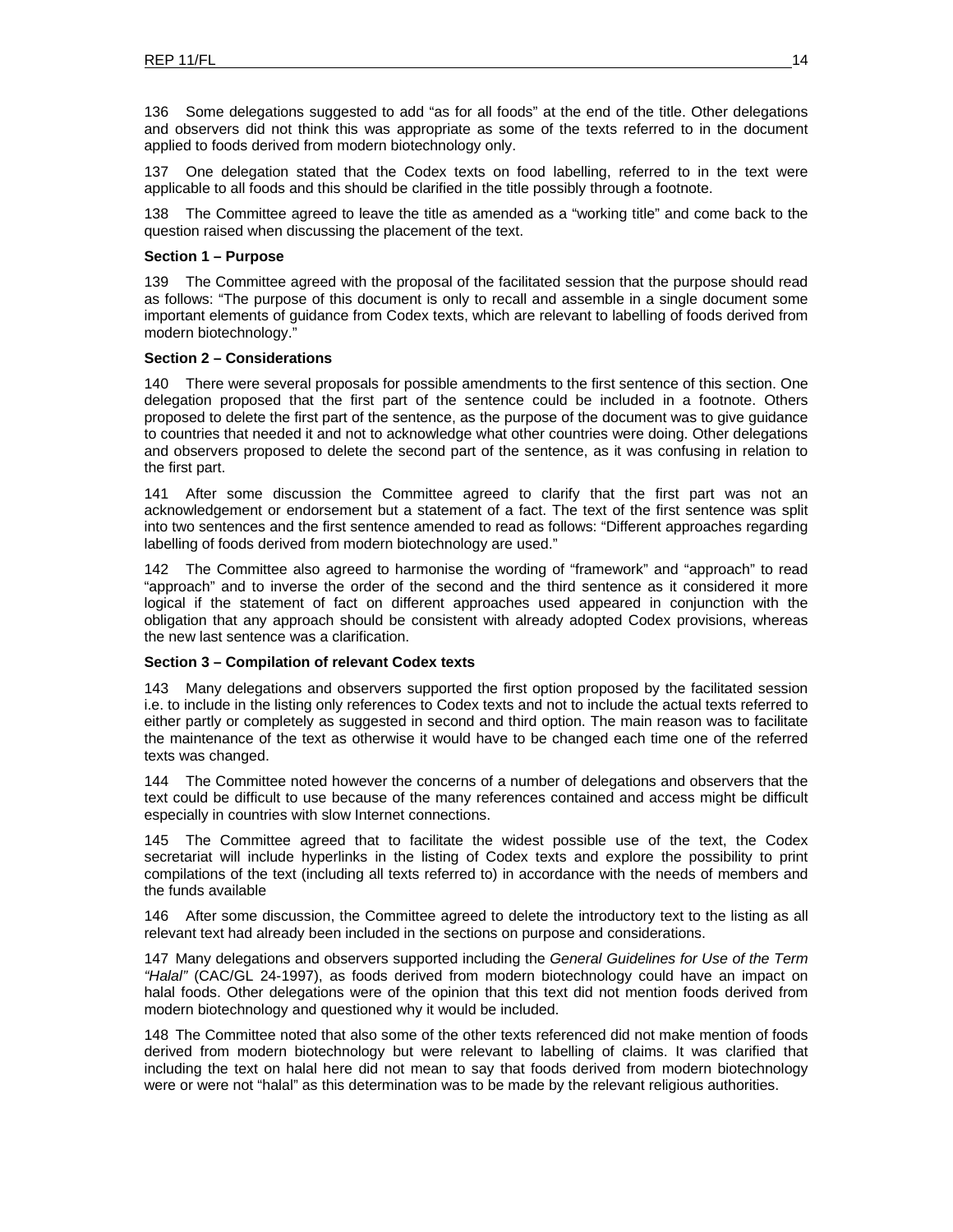136 Some delegations suggested to add "as for all foods" at the end of the title. Other delegations and observers did not think this was appropriate as some of the texts referred to in the document applied to foods derived from modern biotechnology only.

137 One delegation stated that the Codex texts on food labelling, referred to in the text were applicable to all foods and this should be clarified in the title possibly through a footnote.

138 The Committee agreed to leave the title as amended as a "working title" and come back to the question raised when discussing the placement of the text.

**Section 1 – Purpose**

139 The Committee agreed with the proposal of the facilitated session that the purpose should read as follows: "The purpose of this document is only to recall and assemble in a single document some important elements of guidance from Codex texts, which are relevant to labelling of foods derived from modern biotechnology."

**Section 2 – Considerations**

140 There were several proposals for possible amendments to the first sentence of this section. One delegation proposed that the first part of the sentence could be included in a footnote. Others proposed to delete the first part of the sentence, as the purpose of the document was to give guidance to countries that needed it and not to acknowledge what other countries were doing. Other delegations and observers proposed to delete the second part of the sentence, as it was confusing in relation to the first part.

141 After some discussion the Committee agreed to clarify that the first part was not an acknowledgement or endorsement but a statement of a fact. The text of the first sentence was split into two sentences and the first sentence amended to read as follows: "Different approaches regarding labelling of foods derived from modern biotechnology are used."

142 The Committee also agreed to harmonise the wording of "framework" and "approach" to read "approach" and to inverse the order of the second and the third sentence as it considered it more logical if the statement of fact on different approaches used appeared in conjunction with the obligation that any approach should be consistent with already adopted Codex provisions, whereas the new last sentence was a clarification.

**Section 3 – Compilation of relevant Codex texts**

143 Many delegations and observers supported the first option proposed by the facilitated session i.e. to include in the listing only references to Codex texts and not to include the actual texts referred to either partly or completely as suggested in second and third option. The main reason was to facilitate the maintenance of the text as otherwise it would have to be changed each time one of the referred texts was changed.

144 The Committee noted however the concerns of a number of delegations and observers that the text could be difficult to use because of the many references contained and access might be difficult especially in countries with slow Internet connections.

145 The Committee agreed that to facilitate the widest possible use of the text, the Codex secretariat will include hyperlinks in the listing of Codex texts and explore the possibility to print compilations of the text (including all texts referred to) in accordance with the needs of members and the funds available

146 After some discussion, the Committee agreed to delete the introductory text to the listing as all relevant text had already been included in the sections on purpose and considerations.

147 Many delegations and observers supported including the *General Guidelines for Use of the Term "Halal"* (CAC/GL 24-1997), as foods derived from modern biotechnology could have an impact on halal foods. Other delegations were of the opinion that this text did not mention foods derived from modern biotechnology and questioned why it would be included.

148 The Committee noted that also some of the other texts referenced did not make mention of foods derived from modern biotechnology but were relevant to labelling of claims. It was clarified that including the text on halal here did not mean to say that foods derived from modern biotechnology were or were not "halal" as this determination was to be made by the relevant religious authorities.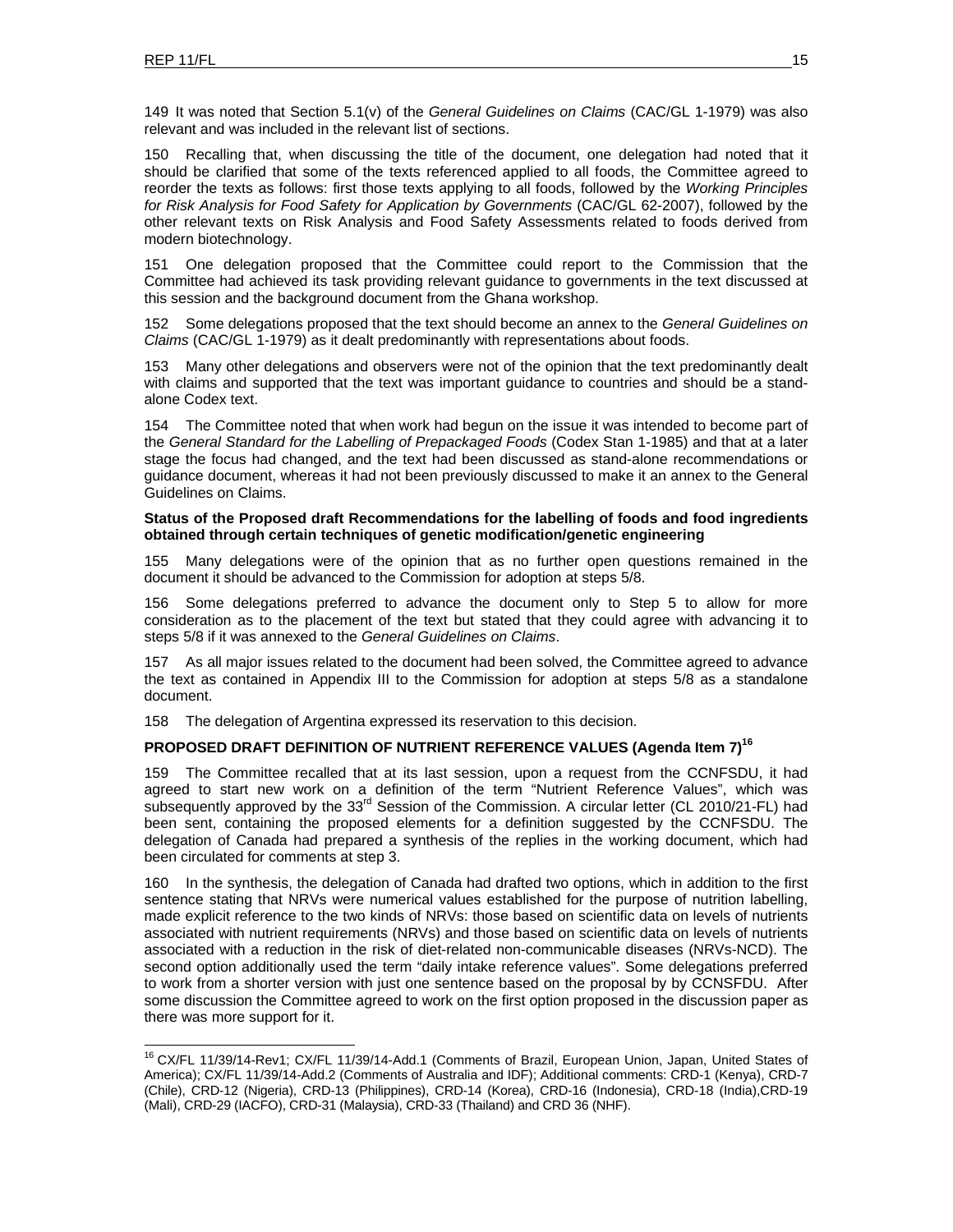149 It was noted that Section 5.1(v) of the *General Guidelines on Claims* (CAC/GL 1-1979) was also relevant and was included in the relevant list of sections.

150 Recalling that, when discussing the title of the document, one delegation had noted that it should be clarified that some of the texts referenced applied to all foods, the Committee agreed to reorder the texts as follows: first those texts applying to all foods, followed by the *Working Principles for Risk Analysis for Food Safety for Application by Governments* (CAC/GL 62-2007), followed by the other relevant texts on Risk Analysis and Food Safety Assessments related to foods derived from modern biotechnology.

151 One delegation proposed that the Committee could report to the Commission that the Committee had achieved its task providing relevant guidance to governments in the text discussed at this session and the background document from the Ghana workshop.

152 Some delegations proposed that the text should become an annex to the *General Guidelines on Claims* (CAC/GL 1-1979) as it dealt predominantly with representations about foods.

153 Many other delegations and observers were not of the opinion that the text predominantly dealt with claims and supported that the text was important guidance to countries and should be a stand-alone Codex text.

154 The Committee noted that when work had begun on the issue it was intended to become part of the *General Standard for the Labelling of Prepackaged Foods* (Codex Stan 1-1985) and that at a later stage the focus had changed, and the text had been discussed as stand-alone recommendations or guidance document, whereas it had not been previously discussed to make it an annex to the General Guidelines on Claims.

**Status of the Proposed draft Recommendations for the labelling of foods and food ingredients obtained through certain techniques of genetic modification/genetic engineering**

155 Many delegations were of the opinion that as no further open questions remained in the document it should be advanced to the Commission for adoption at steps 5/8.

156 Some delegations preferred to advance the document only to Step 5 to allow for more consideration as to the placement of the text but stated that they could agree with advancing it to steps 5/8 if it was annexed to the *General Guidelines on Claims*.

157 As all major issues related to the document had been solved, the Committee agreed to advance the text as contained in Appendix III to the Commission for adoption at steps 5/8 as a standalone document.

158 The delegation of Argentina expressed its reservation to this decision.

## PROPOSED DRAFT DEFINITION OF NUTRIENT REFERENCE VALUES (Agenda Item 7)[16]

159 The Committee recalled that at its last session, upon a request from the CCNFSDU, it had agreed to start new work on a definition of the term "Nutrient Reference Values", which was subsequently approved by the 33rd Session of the Commission. A circular letter (CL 2010/21-FL) had been sent, containing the proposed elements for a definition suggested by the CCNFSDU. The delegation of Canada had prepared a synthesis of the replies in the working document, which had been circulated for comments at step 3.

160 In the synthesis, the delegation of Canada had drafted two options, which in addition to the first sentence stating that NRVs were numerical values established for the purpose of nutrition labelling, made explicit reference to the two kinds of NRVs: those based on scientific data on levels of nutrients associated with nutrient requirements (NRVs) and those based on scientific data on levels of nutrients associated with a reduction in the risk of diet-related non-communicable diseases (NRVs-NCD). The second option additionally used the term "daily intake reference values". Some delegations preferred to work from a shorter version with just one sentence based on the proposal by by CCNSFDU. After some discussion the Committee agreed to work on the first option proposed in the discussion paper as there was more support for it.

---

[16] CX/FL 11/39/14-Rev1; CX/FL 11/39/14-Add.1 (Comments of Brazil, European Union, Japan, United States of America); CX/FL 11/39/14-Add.2 (Comments of Australia and IDF); Additional comments: CRD-1 (Kenya), CRD-7 (Chile), CRD-12 (Nigeria), CRD-13 (Philippines), CRD-14 (Korea), CRD-16 (Indonesia), CRD-18 (India),CRD-19 (Mali), CRD-29 (IACFO), CRD-31 (Malaysia), CRD-33 (Thailand) and CRD 36 (NHF).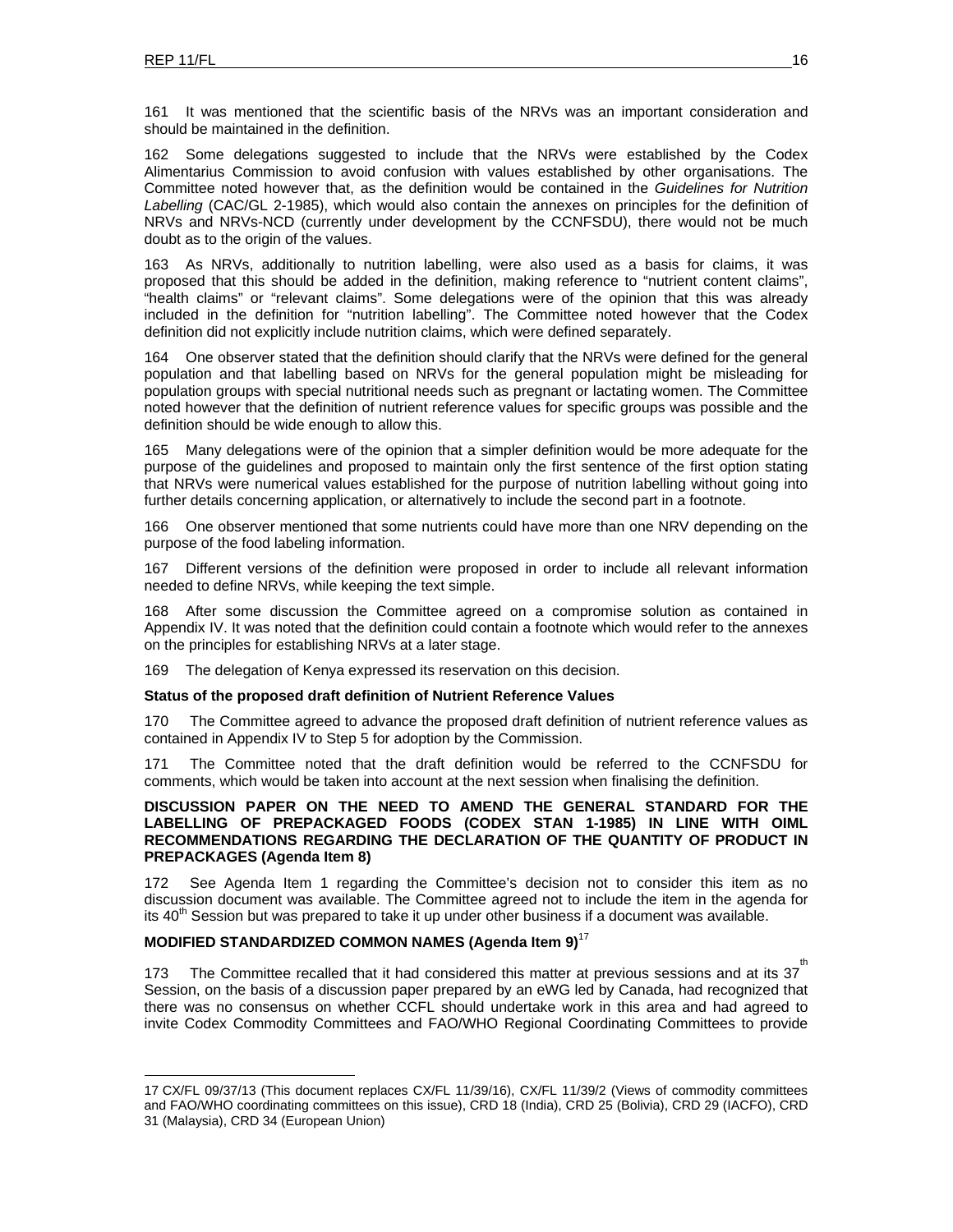161 It was mentioned that the scientific basis of the NRVs was an important consideration and should be maintained in the definition.

162 Some delegations suggested to include that the NRVs were established by the Codex Alimentarius Commission to avoid confusion with values established by other organisations. The Committee noted however that, as the definition would be contained in the *Guidelines for Nutrition Labelling* (CAC/GL 2-1985), which would also contain the annexes on principles for the definition of NRVs and NRVs-NCD (currently under development by the CCNFSDU), there would not be much doubt as to the origin of the values.

163 As NRVs, additionally to nutrition labelling, were also used as a basis for claims, it was proposed that this should be added in the definition, making reference to "nutrient content claims", "health claims" or "relevant claims". Some delegations were of the opinion that this was already included in the definition for "nutrition labelling". The Committee noted however that the Codex definition did not explicitly include nutrition claims, which were defined separately.

164 One observer stated that the definition should clarify that the NRVs were defined for the general population and that labelling based on NRVs for the general population might be misleading for population groups with special nutritional needs such as pregnant or lactating women. The Committee noted however that the definition of nutrient reference values for specific groups was possible and the definition should be wide enough to allow this.

165 Many delegations were of the opinion that a simpler definition would be more adequate for the purpose of the guidelines and proposed to maintain only the first sentence of the first option stating that NRVs were numerical values established for the purpose of nutrition labelling without going into further details concerning application, or alternatively to include the second part in a footnote.

166 One observer mentioned that some nutrients could have more than one NRV depending on the purpose of the food labeling information.

167 Different versions of the definition were proposed in order to include all relevant information needed to define NRVs, while keeping the text simple.

168 After some discussion the Committee agreed on a compromise solution as contained in Appendix IV. It was noted that the definition could contain a footnote which would refer to the annexes on the principles for establishing NRVs at a later stage.

169 The delegation of Kenya expressed its reservation on this decision.

**Status of the proposed draft definition of Nutrient Reference Values**

170 The Committee agreed to advance the proposed draft definition of nutrient reference values as contained in Appendix IV to Step 5 for adoption by the Commission.

171 The Committee noted that the draft definition would be referred to the CCNFSDU for comments, which would be taken into account at the next session when finalising the definition.

**DISCUSSION PAPER ON THE NEED TO AMEND THE GENERAL STANDARD FOR THE LABELLING OF PREPACKAGED FOODS (CODEX STAN 1-1985) IN LINE WITH OIML RECOMMENDATIONS REGARDING THE DECLARATION OF THE QUANTITY OF PRODUCT IN PREPACKAGES (Agenda Item 8)**

172 See Agenda Item 1 regarding the Committee's decision not to consider this item as no discussion document was available. The Committee agreed not to include the item in the agenda for its 40th Session but was prepared to take it up under other business if a document was available.

**MODIFIED STANDARDIZED COMMON NAMES (Agenda Item 9)**[17]

173 The Committee recalled that it had considered this matter at previous sessions and at its 37th Session, on the basis of a discussion paper prepared by an eWG led by Canada, had recognized that there was no consensus on whether CCFL should undertake work in this area and had agreed to invite Codex Commodity Committees and FAO/WHO Regional Coordinating Committees to provide

---

17 CX/FL 09/37/13 (This document replaces CX/FL 11/39/16), CX/FL 11/39/2 (Views of commodity committees and FAO/WHO coordinating committees on this issue), CRD 18 (India), CRD 25 (Bolivia), CRD 29 (IACFO), CRD 31 (Malaysia), CRD 34 (European Union)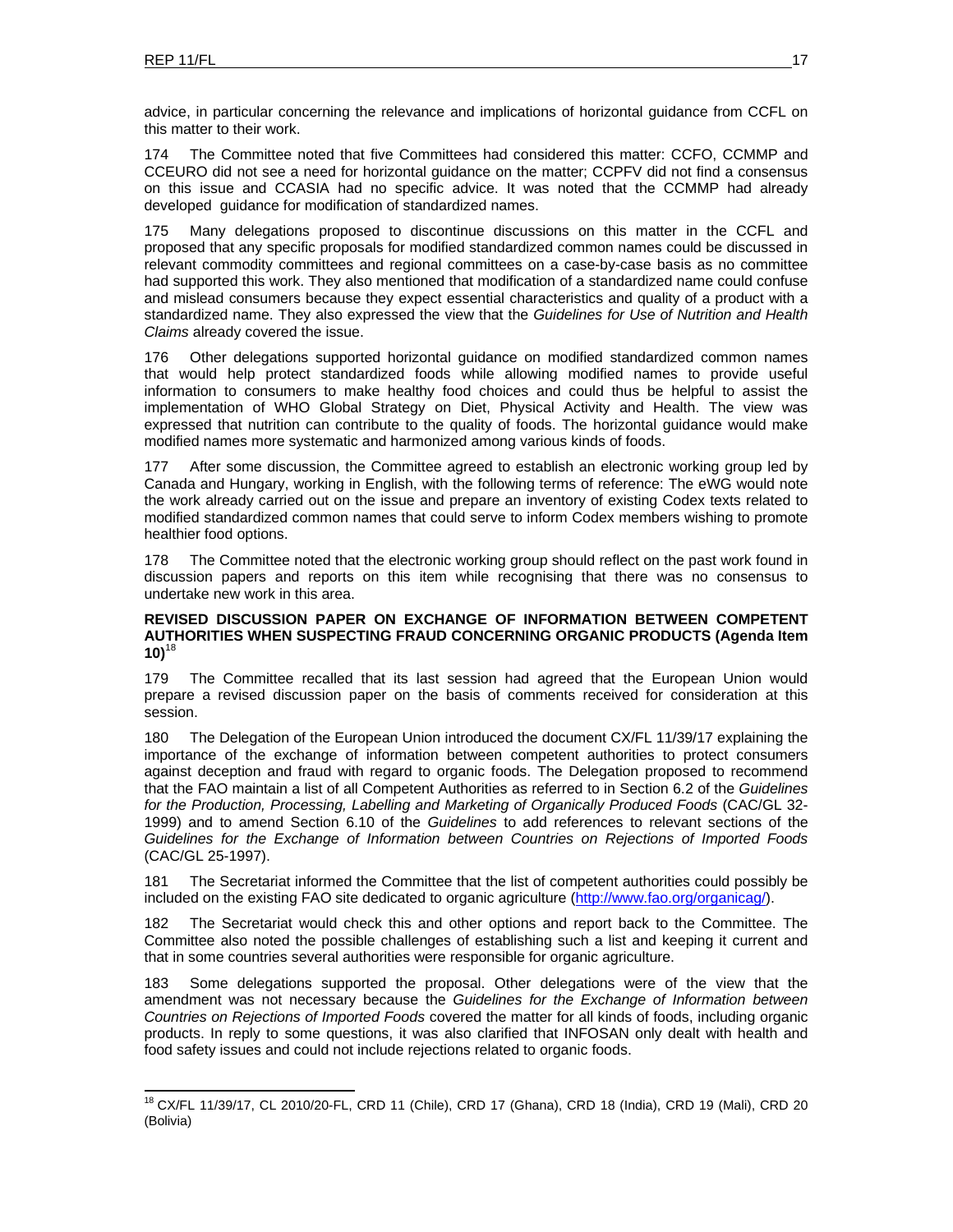advice, in particular concerning the relevance and implications of horizontal guidance from CCFL on this matter to their work.

174 The Committee noted that five Committees had considered this matter: CCFO, CCMMP and CCEURO did not see a need for horizontal guidance on the matter; CCPFV did not find a consensus on this issue and CCASIA had no specific advice. It was noted that the CCMMP had already developed guidance for modification of standardized names.

175 Many delegations proposed to discontinue discussions on this matter in the CCFL and proposed that any specific proposals for modified standardized common names could be discussed in relevant commodity committees and regional committees on a case-by-case basis as no committee had supported this work. They also mentioned that modification of a standardized name could confuse and mislead consumers because they expect essential characteristics and quality of a product with a standardized name. They also expressed the view that the *Guidelines for Use of Nutrition and Health Claims* already covered the issue.

176 Other delegations supported horizontal guidance on modified standardized common names that would help protect standardized foods while allowing modified names to provide useful information to consumers to make healthy food choices and could thus be helpful to assist the implementation of WHO Global Strategy on Diet, Physical Activity and Health. The view was expressed that nutrition can contribute to the quality of foods. The horizontal guidance would make modified names more systematic and harmonized among various kinds of foods.

177 After some discussion, the Committee agreed to establish an electronic working group led by Canada and Hungary, working in English, with the following terms of reference: The eWG would note the work already carried out on the issue and prepare an inventory of existing Codex texts related to modified standardized common names that could serve to inform Codex members wishing to promote healthier food options.

178 The Committee noted that the electronic working group should reflect on the past work found in discussion papers and reports on this item while recognising that there was no consensus to undertake new work in this area.

**REVISED DISCUSSION PAPER ON EXCHANGE OF INFORMATION BETWEEN COMPETENT AUTHORITIES WHEN SUSPECTING FRAUD CONCERNING ORGANIC PRODUCTS (Agenda Item 10)**[18]

179 The Committee recalled that its last session had agreed that the European Union would prepare a revised discussion paper on the basis of comments received for consideration at this session.

180 The Delegation of the European Union introduced the document CX/FL 11/39/17 explaining the importance of the exchange of information between competent authorities to protect consumers against deception and fraud with regard to organic foods. The Delegation proposed to recommend that the FAO maintain a list of all Competent Authorities as referred to in Section 6.2 of the *Guidelines for the Production, Processing, Labelling and Marketing of Organically Produced Foods* (CAC/GL 32-1999) and to amend Section 6.10 of the *Guidelines* to add references to relevant sections of the *Guidelines for the Exchange of Information between Countries on Rejections of Imported Foods* (CAC/GL 25-1997).

181 The Secretariat informed the Committee that the list of competent authorities could possibly be included on the existing FAO site dedicated to organic agriculture (http://www.fao.org/organicag/).

182 The Secretariat would check this and other options and report back to the Committee. The Committee also noted the possible challenges of establishing such a list and keeping it current and that in some countries several authorities were responsible for organic agriculture.

183 Some delegations supported the proposal. Other delegations were of the view that the amendment was not necessary because the *Guidelines for the Exchange of Information between Countries on Rejections of Imported Foods* covered the matter for all kinds of foods, including organic products. In reply to some questions, it was also clarified that INFOSAN only dealt with health and food safety issues and could not include rejections related to organic foods.

---

[18] CX/FL 11/39/17, CL 2010/20-FL, CRD 11 (Chile), CRD 17 (Ghana), CRD 18 (India), CRD 19 (Mali), CRD 20 (Bolivia)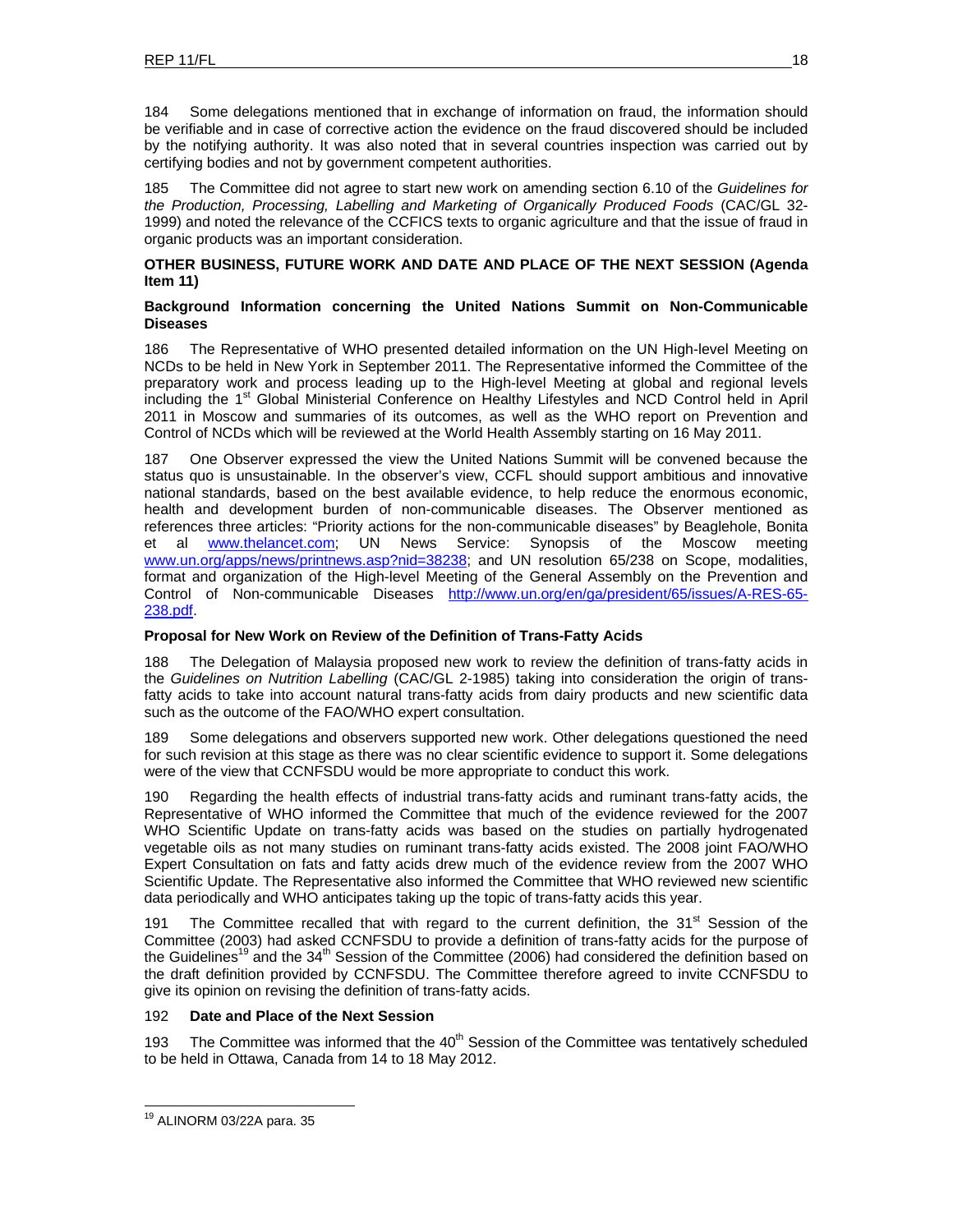184 Some delegations mentioned that in exchange of information on fraud, the information should be verifiable and in case of corrective action the evidence on the fraud discovered should be included by the notifying authority. It was also noted that in several countries inspection was carried out by certifying bodies and not by government competent authorities.

185 The Committee did not agree to start new work on amending section 6.10 of the *Guidelines for the Production, Processing, Labelling and Marketing of Organically Produced Foods* (CAC/GL 32-1999) and noted the relevance of the CCFICS texts to organic agriculture and that the issue of fraud in organic products was an important consideration.

**OTHER BUSINESS, FUTURE WORK AND DATE AND PLACE OF THE NEXT SESSION (Agenda Item 11)**

**Background Information concerning the United Nations Summit on Non-Communicable Diseases**

186 The Representative of WHO presented detailed information on the UN High-level Meeting on NCDs to be held in New York in September 2011. The Representative informed the Committee of the preparatory work and process leading up to the High-level Meeting at global and regional levels including the 1st Global Ministerial Conference on Healthy Lifestyles and NCD Control held in April 2011 in Moscow and summaries of its outcomes, as well as the WHO report on Prevention and Control of NCDs which will be reviewed at the World Health Assembly starting on 16 May 2011.

187 One Observer expressed the view the United Nations Summit will be convened because the status quo is unsustainable. In the observer's view, CCFL should support ambitious and innovative national standards, based on the best available evidence, to help reduce the enormous economic, health and development burden of non-communicable diseases. The Observer mentioned as references three articles: "Priority actions for the non-communicable diseases" by Beaglehole, Bonita et al www.thelancet.com; UN News Service: Synopsis of the Moscow meeting www.un.org/apps/news/printnews.asp?nid=38238; and UN resolution 65/238 on Scope, modalities, format and organization of the High-level Meeting of the General Assembly on the Prevention and Control of Non-communicable Diseases http://www.un.org/en/ga/president/65/issues/A-RES-65-238.pdf.

**Proposal for New Work on Review of the Definition of Trans-Fatty Acids**

188 The Delegation of Malaysia proposed new work to review the definition of trans-fatty acids in the *Guidelines on Nutrition Labelling* (CAC/GL 2-1985) taking into consideration the origin of trans-fatty acids to take into account natural trans-fatty acids from dairy products and new scientific data such as the outcome of the FAO/WHO expert consultation.

189 Some delegations and observers supported new work. Other delegations questioned the need for such revision at this stage as there was no clear scientific evidence to support it. Some delegations were of the view that CCNFSDU would be more appropriate to conduct this work.

190 Regarding the health effects of industrial trans-fatty acids and ruminant trans-fatty acids, the Representative of WHO informed the Committee that much of the evidence reviewed for the 2007 WHO Scientific Update on trans-fatty acids was based on the studies on partially hydrogenated vegetable oils as not many studies on ruminant trans-fatty acids existed. The 2008 joint FAO/WHO Expert Consultation on fats and fatty acids drew much of the evidence review from the 2007 WHO Scientific Update. The Representative also informed the Committee that WHO reviewed new scientific data periodically and WHO anticipates taking up the topic of trans-fatty acids this year.

191 The Committee recalled that with regard to the current definition, the 31st Session of the Committee (2003) had asked CCNFSDU to provide a definition of trans-fatty acids for the purpose of the Guidelines[19] and the 34th Session of the Committee (2006) had considered the definition based on the draft definition provided by CCNFSDU. The Committee therefore agreed to invite CCNFSDU to give its opinion on revising the definition of trans-fatty acids.

192 **Date and Place of the Next Session**

193 The Committee was informed that the 40th Session of the Committee was tentatively scheduled to be held in Ottawa, Canada from 14 to 18 May 2012.

---

[19] ALINORM 03/22A para. 35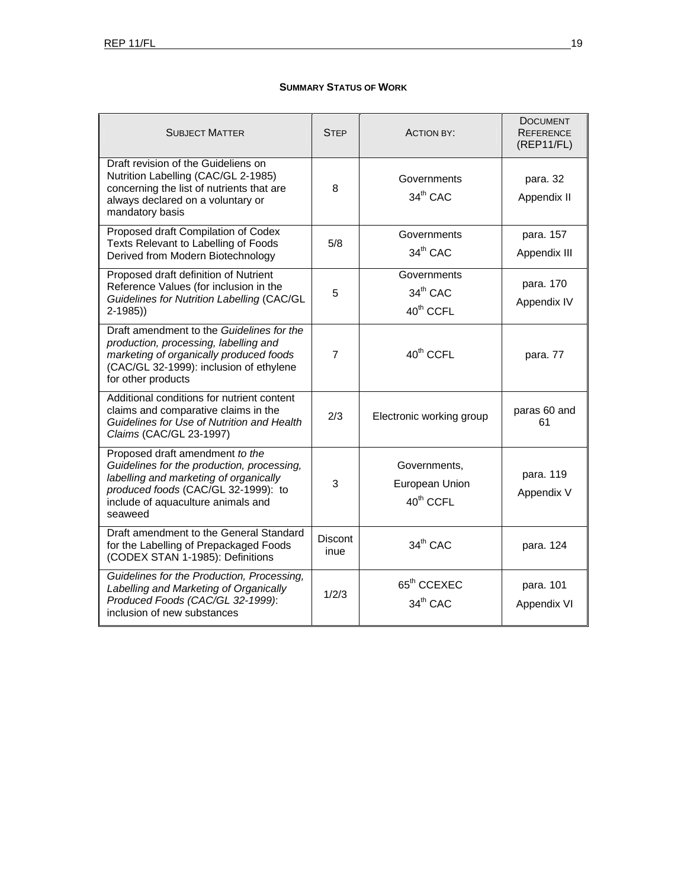**Summary Status of Work**

| Subject Matter | Step | Action by: | Document Reference (REP11/FL) |
|---|---|---|---|
| Draft revision of the Guideliens on Nutrition Labelling (CAC/GL 2-1985) concerning the list of nutrients that are always declared on a voluntary or mandatory basis | 8 | Governments<br>34th CAC | para. 32<br>Appendix II |
| Proposed draft Compilation of Codex Texts Relevant to Labelling of Foods Derived from Modern Biotechnology | 5/8 | Governments<br>34th CAC | para. 157<br>Appendix III |
| Proposed draft definition of Nutrient Reference Values (for inclusion in the *Guidelines for Nutrition Labelling* (CAC/GL 2-1985)) | 5 | Governments<br>34th CAC<br>40th CCFL | para. 170<br>Appendix IV |
| Draft amendment to the *Guidelines for the production, processing, labelling and marketing of organically produced foods* (CAC/GL 32-1999): inclusion of ethylene for other products | 7 | 40th CCFL | para. 77 |
| Additional conditions for nutrient content claims and comparative claims in the *Guidelines for Use of Nutrition and Health Claims* (CAC/GL 23-1997) | 2/3 | Electronic working group | paras 60 and 61 |
| Proposed draft amendment *to the Guidelines for the production, processing, labelling and marketing of organically produced foods* (CAC/GL 32-1999): to include of aquaculture animals and seaweed | 3 | Governments,<br>European Union<br>40th CCFL | para. 119<br>Appendix V |
| Draft amendment to the General Standard for the Labelling of Prepackaged Foods (CODEX STAN 1-1985): Definitions | Discontinue | 34th CAC | para. 124 |
| *Guidelines for the Production, Processing, Labelling and Marketing of Organically Produced Foods (CAC/GL 32-1999)*: inclusion of new substances | 1/2/3 | 65th CCEXEC<br>34th CAC | para. 101<br>Appendix VI |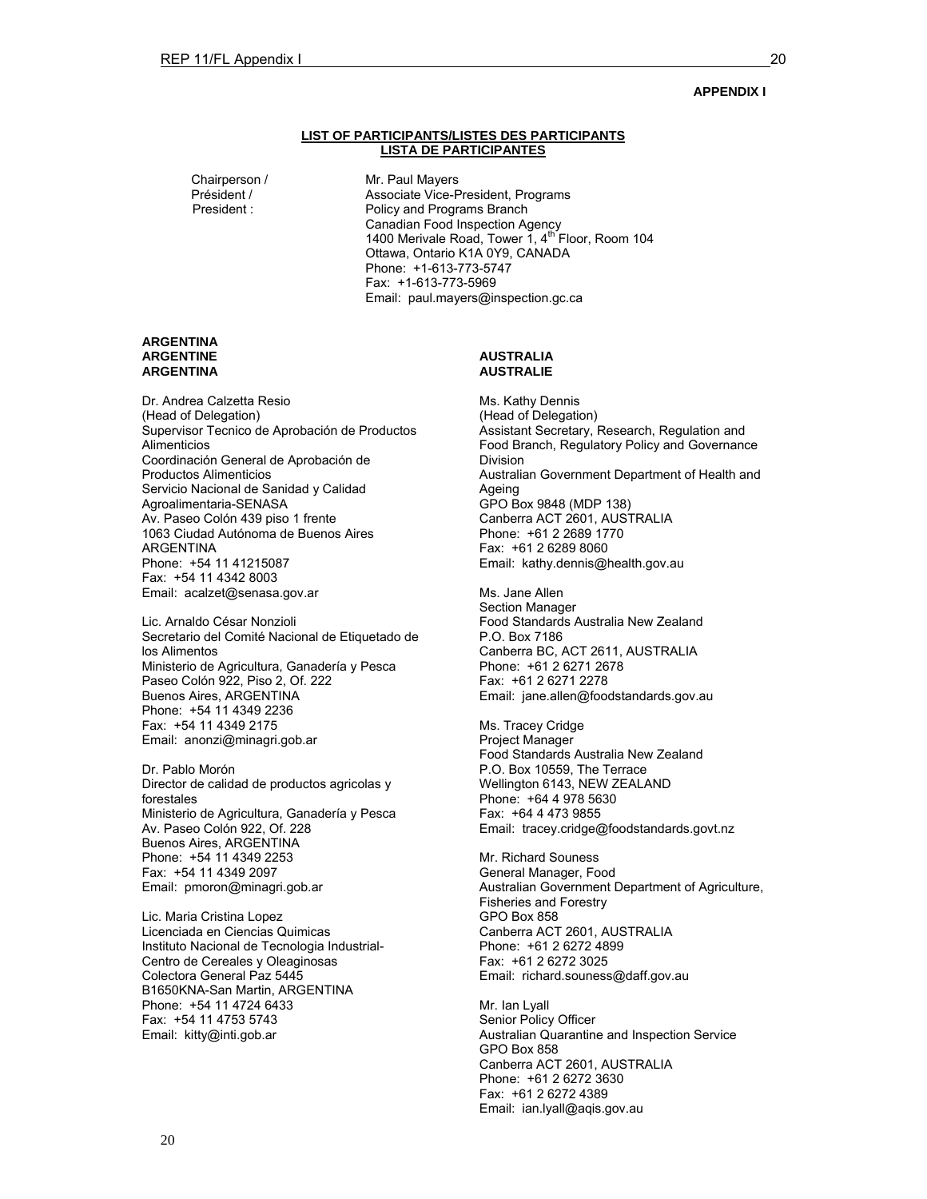**APPENDIX I**

**LIST OF PARTICIPANTS/LISTES DES PARTICIPANTS**
**LISTA DE PARTICIPANTES**

Chairperson /
Président /
President :

Mr. Paul Mayers
Associate Vice-President, Programs
Policy and Programs Branch
Canadian Food Inspection Agency
1400 Merivale Road, Tower 1, 4th Floor, Room 104
Ottawa, Ontario K1A 0Y9, CANADA
Phone: +1-613-773-5747
Fax: +1-613-773-5969
Email: paul.mayers@inspection.gc.ca

**ARGENTINA**
**ARGENTINE**
**ARGENTINA**

Dr. Andrea Calzetta Resio
(Head of Delegation)
Supervisor Tecnico de Aprobación de Productos Alimenticios
Coordinación General de Aprobación de Productos Alimenticios
Servicio Nacional de Sanidad y Calidad Agroalimentaria-SENASA
Av. Paseo Colón 439 piso 1 frente
1063 Ciudad Autónoma de Buenos Aires
ARGENTINA
Phone: +54 11 41215087
Fax: +54 11 4342 8003
Email: acalzet@senasa.gov.ar

Lic. Arnaldo César Nonzioli
Secretario del Comité Nacional de Etiquetado de los Alimentos
Ministerio de Agricultura, Ganadería y Pesca
Paseo Colón 922, Piso 2, Of. 222
Buenos Aires, ARGENTINA
Phone: +54 11 4349 2236
Fax: +54 11 4349 2175
Email: anonzi@minagri.gob.ar

Dr. Pablo Morón
Director de calidad de productos agricolas y forestales
Ministerio de Agricultura, Ganadería y Pesca
Av. Paseo Colón 922, Of. 228
Buenos Aires, ARGENTINA
Phone: +54 11 4349 2253
Fax: +54 11 4349 2097
Email: pmoron@minagri.gob.ar

Lic. Maria Cristina Lopez
Licenciada en Ciencias Quimicas
Instituto Nacional de Tecnologia Industrial-Centro de Cereales y Oleaginosas
Colectora General Paz 5445
B1650KNA-San Martin, ARGENTINA
Phone: +54 11 4724 6433
Fax: +54 11 4753 5743
Email: kitty@inti.gob.ar

**AUSTRALIA**
**AUSTRALIE**

Ms. Kathy Dennis
(Head of Delegation)
Assistant Secretary, Research, Regulation and Food Branch, Regulatory Policy and Governance Division
Australian Government Department of Health and Ageing
GPO Box 9848 (MDP 138)
Canberra ACT 2601, AUSTRALIA
Phone: +61 2 2689 1770
Fax: +61 2 6289 8060
Email: kathy.dennis@health.gov.au

Ms. Jane Allen
Section Manager
Food Standards Australia New Zealand
P.O. Box 7186
Canberra BC, ACT 2611, AUSTRALIA
Phone: +61 2 6271 2678
Fax: +61 2 6271 2278
Email: jane.allen@foodstandards.gov.au

Ms. Tracey Cridge
Project Manager
Food Standards Australia New Zealand
P.O. Box 10559, The Terrace
Wellington 6143, NEW ZEALAND
Phone: +64 4 978 5630
Fax: +64 4 473 9855
Email: tracey.cridge@foodstandards.govt.nz

Mr. Richard Souness
General Manager, Food
Australian Government Department of Agriculture, Fisheries and Forestry
GPO Box 858
Canberra ACT 2601, AUSTRALIA
Phone: +61 2 6272 4899
Fax: +61 2 6272 3025
Email: richard.souness@daff.gov.au

Mr. Ian Lyall
Senior Policy Officer
Australian Quarantine and Inspection Service
GPO Box 858
Canberra ACT 2601, AUSTRALIA
Phone: +61 2 6272 3630
Fax: +61 2 6272 4389
Email: ian.lyall@aqis.gov.au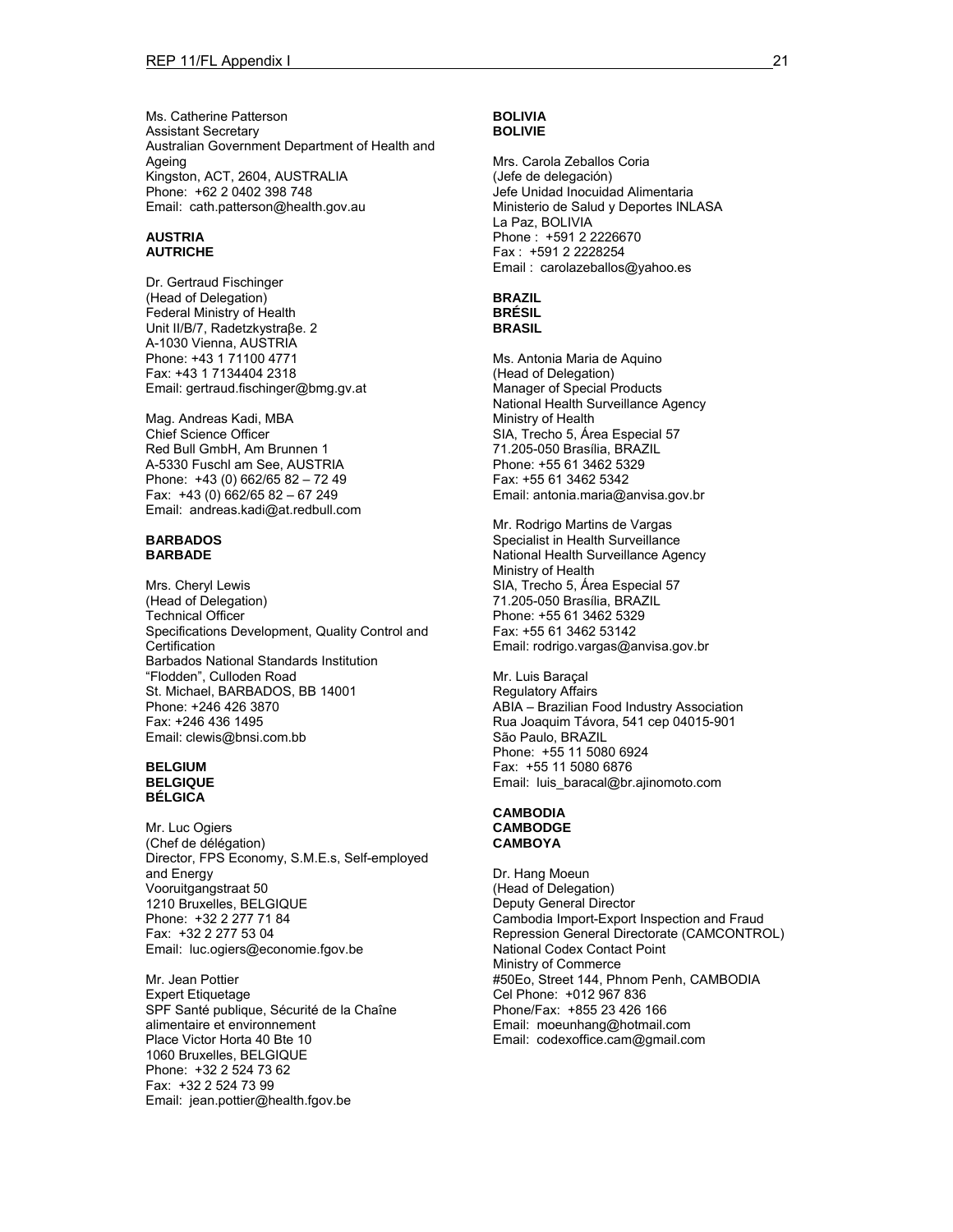Ms. Catherine Patterson
Assistant Secretary
Australian Government Department of Health and Ageing
Kingston, ACT, 2604, AUSTRALIA
Phone: +62 2 0402 398 748
Email: cath.patterson@health.gov.au

**AUSTRIA**
**AUTRICHE**

Dr. Gertraud Fischinger
(Head of Delegation)
Federal Ministry of Health
Unit II/B/7, Radetzkystraβe. 2
A-1030 Vienna, AUSTRIA
Phone: +43 1 71100 4771
Fax: +43 1 7134404 2318
Email: gertraud.fischinger@bmg.gv.at

Mag. Andreas Kadi, MBA
Chief Science Officer
Red Bull GmbH, Am Brunnen 1
A-5330 Fuschl am See, AUSTRIA
Phone: +43 (0) 662/65 82 – 72 49
Fax: +43 (0) 662/65 82 – 67 249
Email: andreas.kadi@at.redbull.com

**BARBADOS**
**BARBADE**

Mrs. Cheryl Lewis
(Head of Delegation)
Technical Officer
Specifications Development, Quality Control and Certification
Barbados National Standards Institution
"Flodden", Culloden Road
St. Michael, BARBADOS, BB 14001
Phone: +246 426 3870
Fax: +246 436 1495
Email: clewis@bnsi.com.bb

**BELGIUM**
**BELGIQUE**
**BÉLGICA**

Mr. Luc Ogiers
(Chef de délégation)
Director, FPS Economy, S.M.E.s, Self-employed and Energy
Vooruitgangstraat 50
1210 Bruxelles, BELGIQUE
Phone: +32 2 277 71 84
Fax: +32 2 277 53 04
Email: luc.ogiers@economie.fgov.be

Mr. Jean Pottier
Expert Etiquetage
SPF Santé publique, Sécurité de la Chaîne alimentaire et environnement
Place Victor Horta 40 Bte 10
1060 Bruxelles, BELGIQUE
Phone: +32 2 524 73 62
Fax: +32 2 524 73 99
Email: jean.pottier@health.fgov.be

**BOLIVIA**
**BOLIVIE**

Mrs. Carola Zeballos Coria
(Jefe de delegación)
Jefe Unidad Inocuidad Alimentaria
Ministerio de Salud y Deportes INLASA
La Paz, BOLIVIA
Phone : +591 2 2226670
Fax : +591 2 2228254
Email : carolazeballos@yahoo.es

**BRAZIL**
**BRÉSIL**
**BRASIL**

Ms. Antonia Maria de Aquino
(Head of Delegation)
Manager of Special Products
National Health Surveillance Agency
Ministry of Health
SIA, Trecho 5, Área Especial 57
71.205-050 Brasília, BRAZIL
Phone: +55 61 3462 5329
Fax: +55 61 3462 5342
Email: antonia.maria@anvisa.gov.br

Mr. Rodrigo Martins de Vargas
Specialist in Health Surveillance
National Health Surveillance Agency
Ministry of Health
SIA, Trecho 5, Área Especial 57
71.205-050 Brasília, BRAZIL
Phone: +55 61 3462 5329
Fax: +55 61 3462 53142
Email: rodrigo.vargas@anvisa.gov.br

Mr. Luis Baraçal
Regulatory Affairs
ABIA – Brazilian Food Industry Association
Rua Joaquim Távora, 541 cep 04015-901
São Paulo, BRAZIL
Phone: +55 11 5080 6924
Fax: +55 11 5080 6876
Email: luis_baracal@br.ajinomoto.com

**CAMBODIA**
**CAMBODGE**
**CAMBOYA**

Dr. Hang Moeun
(Head of Delegation)
Deputy General Director
Cambodia Import-Export Inspection and Fraud Repression General Directorate (CAMCONTROL)
National Codex Contact Point
Ministry of Commerce
#50Eo, Street 144, Phnom Penh, CAMBODIA
Cel Phone: +012 967 836
Phone/Fax: +855 23 426 166
Email: moeunhang@hotmail.com
Email: codexoffice.cam@gmail.com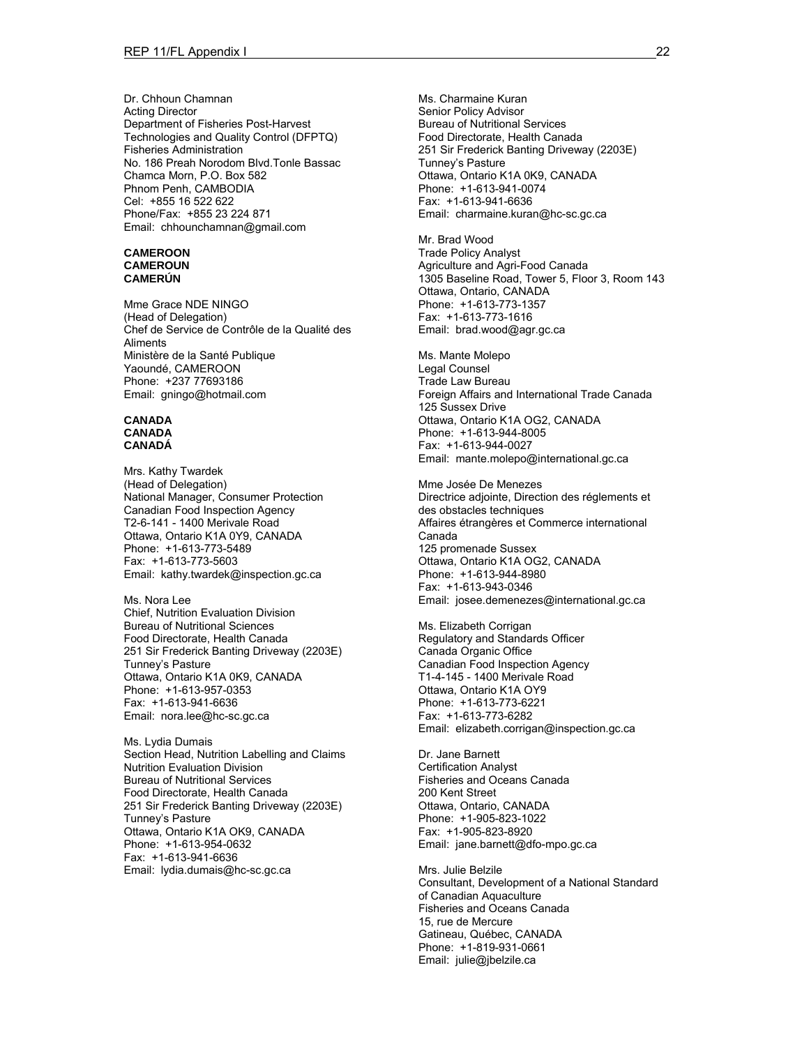Dr. Chhoun Chamnan
Acting Director
Department of Fisheries Post-Harvest Technologies and Quality Control (DFPTQ)
Fisheries Administration
No. 186 Preah Norodom Blvd.Tonle Bassac
Chamca Morn, P.O. Box 582
Phnom Penh, CAMBODIA
Cel: +855 16 522 622
Phone/Fax: +855 23 224 871
Email: chhounchamnan@gmail.com

**CAMEROON**
**CAMEROUN**
**CAMERÚN**

Mme Grace NDE NINGO
(Head of Delegation)
Chef de Service de Contrôle de la Qualité des Aliments
Ministère de la Santé Publique
Yaoundé, CAMEROON
Phone: +237 77693186
Email: gningo@hotmail.com

**CANADA**
**CANADA**
**CANADÁ**

Mrs. Kathy Twardek
(Head of Delegation)
National Manager, Consumer Protection
Canadian Food Inspection Agency
T2-6-141 - 1400 Merivale Road
Ottawa, Ontario K1A 0Y9, CANADA
Phone: +1-613-773-5489
Fax: +1-613-773-5603
Email: kathy.twardek@inspection.gc.ca

Ms. Nora Lee
Chief, Nutrition Evaluation Division
Bureau of Nutritional Sciences
Food Directorate, Health Canada
251 Sir Frederick Banting Driveway (2203E)
Tunney's Pasture
Ottawa, Ontario K1A 0K9, CANADA
Phone: +1-613-957-0353
Fax: +1-613-941-6636
Email: nora.lee@hc-sc.gc.ca

Ms. Lydia Dumais
Section Head, Nutrition Labelling and Claims
Nutrition Evaluation Division
Bureau of Nutritional Services
Food Directorate, Health Canada
251 Sir Frederick Banting Driveway (2203E)
Tunney's Pasture
Ottawa, Ontario K1A OK9, CANADA
Phone: +1-613-954-0632
Fax: +1-613-941-6636
Email: lydia.dumais@hc-sc.gc.ca

Ms. Charmaine Kuran
Senior Policy Advisor
Bureau of Nutritional Services
Food Directorate, Health Canada
251 Sir Frederick Banting Driveway (2203E)
Tunney's Pasture
Ottawa, Ontario K1A 0K9, CANADA
Phone: +1-613-941-0074
Fax: +1-613-941-6636
Email: charmaine.kuran@hc-sc.gc.ca

Mr. Brad Wood
Trade Policy Analyst
Agriculture and Agri-Food Canada
1305 Baseline Road, Tower 5, Floor 3, Room 143
Ottawa, Ontario, CANADA
Phone: +1-613-773-1357
Fax: +1-613-773-1616
Email: brad.wood@agr.gc.ca

Ms. Mante Molepo
Legal Counsel
Trade Law Bureau
Foreign Affairs and International Trade Canada
125 Sussex Drive
Ottawa, Ontario K1A OG2, CANADA
Phone: +1-613-944-8005
Fax: +1-613-944-0027
Email: mante.molepo@international.gc.ca

Mme Josée De Menezes
Directrice adjointe, Direction des réglements et des obstacles techniques
Affaires étrangères et Commerce international Canada
125 promenade Sussex
Ottawa, Ontario K1A OG2, CANADA
Phone: +1-613-944-8980
Fax: +1-613-943-0346
Email: josee.demenezes@international.gc.ca

Ms. Elizabeth Corrigan
Regulatory and Standards Officer
Canada Organic Office
Canadian Food Inspection Agency
T1-4-145 - 1400 Merivale Road
Ottawa, Ontario K1A OY9
Phone: +1-613-773-6221
Fax: +1-613-773-6282
Email: elizabeth.corrigan@inspection.gc.ca

Dr. Jane Barnett
Certification Analyst
Fisheries and Oceans Canada
200 Kent Street
Ottawa, Ontario, CANADA
Phone: +1-905-823-1022
Fax: +1-905-823-8920
Email: jane.barnett@dfo-mpo.gc.ca

Mrs. Julie Belzile
Consultant, Development of a National Standard of Canadian Aquaculture
Fisheries and Oceans Canada
15, rue de Mercure
Gatineau, Québec, CANADA
Phone: +1-819-931-0661
Email: julie@jbelzile.ca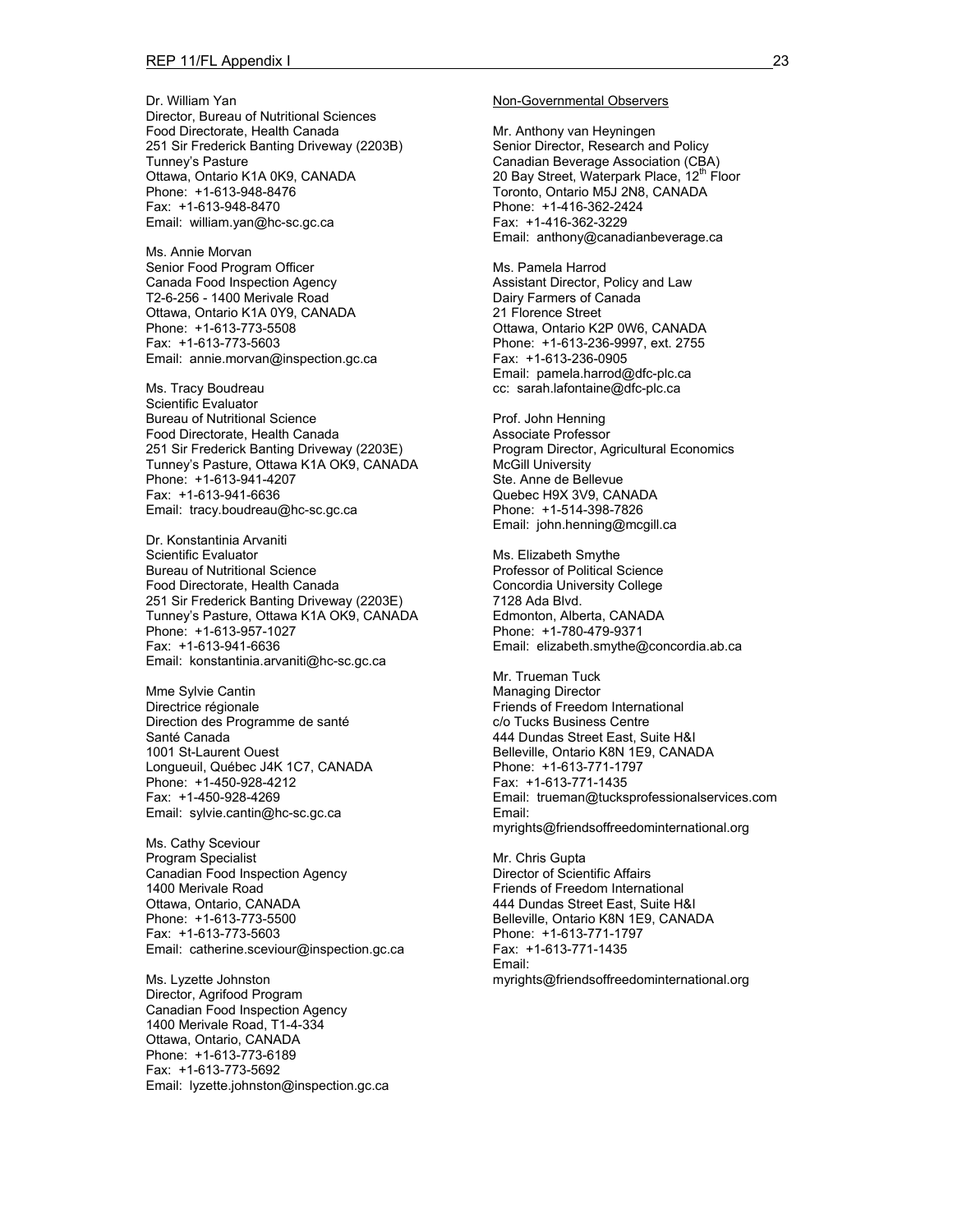Dr. William Yan
Director, Bureau of Nutritional Sciences
Food Directorate, Health Canada
251 Sir Frederick Banting Driveway (2203B)
Tunney's Pasture
Ottawa, Ontario K1A 0K9, CANADA
Phone: +1-613-948-8476
Fax: +1-613-948-8470
Email: william.yan@hc-sc.gc.ca

Ms. Annie Morvan
Senior Food Program Officer
Canada Food Inspection Agency
T2-6-256 - 1400 Merivale Road
Ottawa, Ontario K1A 0Y9, CANADA
Phone: +1-613-773-5508
Fax: +1-613-773-5603
Email: annie.morvan@inspection.gc.ca

Ms. Tracy Boudreau
Scientific Evaluator
Bureau of Nutritional Science
Food Directorate, Health Canada
251 Sir Frederick Banting Driveway (2203E)
Tunney's Pasture, Ottawa K1A OK9, CANADA
Phone: +1-613-941-4207
Fax: +1-613-941-6636
Email: tracy.boudreau@hc-sc.gc.ca

Dr. Konstantinia Arvaniti
Scientific Evaluator
Bureau of Nutritional Science
Food Directorate, Health Canada
251 Sir Frederick Banting Driveway (2203E)
Tunney's Pasture, Ottawa K1A OK9, CANADA
Phone: +1-613-957-1027
Fax: +1-613-941-6636
Email: konstantinia.arvaniti@hc-sc.gc.ca

Mme Sylvie Cantin
Directrice régionale
Direction des Programme de santé
Santé Canada
1001 St-Laurent Ouest
Longueuil, Québec J4K 1C7, CANADA
Phone: +1-450-928-4212
Fax: +1-450-928-4269
Email: sylvie.cantin@hc-sc.gc.ca

Ms. Cathy Sceviour
Program Specialist
Canadian Food Inspection Agency
1400 Merivale Road
Ottawa, Ontario, CANADA
Phone: +1-613-773-5500
Fax: +1-613-773-5603
Email: catherine.sceviour@inspection.gc.ca

Ms. Lyzette Johnston
Director, Agrifood Program
Canadian Food Inspection Agency
1400 Merivale Road, T1-4-334
Ottawa, Ontario, CANADA
Phone: +1-613-773-6189
Fax: +1-613-773-5692
Email: lyzette.johnston@inspection.gc.ca

Non-Governmental Observers

Mr. Anthony van Heyningen
Senior Director, Research and Policy
Canadian Beverage Association (CBA)
20 Bay Street, Waterpark Place, 12th Floor
Toronto, Ontario M5J 2N8, CANADA
Phone: +1-416-362-2424
Fax: +1-416-362-3229
Email: anthony@canadianbeverage.ca

Ms. Pamela Harrod
Assistant Director, Policy and Law
Dairy Farmers of Canada
21 Florence Street
Ottawa, Ontario K2P 0W6, CANADA
Phone: +1-613-236-9997, ext. 2755
Fax: +1-613-236-0905
Email: pamela.harrod@dfc-plc.ca
cc: sarah.lafontaine@dfc-plc.ca

Prof. John Henning
Associate Professor
Program Director, Agricultural Economics
McGill University
Ste. Anne de Bellevue
Quebec H9X 3V9, CANADA
Phone: +1-514-398-7826
Email: john.henning@mcgill.ca

Ms. Elizabeth Smythe
Professor of Political Science
Concordia University College
7128 Ada Blvd.
Edmonton, Alberta, CANADA
Phone: +1-780-479-9371
Email: elizabeth.smythe@concordia.ab.ca

Mr. Trueman Tuck
Managing Director
Friends of Freedom International
c/o Tucks Business Centre
444 Dundas Street East, Suite H&I
Belleville, Ontario K8N 1E9, CANADA
Phone: +1-613-771-1797
Fax: +1-613-771-1435
Email: trueman@tucksprofessionalservices.com
Email:
myrights@friendsoffreedominternational.org

Mr. Chris Gupta
Director of Scientific Affairs
Friends of Freedom International
444 Dundas Street East, Suite H&I
Belleville, Ontario K8N 1E9, CANADA
Phone: +1-613-771-1797
Fax: +1-613-771-1435
Email:
myrights@friendsoffreedominternational.org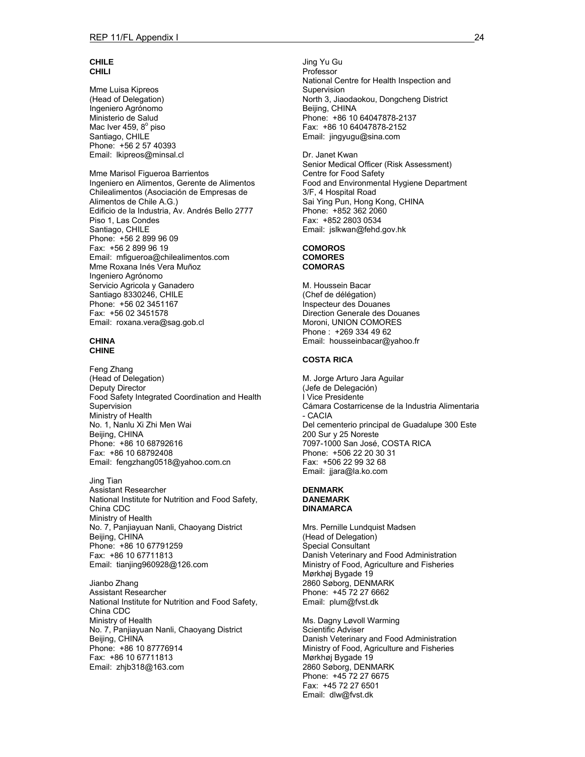**CHILE**
**CHILI**

Mme Luisa Kipreos
(Head of Delegation)
Ingeniero Agrónomo
Ministerio de Salud
Mac Iver 459, 8º piso
Santiago, CHILE
Phone: +56 2 57 40393
Email: lkipreos@minsal.cl

Mme Marisol Figueroa Barrientos
Ingeniero en Alimentos, Gerente de Alimentos
Chilealimentos (Asociación de Empresas de Alimentos de Chile A.G.)
Edificio de la Industria, Av. Andrés Bello 2777
Piso 1, Las Condes
Santiago, CHILE
Phone: +56 2 899 96 09
Fax: +56 2 899 96 19
Email: mfigueroa@chilealimentos.com

Mme Roxana Inés Vera Muñoz
Ingeniero Agrónomo
Servicio Agricola y Ganadero
Santiago 8330246, CHILE
Phone: +56 02 3451167
Fax: +56 02 3451578
Email: roxana.vera@sag.gob.cl

**CHINA**
**CHINE**

Feng Zhang
(Head of Delegation)
Deputy Director
Food Safety Integrated Coordination and Health Supervision
Ministry of Health
No. 1, Nanlu Xi Zhi Men Wai
Beijing, CHINA
Phone: +86 10 68792616
Fax: +86 10 68792408
Email: fengzhang0518@yahoo.com.cn

Jing Tian
Assistant Researcher
National Institute for Nutrition and Food Safety, China CDC
Ministry of Health
No. 7, Panjiayuan Nanli, Chaoyang District
Beijing, CHINA
Phone: +86 10 67791259
Fax: +86 10 67711813
Email: tianjing960928@126.com

Jianbo Zhang
Assistant Researcher
National Institute for Nutrition and Food Safety, China CDC
Ministry of Health
No. 7, Panjiayuan Nanli, Chaoyang District
Beijing, CHINA
Phone: +86 10 87776914
Fax: +86 10 67711813
Email: zhjb318@163.com

Jing Yu Gu
Professor
National Centre for Health Inspection and Supervision
North 3, Jiaodaokou, Dongcheng District
Beijing, CHINA
Phone: +86 10 64047878-2137
Fax: +86 10 64047878-2152
Email: jingyugu@sina.com

Dr. Janet Kwan
Senior Medical Officer (Risk Assessment)
Centre for Food Safety
Food and Environmental Hygiene Department
3/F, 4 Hospital Road
Sai Ying Pun, Hong Kong, CHINA
Phone: +852 362 2060
Fax: +852 2803 0534
Email: jslkwan@fehd.gov.hk

**COMOROS**
**COMORES**
**COMORAS**

M. Houssein Bacar
(Chef de délégation)
Inspecteur des Douanes
Direction Generale des Douanes
Moroni, UNION COMORES
Phone : +269 334 49 62
Email: housseinbacar@yahoo.fr

**COSTA RICA**

M. Jorge Arturo Jara Aguilar
(Jefe de Delegación)
I Vice Presidente
Cámara Costarricense de la Industria Alimentaria - CACIA
Del cementerio principal de Guadalupe 300 Este
200 Sur y 25 Noreste
7097-1000 San José, COSTA RICA
Phone: +506 22 20 30 31
Fax: +506 22 99 32 68
Email: jjara@la.ko.com

**DENMARK**
**DANEMARK**
**DINAMARCA**

Mrs. Pernille Lundquist Madsen
(Head of Delegation)
Special Consultant
Danish Veterinary and Food Administration
Ministry of Food, Agriculture and Fisheries
Mørkhøj Bygade 19
2860 Søborg, DENMARK
Phone: +45 72 27 6662
Email: plum@fvst.dk

Ms. Dagny Løvoll Warming
Scientific Adviser
Danish Veterinary and Food Administration
Ministry of Food, Agriculture and Fisheries
Mørkhøj Bygade 19
2860 Søborg, DENMARK
Phone: +45 72 27 6675
Fax: +45 72 27 6501
Email: dlw@fvst.dk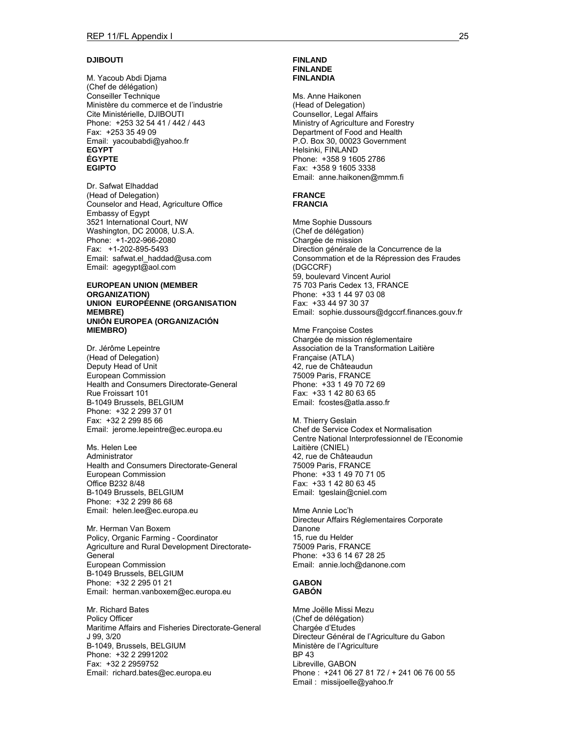**DJIBOUTI**

M. Yacoub Abdi Djama
(Chef de délégation)
Conseiller Technique
Ministère du commerce et de l'industrie
Cite Ministérielle, DJIBOUTI
Phone: +253 32 54 41 / 442 / 443
Fax: +253 35 49 09
Email: yacoubabdi@yahoo.fr

**EGYPT**
**ÉGYPTE**
**EGIPTO**

Dr. Safwat Elhaddad
(Head of Delegation)
Counselor and Head, Agriculture Office
Embassy of Egypt
3521 International Court, NW
Washington, DC 20008, U.S.A.
Phone: +1-202-966-2080
Fax: +1-202-895-5493
Email: safwat.el_haddad@usa.com
Email: agegypt@aol.com

**EUROPEAN UNION (MEMBER ORGANIZATION)**
**UNION EUROPÉENNE (ORGANISATION MEMBRE)**
**UNIÓN EUROPEA (ORGANIZACIÓN MIEMBRO)**

Dr. Jérôme Lepeintre
(Head of Delegation)
Deputy Head of Unit
European Commission
Health and Consumers Directorate-General
Rue Froissart 101
B-1049 Brussels, BELGIUM
Phone: +32 2 299 37 01
Fax: +32 2 299 85 66
Email: jerome.lepeintre@ec.europa.eu

Ms. Helen Lee
Administrator
Health and Consumers Directorate-General
European Commission
Office B232 8/48
B-1049 Brussels, BELGIUM
Phone: +32 2 299 86 68
Email: helen.lee@ec.europa.eu

Mr. Herman Van Boxem
Policy, Organic Farming - Coordinator
Agriculture and Rural Development Directorate-General
European Commission
B-1049 Brussels, BELGIUM
Phone: +32 2 295 01 21
Email: herman.vanboxem@ec.europa.eu

Mr. Richard Bates
Policy Officer
Maritime Affairs and Fisheries Directorate-General
J 99, 3/20
B-1049, Brussels, BELGIUM
Phone: +32 2 2991202
Fax: +32 2 2959752
Email: richard.bates@ec.europa.eu

**FINLAND**
**FINLANDE**
**FINLANDIA**

Ms. Anne Haikonen
(Head of Delegation)
Counsellor, Legal Affairs
Ministry of Agriculture and Forestry
Department of Food and Health
P.O. Box 30, 00023 Government
Helsinki, FINLAND
Phone: +358 9 1605 2786
Fax: +358 9 1605 3338
Email: anne.haikonen@mmm.fi

**FRANCE**
**FRANCIA**

Mme Sophie Dussours
(Chef de délégation)
Chargée de mission
Direction générale de la Concurrence de la Consommation et de la Répression des Fraudes (DGCCRF)
59, boulevard Vincent Auriol
75 703 Paris Cedex 13, FRANCE
Phone: +33 1 44 97 03 08
Fax: +33 44 97 30 37
Email: sophie.dussours@dgccrf.finances.gouv.fr

Mme Françoise Costes
Chargée de mission réglementaire
Association de la Transformation Laitière Française (ATLA)
42, rue de Châteaudun
75009 Paris, FRANCE
Phone: +33 1 49 70 72 69
Fax: +33 1 42 80 63 65
Email: fcostes@atla.asso.fr

M. Thierry Geslain
Chef de Service Codex et Normalisation
Centre National Interprofessionnel de l'Economie Laitière (CNIEL)
42, rue de Châteaudun
75009 Paris, FRANCE
Phone: +33 1 49 70 71 05
Fax: +33 1 42 80 63 45
Email: tgeslain@cniel.com

Mme Annie Loc'h
Directeur Affairs Réglementaires Corporate
Danone
15, rue du Helder
75009 Paris, FRANCE
Phone: +33 6 14 67 28 25
Email: annie.loch@danone.com

**GABON**
**GABÓN**

Mme Joëlle Missi Mezu
(Chef de délégation)
Chargée d'Etudes
Directeur Général de l'Agriculture du Gabon
Ministère de l'Agriculture
BP 43
Libreville, GABON
Phone : +241 06 27 81 72 / + 241 06 76 00 55
Email : missijoelle@yahoo.fr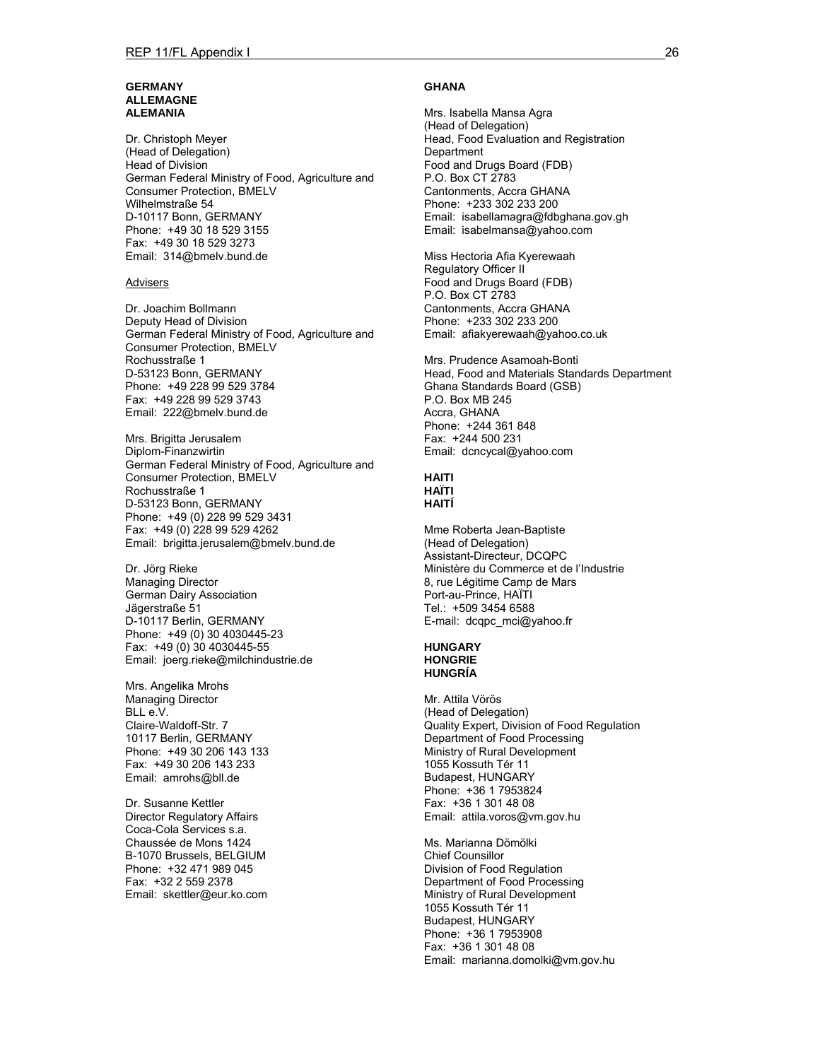**GERMANY**
**ALLEMAGNE**
**ALEMANIA**

Dr. Christoph Meyer
(Head of Delegation)
Head of Division
German Federal Ministry of Food, Agriculture and Consumer Protection, BMELV
Wilhelmstraße 54
D-10117 Bonn, GERMANY
Phone: +49 30 18 529 3155
Fax: +49 30 18 529 3273
Email: 314@bmelv.bund.de

Advisers

Dr. Joachim Bollmann
Deputy Head of Division
German Federal Ministry of Food, Agriculture and Consumer Protection, BMELV
Rochusstraße 1
D-53123 Bonn, GERMANY
Phone: +49 228 99 529 3784
Fax: +49 228 99 529 3743
Email: 222@bmelv.bund.de

Mrs. Brigitta Jerusalem
Diplom-Finanzwirtin
German Federal Ministry of Food, Agriculture and Consumer Protection, BMELV
Rochusstraße 1
D-53123 Bonn, GERMANY
Phone: +49 (0) 228 99 529 3431
Fax: +49 (0) 228 99 529 4262
Email: brigitta.jerusalem@bmelv.bund.de

Dr. Jörg Rieke
Managing Director
German Dairy Association
Jägerstraße 51
D-10117 Berlin, GERMANY
Phone: +49 (0) 30 4030445-23
Fax: +49 (0) 30 4030445-55
Email: joerg.rieke@milchindustrie.de

Mrs. Angelika Mrohs
Managing Director
BLL e.V.
Claire-Waldoff-Str. 7
10117 Berlin, GERMANY
Phone: +49 30 206 143 133
Fax: +49 30 206 143 233
Email: amrohs@bll.de

Dr. Susanne Kettler
Director Regulatory Affairs
Coca-Cola Services s.a.
Chaussée de Mons 1424
B-1070 Brussels, BELGIUM
Phone: +32 471 989 045
Fax: +32 2 559 2378
Email: skettler@eur.ko.com

**GHANA**

Mrs. Isabella Mansa Agra
(Head of Delegation)
Head, Food Evaluation and Registration Department
Food and Drugs Board (FDB)
P.O. Box CT 2783
Cantonments, Accra GHANA
Phone: +233 302 233 200
Email: isabellamagra@fdbghana.gov.gh
Email: isabelmansa@yahoo.com

Miss Hectoria Afia Kyerewaah
Regulatory Officer II
Food and Drugs Board (FDB)
P.O. Box CT 2783
Cantonments, Accra GHANA
Phone: +233 302 233 200
Email: afiakyerewaah@yahoo.co.uk

Mrs. Prudence Asamoah-Bonti
Head, Food and Materials Standards Department
Ghana Standards Board (GSB)
P.O. Box MB 245
Accra, GHANA
Phone: +244 361 848
Fax: +244 500 231
Email: dcncycal@yahoo.com

**HAITI**
**HAÏTI**
**HAITÍ**

Mme Roberta Jean-Baptiste
(Head of Delegation)
Assistant-Directeur, DCQPC
Ministère du Commerce et de l'Industrie
8, rue Légitime Camp de Mars
Port-au-Prince, HAÏTI
Tel.: +509 3454 6588
E-mail: dcqpc_mci@yahoo.fr

**HUNGARY**
**HONGRIE**
**HUNGRÍA**

Mr. Attila Vörös
(Head of Delegation)
Quality Expert, Division of Food Regulation
Department of Food Processing
Ministry of Rural Development
1055 Kossuth Tér 11
Budapest, HUNGARY
Phone: +36 1 7953824
Fax: +36 1 301 48 08
Email: attila.voros@vm.gov.hu

Ms. Marianna Dömölki
Chief Counsillor
Division of Food Regulation
Department of Food Processing
Ministry of Rural Development
1055 Kossuth Tér 11
Budapest, HUNGARY
Phone: +36 1 7953908
Fax: +36 1 301 48 08
Email: marianna.domolki@vm.gov.hu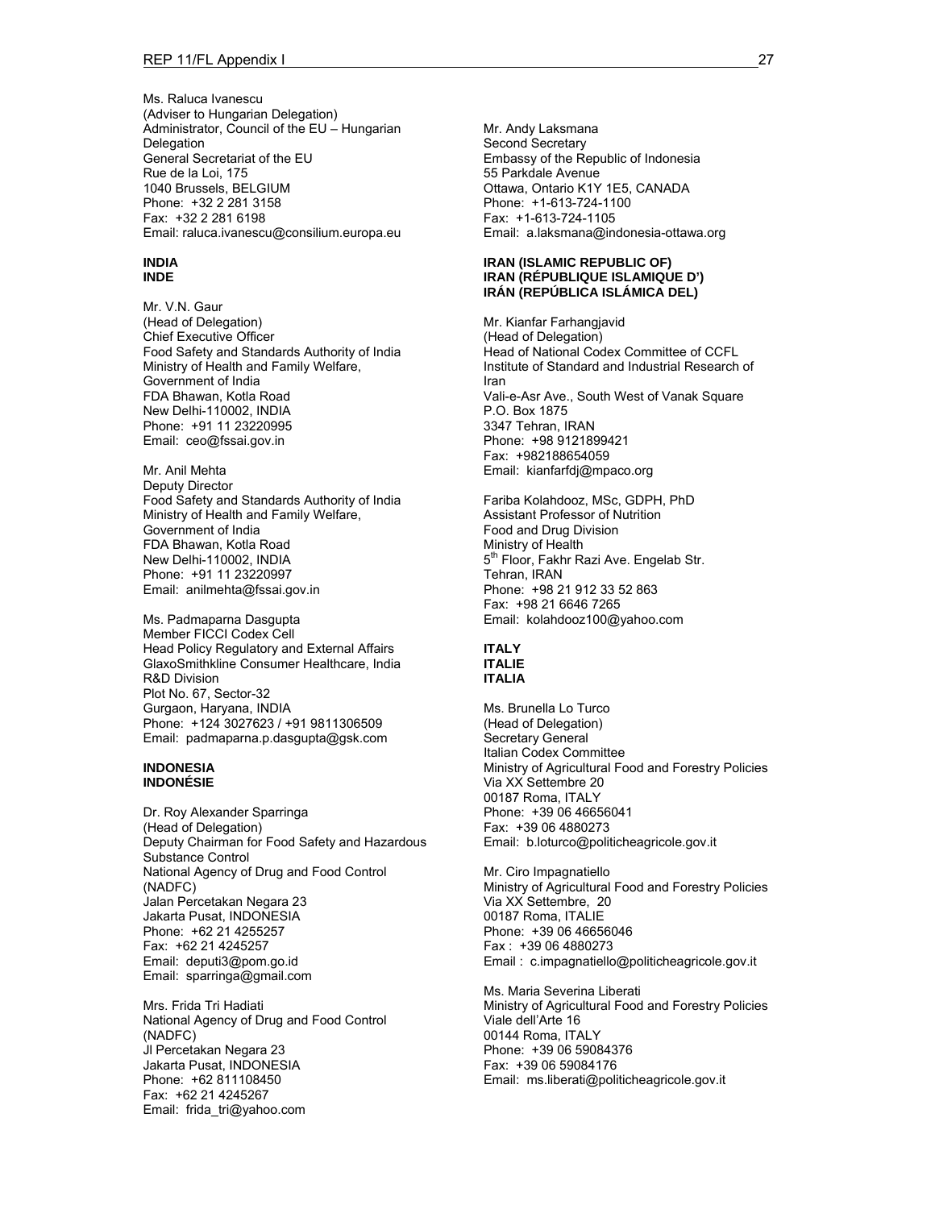Ms. Raluca Ivanescu
(Adviser to Hungarian Delegation)
Administrator, Council of the EU – Hungarian Delegation
General Secretariat of the EU
Rue de la Loi, 175
1040 Brussels, BELGIUM
Phone: +32 2 281 3158
Fax: +32 2 281 6198
Email: raluca.ivanescu@consilium.europa.eu

**INDIA**
**INDE**

Mr. V.N. Gaur
(Head of Delegation)
Chief Executive Officer
Food Safety and Standards Authority of India
Ministry of Health and Family Welfare, Government of India
FDA Bhawan, Kotla Road
New Delhi-110002, INDIA
Phone: +91 11 23220995
Email: ceo@fssai.gov.in

Mr. Anil Mehta
Deputy Director
Food Safety and Standards Authority of India
Ministry of Health and Family Welfare, Government of India
FDA Bhawan, Kotla Road
New Delhi-110002, INDIA
Phone: +91 11 23220997
Email: anilmehta@fssai.gov.in

Ms. Padmaparna Dasgupta
Member FICCI Codex Cell
Head Policy Regulatory and External Affairs
GlaxoSmithkline Consumer Healthcare, India
R&D Division
Plot No. 67, Sector-32
Gurgaon, Haryana, INDIA
Phone: +124 3027623 / +91 9811306509
Email: padmaparna.p.dasgupta@gsk.com

**INDONESIA**
**INDONÉSIE**

Dr. Roy Alexander Sparringa
(Head of Delegation)
Deputy Chairman for Food Safety and Hazardous Substance Control
National Agency of Drug and Food Control (NADFC)
Jalan Percetakan Negara 23
Jakarta Pusat, INDONESIA
Phone: +62 21 4255257
Fax: +62 21 4245257
Email: deputi3@pom.go.id
Email: sparringa@gmail.com

Mrs. Frida Tri Hadiati
National Agency of Drug and Food Control (NADFC)
Jl Percetakan Negara 23
Jakarta Pusat, INDONESIA
Phone: +62 811108450
Fax: +62 21 4245267
Email: frida_tri@yahoo.com

Mr. Andy Laksmana
Second Secretary
Embassy of the Republic of Indonesia
55 Parkdale Avenue
Ottawa, Ontario K1Y 1E5, CANADA
Phone: +1-613-724-1100
Fax: +1-613-724-1105
Email: a.laksmana@indonesia-ottawa.org

**IRAN (ISLAMIC REPUBLIC OF)**
**IRAN (RÉPUBLIQUE ISLAMIQUE D')**
**IRÁN (REPÚBLICA ISLÁMICA DEL)**

Mr. Kianfar Farhangjavid
(Head of Delegation)
Head of National Codex Committee of CCFL
Institute of Standard and Industrial Research of Iran
Vali-e-Asr Ave., South West of Vanak Square
P.O. Box 1875
3347 Tehran, IRAN
Phone: +98 9121899421
Fax: +982188654059
Email: kianfarfdj@mpaco.org

Fariba Kolahdooz, MSc, GDPH, PhD
Assistant Professor of Nutrition
Food and Drug Division
Ministry of Health
5th Floor, Fakhr Razi Ave. Engelab Str.
Tehran, IRAN
Phone: +98 21 912 33 52 863
Fax: +98 21 6646 7265
Email: kolahdooz100@yahoo.com

**ITALY**
**ITALIE**
**ITALIA**

Ms. Brunella Lo Turco
(Head of Delegation)
Secretary General
Italian Codex Committee
Ministry of Agricultural Food and Forestry Policies
Via XX Settembre 20
00187 Roma, ITALY
Phone: +39 06 46656041
Fax: +39 06 4880273
Email: b.loturco@politicheagricole.gov.it

Mr. Ciro Impagnatiello
Ministry of Agricultural Food and Forestry Policies
Via XX Settembre, 20
00187 Roma, ITALIE
Phone: +39 06 46656046
Fax : +39 06 4880273
Email : c.impagnatiello@politicheagricole.gov.it

Ms. Maria Severina Liberati
Ministry of Agricultural Food and Forestry Policies
Viale dell'Arte 16
00144 Roma, ITALY
Phone: +39 06 59084376
Fax: +39 06 59084176
Email: ms.liberati@politicheagricole.gov.it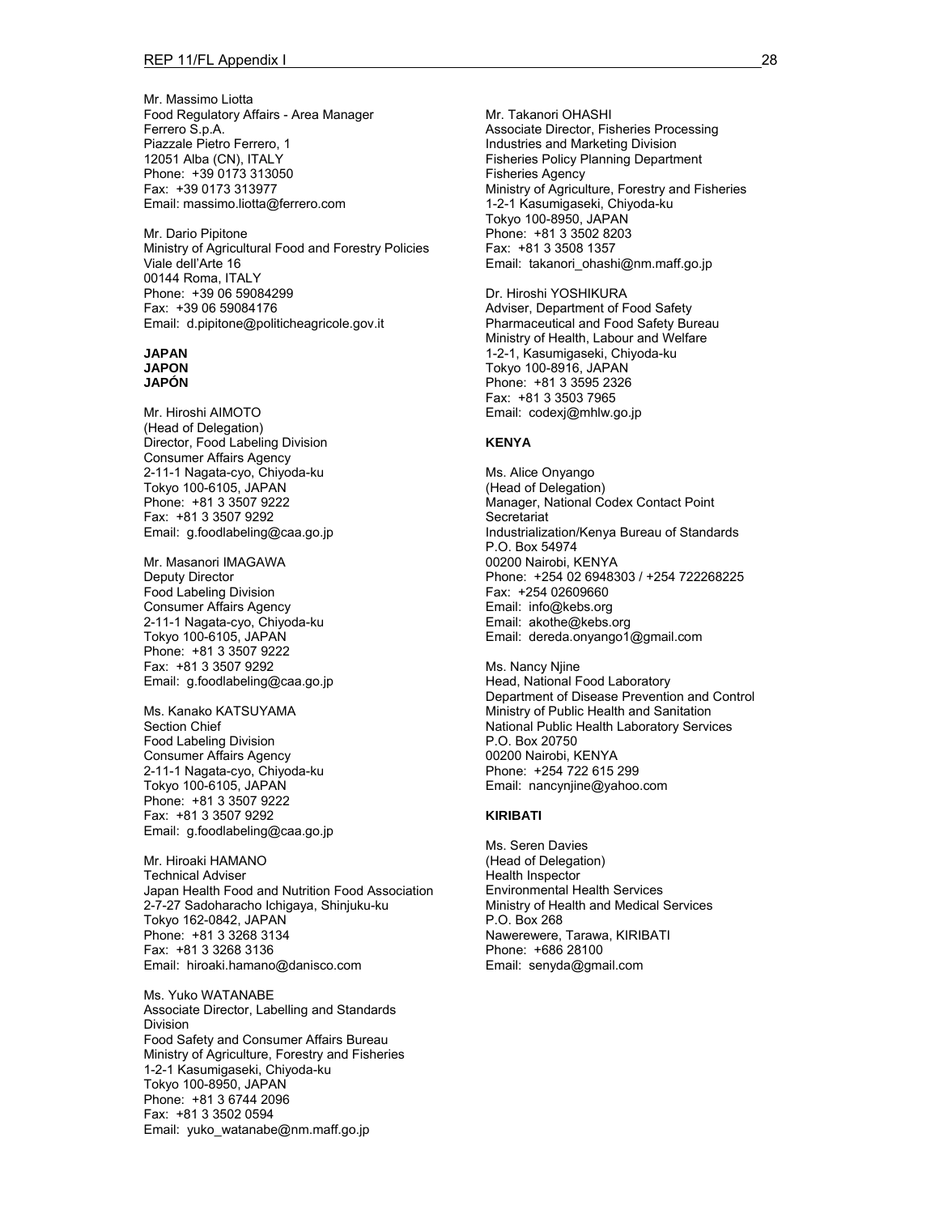Mr. Massimo Liotta
Food Regulatory Affairs - Area Manager
Ferrero S.p.A.
Piazzale Pietro Ferrero, 1
12051 Alba (CN), ITALY
Phone: +39 0173 313050
Fax: +39 0173 313977
Email: massimo.liotta@ferrero.com

Mr. Dario Pipitone
Ministry of Agricultural Food and Forestry Policies
Viale dell'Arte 16
00144 Roma, ITALY
Phone: +39 06 59084299
Fax: +39 06 59084176
Email: d.pipitone@politicheagricole.gov.it

**JAPAN**
**JAPON**
**JAPÓN**

Mr. Hiroshi AIMOTO
(Head of Delegation)
Director, Food Labeling Division
Consumer Affairs Agency
2-11-1 Nagata-cyo, Chiyoda-ku
Tokyo 100-6105, JAPAN
Phone: +81 3 3507 9222
Fax: +81 3 3507 9292
Email: g.foodlabeling@caa.go.jp

Mr. Masanori IMAGAWA
Deputy Director
Food Labeling Division
Consumer Affairs Agency
2-11-1 Nagata-cyo, Chiyoda-ku
Tokyo 100-6105, JAPAN
Phone: +81 3 3507 9222
Fax: +81 3 3507 9292
Email: g.foodlabeling@caa.go.jp

Ms. Kanako KATSUYAMA
Section Chief
Food Labeling Division
Consumer Affairs Agency
2-11-1 Nagata-cyo, Chiyoda-ku
Tokyo 100-6105, JAPAN
Phone: +81 3 3507 9222
Fax: +81 3 3507 9292
Email: g.foodlabeling@caa.go.jp

Mr. Hiroaki HAMANO
Technical Adviser
Japan Health Food and Nutrition Food Association
2-7-27 Sadoharacho Ichigaya, Shinjuku-ku
Tokyo 162-0842, JAPAN
Phone: +81 3 3268 3134
Fax: +81 3 3268 3136
Email: hiroaki.hamano@danisco.com

Ms. Yuko WATANABE
Associate Director, Labelling and Standards Division
Food Safety and Consumer Affairs Bureau
Ministry of Agriculture, Forestry and Fisheries
1-2-1 Kasumigaseki, Chiyoda-ku
Tokyo 100-8950, JAPAN
Phone: +81 3 6744 2096
Fax: +81 3 3502 0594
Email: yuko_watanabe@nm.maff.go.jp

Mr. Takanori OHASHI
Associate Director, Fisheries Processing Industries and Marketing Division
Fisheries Policy Planning Department
Fisheries Agency
Ministry of Agriculture, Forestry and Fisheries
1-2-1 Kasumigaseki, Chiyoda-ku
Tokyo 100-8950, JAPAN
Phone: +81 3 3502 8203
Fax: +81 3 3508 1357
Email: takanori_ohashi@nm.maff.go.jp

Dr. Hiroshi YOSHIKURA
Adviser, Department of Food Safety
Pharmaceutical and Food Safety Bureau
Ministry of Health, Labour and Welfare
1-2-1, Kasumigaseki, Chiyoda-ku
Tokyo 100-8916, JAPAN
Phone: +81 3 3595 2326
Fax: +81 3 3503 7965
Email: codexj@mhlw.go.jp

**KENYA**

Ms. Alice Onyango
(Head of Delegation)
Manager, National Codex Contact Point Secretariat
Industrialization/Kenya Bureau of Standards
P.O. Box 54974
00200 Nairobi, KENYA
Phone: +254 02 6948303 / +254 722268225
Fax: +254 02609660
Email: info@kebs.org
Email: akothe@kebs.org
Email: dereda.onyango1@gmail.com

Ms. Nancy Njine
Head, National Food Laboratory
Department of Disease Prevention and Control
Ministry of Public Health and Sanitation
National Public Health Laboratory Services
P.O. Box 20750
00200 Nairobi, KENYA
Phone: +254 722 615 299
Email: nancynjine@yahoo.com

**KIRIBATI**

Ms. Seren Davies
(Head of Delegation)
Health Inspector
Environmental Health Services
Ministry of Health and Medical Services
P.O. Box 268
Nawerewere, Tarawa, KIRIBATI
Phone: +686 28100
Email: senyda@gmail.com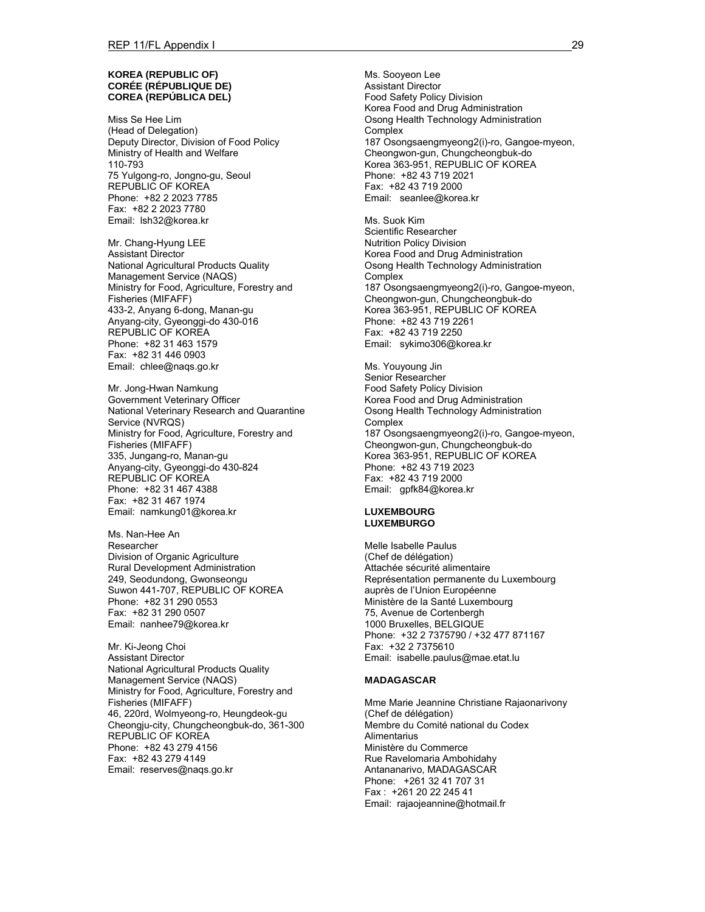**KOREA (REPUBLIC OF)**
**CORÉE (RÉPUBLIQUE DE)**
**COREA (REPÚBLICA DEL)**

Miss Se Hee Lim
(Head of Delegation)
Deputy Director, Division of Food Policy
Ministry of Health and Welfare
110-793
75 Yulgong-ro, Jongno-gu, Seoul
REPUBLIC OF KOREA
Phone: +82 2 2023 7785
Fax: +82 2 2023 7780
Email: lsh32@korea.kr

Mr. Chang-Hyung LEE
Assistant Director
National Agricultural Products Quality Management Service (NAQS)
Ministry for Food, Agriculture, Forestry and Fisheries (MIFAFF)
433-2, Anyang 6-dong, Manan-gu
Anyang-city, Gyeonggi-do 430-016
REPUBLIC OF KOREA
Phone: +82 31 463 1579
Fax: +82 31 446 0903
Email: chlee@naqs.go.kr

Mr. Jong-Hwan Namkung
Government Veterinary Officer
National Veterinary Research and Quarantine Service (NVRQS)
Ministry for Food, Agriculture, Forestry and Fisheries (MIFAFF)
335, Jungang-ro, Manan-gu
Anyang-city, Gyeonggi-do 430-824
REPUBLIC OF KOREA
Phone: +82 31 467 4388
Fax: +82 31 467 1974
Email: namkung01@korea.kr

Ms. Nan-Hee An
Researcher
Division of Organic Agriculture
Rural Development Administration
249, Seodundong, Gwonseongu
Suwon 441-707, REPUBLIC OF KOREA
Phone: +82 31 290 0553
Fax: +82 31 290 0507
Email: nanhee79@korea.kr

Mr. Ki-Jeong Choi
Assistant Director
National Agricultural Products Quality Management Service (NAQS)
Ministry for Food, Agriculture, Forestry and Fisheries (MIFAFF)
46, 220rd, Wolmyeong-ro, Heungdeok-gu
Cheongju-city, Chungcheongbuk-do, 361-300
REPUBLIC OF KOREA
Phone: +82 43 279 4156
Fax: +82 43 279 4149
Email: reserves@naqs.go.kr

Ms. Sooyeon Lee
Assistant Director
Food Safety Policy Division
Korea Food and Drug Administration
Osong Health Technology Administration Complex
187 Osongsaengmyeong2(i)-ro, Gangoe-myeon, Cheongwon-gun, Chungcheongbuk-do
Korea 363-951, REPUBLIC OF KOREA
Phone: +82 43 719 2021
Fax: +82 43 719 2000
Email: seanlee@korea.kr

Ms. Suok Kim
Scientific Researcher
Nutrition Policy Division
Korea Food and Drug Administration
Osong Health Technology Administration Complex
187 Osongsaengmyeong2(i)-ro, Gangoe-myeon, Cheongwon-gun, Chungcheongbuk-do
Korea 363-951, REPUBLIC OF KOREA
Phone: +82 43 719 2261
Fax: +82 43 719 2250
Email: sykimo306@korea.kr

Ms. Youyoung Jin
Senior Researcher
Food Safety Policy Division
Korea Food and Drug Administration
Osong Health Technology Administration Complex
187 Osongsaengmyeong2(i)-ro, Gangoe-myeon, Cheongwon-gun, Chungcheongbuk-do
Korea 363-951, REPUBLIC OF KOREA
Phone: +82 43 719 2023
Fax: +82 43 719 2000
Email: gpfk84@korea.kr

**LUXEMBOURG**
**LUXEMBURGO**

Melle Isabelle Paulus
(Chef de délégation)
Attachée sécurité alimentaire
Représentation permanente du Luxembourg auprès de l'Union Européenne
Ministère de la Santé Luxembourg
75, Avenue de Cortenbergh
1000 Bruxelles, BELGIQUE
Phone: +32 2 7375790 / +32 477 871167
Fax: +32 2 7375610
Email: isabelle.paulus@mae.etat.lu

**MADAGASCAR**

Mme Marie Jeannine Christiane Rajaonarivony
(Chef de délégation)
Membre du Comité national du Codex Alimentarius
Ministère du Commerce
Rue Ravelomaria Ambohidahy
Antananarivo, MADAGASCAR
Phone: +261 32 41 707 31
Fax : +261 20 22 245 41
Email: rajaojeannine@hotmail.fr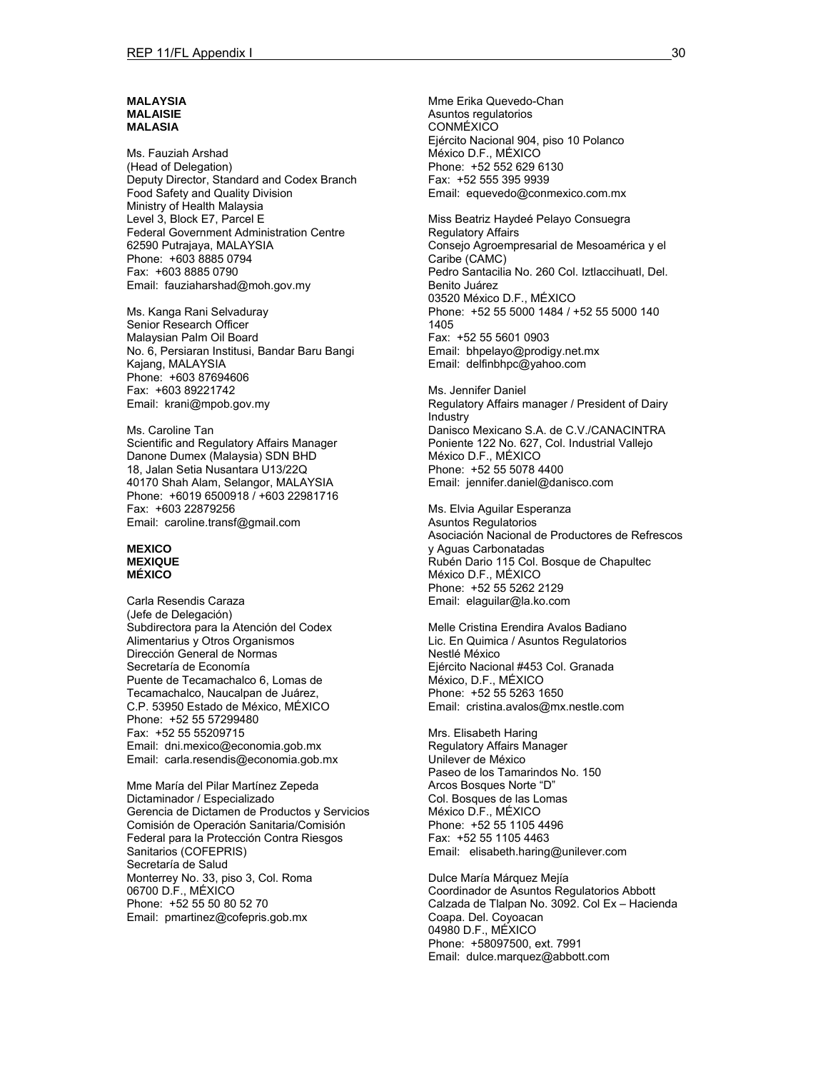**MALAYSIA**
**MALAISIE**
**MALASIA**

Ms. Fauziah Arshad
(Head of Delegation)
Deputy Director, Standard and Codex Branch
Food Safety and Quality Division
Ministry of Health Malaysia
Level 3, Block E7, Parcel E
Federal Government Administration Centre
62590 Putrajaya, MALAYSIA
Phone: +603 8885 0794
Fax: +603 8885 0790
Email: fauziaharshad@moh.gov.my

Ms. Kanga Rani Selvaduray
Senior Research Officer
Malaysian Palm Oil Board
No. 6, Persiaran Institusi, Bandar Baru Bangi
Kajang, MALAYSIA
Phone: +603 87694606
Fax: +603 89221742
Email: krani@mpob.gov.my

Ms. Caroline Tan
Scientific and Regulatory Affairs Manager
Danone Dumex (Malaysia) SDN BHD
18, Jalan Setia Nusantara U13/22Q
40170 Shah Alam, Selangor, MALAYSIA
Phone: +6019 6500918 / +603 22981716
Fax: +603 22879256
Email: caroline.transf@gmail.com

**MEXICO**
**MEXIQUE**
**MÉXICO**

Carla Resendis Caraza
(Jefe de Delegación)
Subdirectora para la Atención del Codex Alimentarius y Otros Organismos
Dirección General de Normas
Secretaría de Economía
Puente de Tecamachalco 6, Lomas de Tecamachalco, Naucalpan de Juárez,
C.P. 53950 Estado de México, MÉXICO
Phone: +52 55 57299480
Fax: +52 55 55209715
Email: dni.mexico@economia.gob.mx
Email: carla.resendis@economia.gob.mx

Mme María del Pilar Martínez Zepeda
Dictaminador / Especializado
Gerencia de Dictamen de Productos y Servicios
Comisión de Operación Sanitaria/Comisión Federal para la Protección Contra Riesgos Sanitarios (COFEPRIS)
Secretaría de Salud
Monterrey No. 33, piso 3, Col. Roma
06700 D.F., MÉXICO
Phone: +52 55 50 80 52 70
Email: pmartinez@cofepris.gob.mx

Mme Erika Quevedo-Chan
Asuntos regulatorios
CONMÉXICO
Ejército Nacional 904, piso 10 Polanco
México D.F., MÉXICO
Phone: +52 552 629 6130
Fax: +52 555 395 9939
Email: equevedo@conmexico.com.mx

Miss Beatriz Haydeé Pelayo Consuegra
Regulatory Affairs
Consejo Agroempresarial de Mesoamérica y el Caribe (CAMC)
Pedro Santacilia No. 260 Col. Iztlaccihuatl, Del. Benito Juárez
03520 México D.F., MÉXICO
Phone: +52 55 5000 1484 / +52 55 5000 140 1405
Fax: +52 55 5601 0903
Email: bhpelayo@prodigy.net.mx
Email: delfinbhpc@yahoo.com

Ms. Jennifer Daniel
Regulatory Affairs manager / President of Dairy Industry
Danisco Mexicano S.A. de C.V./CANACINTRA
Poniente 122 No. 627, Col. Industrial Vallejo
México D.F., MÉXICO
Phone: +52 55 5078 4400
Email: jennifer.daniel@danisco.com

Ms. Elvia Aguilar Esperanza
Asuntos Regulatorios
Asociación Nacional de Productores de Refrescos y Aguas Carbonatadas
Rubén Dario 115 Col. Bosque de Chapultec
México D.F., MÉXICO
Phone: +52 55 5262 2129
Email: elaguilar@la.ko.com

Melle Cristina Erendira Avalos Badiano
Lic. En Quimica / Asuntos Regulatorios
Nestlé México
Ejército Nacional #453 Col. Granada
México, D.F., MÉXICO
Phone: +52 55 5263 1650
Email: cristina.avalos@mx.nestle.com

Mrs. Elisabeth Haring
Regulatory Affairs Manager
Unilever de México
Paseo de los Tamarindos No. 150
Arcos Bosques Norte "D"
Col. Bosques de las Lomas
México D.F., MÉXICO
Phone: +52 55 1105 4496
Fax: +52 55 1105 4463
Email: elisabeth.haring@unilever.com

Dulce María Márquez Mejía
Coordinador de Asuntos Regulatorios Abbott
Calzada de Tlalpan No. 3092. Col Ex – Hacienda Coapa. Del. Coyoacan
04980 D.F., MÉXICO
Phone: +58097500, ext. 7991
Email: dulce.marquez@abbott.com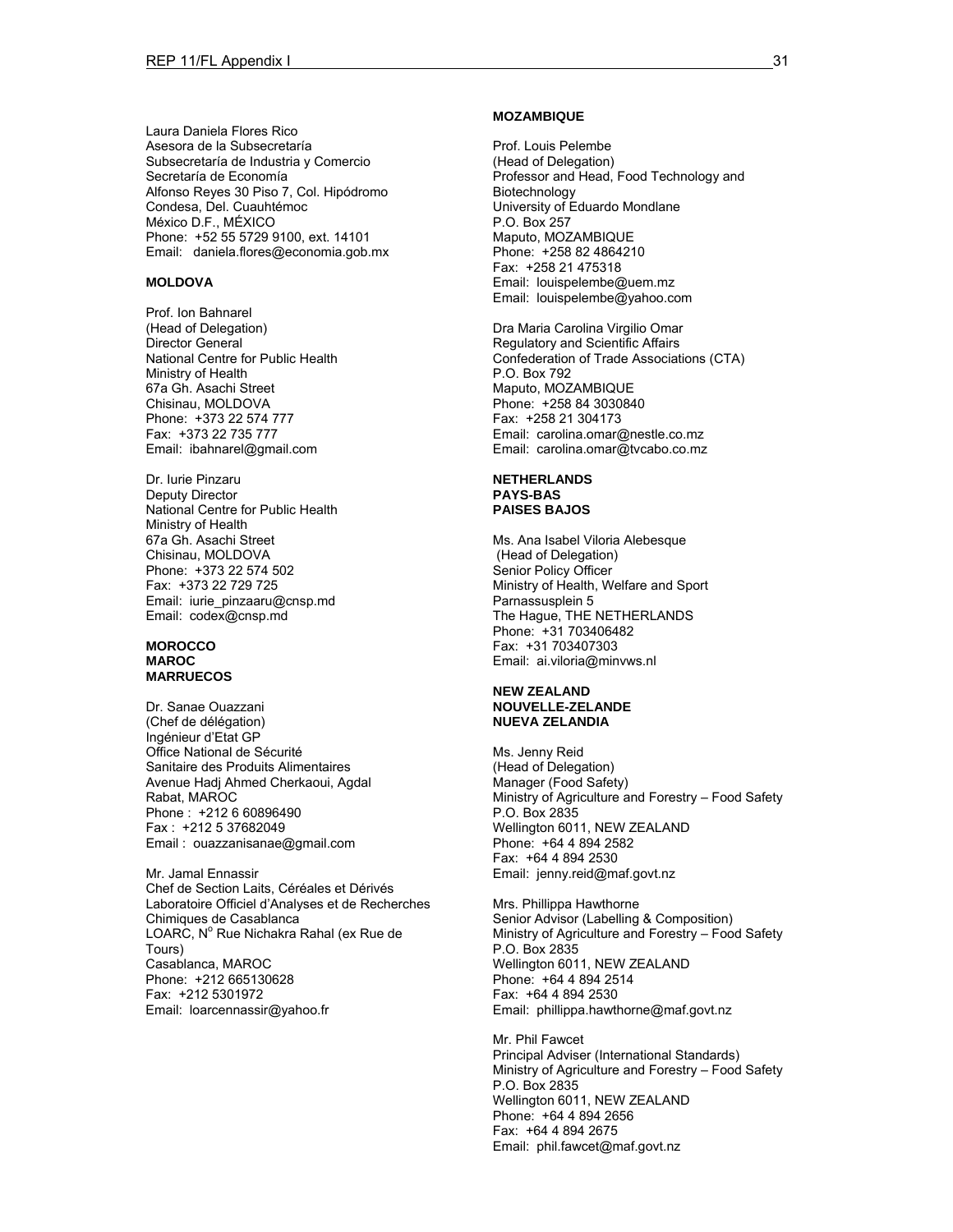Laura Daniela Flores Rico
Asesora de la Subsecretaría
Subsecretaría de Industria y Comercio
Secretaría de Economía
Alfonso Reyes 30 Piso 7, Col. Hipódromo
Condesa, Del. Cuauhtémoc
México D.F., MÉXICO
Phone: +52 55 5729 9100, ext. 14101
Email: daniela.flores@economia.gob.mx

**MOLDOVA**

Prof. Ion Bahnarel
(Head of Delegation)
Director General
National Centre for Public Health
Ministry of Health
67a Gh. Asachi Street
Chisinau, MOLDOVA
Phone: +373 22 574 777
Fax: +373 22 735 777
Email: ibahnarel@gmail.com

Dr. Iurie Pinzaru
Deputy Director
National Centre for Public Health
Ministry of Health
67a Gh. Asachi Street
Chisinau, MOLDOVA
Phone: +373 22 574 502
Fax: +373 22 729 725
Email: iurie_pinzaaru@cnsp.md
Email: codex@cnsp.md

**MOROCCO**
**MAROC**
**MARRUECOS**

Dr. Sanae Ouazzani
(Chef de délégation)
Ingénieur d'Etat GP
Office National de Sécurité
Sanitaire des Produits Alimentaires
Avenue Hadj Ahmed Cherkaoui, Agdal
Rabat, MAROC
Phone : +212 6 60896490
Fax : +212 5 37682049
Email : ouazzanisanae@gmail.com

Mr. Jamal Ennassir
Chef de Section Laits, Céréales et Dérivés
Laboratoire Officiel d'Analyses et de Recherches
Chimiques de Casablanca
LOARC, N° Rue Nichakra Rahal (ex Rue de
Tours)
Casablanca, MAROC
Phone: +212 665130628
Fax: +212 5301972
Email: loarcennassir@yahoo.fr

**MOZAMBIQUE**

Prof. Louis Pelembe
(Head of Delegation)
Professor and Head, Food Technology and
Biotechnology
University of Eduardo Mondlane
P.O. Box 257
Maputo, MOZAMBIQUE
Phone: +258 82 4864210
Fax: +258 21 475318
Email: louispelembe@uem.mz
Email: louispelembe@yahoo.com

Dra Maria Carolina Virgilio Omar
Regulatory and Scientific Affairs
Confederation of Trade Associations (CTA)
P.O. Box 792
Maputo, MOZAMBIQUE
Phone: +258 84 3030840
Fax: +258 21 304173
Email: carolina.omar@nestle.co.mz
Email: carolina.omar@tvcabo.co.mz

**NETHERLANDS**
**PAYS-BAS**
**PAISES BAJOS**

Ms. Ana Isabel Viloria Alebesque
(Head of Delegation)
Senior Policy Officer
Ministry of Health, Welfare and Sport
Parnassusplein 5
The Hague, THE NETHERLANDS
Phone: +31 703406482
Fax: +31 703407303
Email: ai.viloria@minvws.nl

**NEW ZEALAND**
**NOUVELLE-ZELANDE**
**NUEVA ZELANDIA**

Ms. Jenny Reid
(Head of Delegation)
Manager (Food Safety)
Ministry of Agriculture and Forestry – Food Safety
P.O. Box 2835
Wellington 6011, NEW ZEALAND
Phone: +64 4 894 2582
Fax: +64 4 894 2530
Email: jenny.reid@maf.govt.nz

Mrs. Phillippa Hawthorne
Senior Advisor (Labelling & Composition)
Ministry of Agriculture and Forestry – Food Safety
P.O. Box 2835
Wellington 6011, NEW ZEALAND
Phone: +64 4 894 2514
Fax: +64 4 894 2530
Email: phillippa.hawthorne@maf.govt.nz

Mr. Phil Fawcet
Principal Adviser (International Standards)
Ministry of Agriculture and Forestry – Food Safety
P.O. Box 2835
Wellington 6011, NEW ZEALAND
Phone: +64 4 894 2656
Fax: +64 4 894 2675
Email: phil.fawcet@maf.govt.nz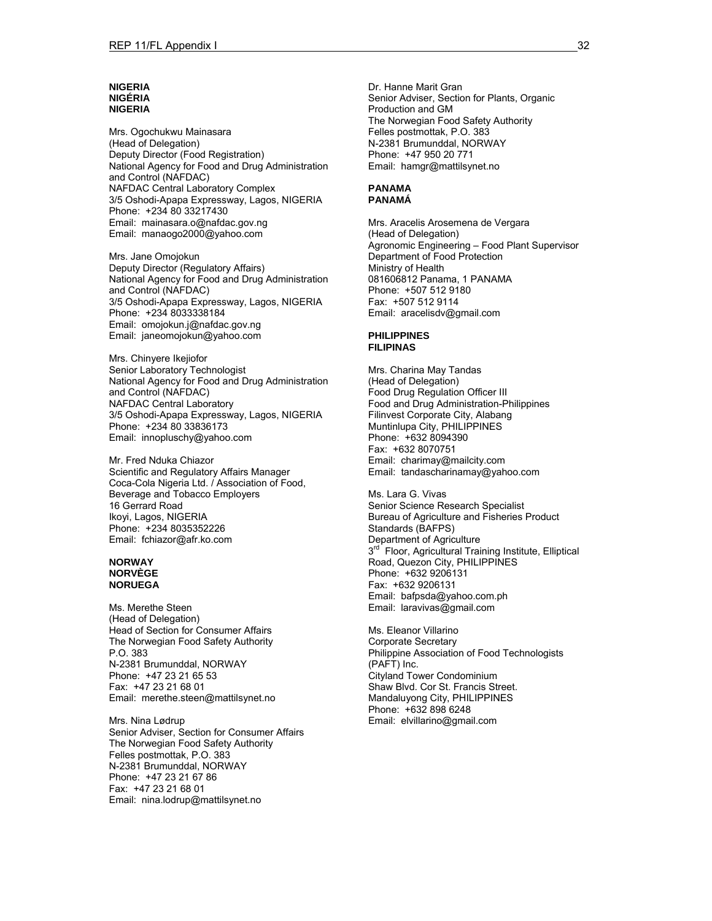**NIGERIA**
**NIGÉRIA**
**NIGERIA**

Mrs. Ogochukwu Mainasara
(Head of Delegation)
Deputy Director (Food Registration)
National Agency for Food and Drug Administration and Control (NAFDAC)
NAFDAC Central Laboratory Complex
3/5 Oshodi-Apapa Expressway, Lagos, NIGERIA
Phone: +234 80 33217430
Email: mainasara.o@nafdac.gov.ng
Email: manaogo2000@yahoo.com

Mrs. Jane Omojokun
Deputy Director (Regulatory Affairs)
National Agency for Food and Drug Administration and Control (NAFDAC)
3/5 Oshodi-Apapa Expressway, Lagos, NIGERIA
Phone: +234 8033338184
Email: omojokun.j@nafdac.gov.ng
Email: janeomojokun@yahoo.com

Mrs. Chinyere Ikejiofor
Senior Laboratory Technologist
National Agency for Food and Drug Administration and Control (NAFDAC)
NAFDAC Central Laboratory
3/5 Oshodi-Apapa Expressway, Lagos, NIGERIA
Phone: +234 80 33836173
Email: innopluschy@yahoo.com

Mr. Fred Nduka Chiazor
Scientific and Regulatory Affairs Manager
Coca-Cola Nigeria Ltd. / Association of Food, Beverage and Tobacco Employers
16 Gerrard Road
Ikoyi, Lagos, NIGERIA
Phone: +234 8035352226
Email: fchiazor@afr.ko.com

**NORWAY**
**NORVÈGE**
**NORUEGA**

Ms. Merethe Steen
(Head of Delegation)
Head of Section for Consumer Affairs
The Norwegian Food Safety Authority
P.O. 383
N-2381 Brumunddal, NORWAY
Phone: +47 23 21 65 53
Fax: +47 23 21 68 01
Email: merethe.steen@mattilsynet.no

Mrs. Nina Lødrup
Senior Adviser, Section for Consumer Affairs
The Norwegian Food Safety Authority
Felles postmottak, P.O. 383
N-2381 Brumunddal, NORWAY
Phone: +47 23 21 67 86
Fax: +47 23 21 68 01
Email: nina.lodrup@mattilsynet.no

Dr. Hanne Marit Gran
Senior Adviser, Section for Plants, Organic Production and GM
The Norwegian Food Safety Authority
Felles postmottak, P.O. 383
N-2381 Brumunddal, NORWAY
Phone: +47 950 20 771
Email: hamgr@mattilsynet.no

**PANAMA**
**PANAMÁ**

Mrs. Aracelis Arosemena de Vergara
(Head of Delegation)
Agronomic Engineering – Food Plant Supervisor
Department of Food Protection
Ministry of Health
081606812 Panama, 1 PANAMA
Phone: +507 512 9180
Fax: +507 512 9114
Email: aracelisdv@gmail.com

**PHILIPPINES**
**FILIPINAS**

Mrs. Charina May Tandas
(Head of Delegation)
Food Drug Regulation Officer III
Food and Drug Administration-Philippines
Filinvest Corporate City, Alabang
Muntinlupa City, PHILIPPINES
Phone: +632 8094390
Fax: +632 8070751
Email: charimay@mailcity.com
Email: tandascharinamay@yahoo.com

Ms. Lara G. Vivas
Senior Science Research Specialist
Bureau of Agriculture and Fisheries Product Standards (BAFPS)
Department of Agriculture
3rd Floor, Agricultural Training Institute, Elliptical Road, Quezon City, PHILIPPINES
Phone: +632 9206131
Fax: +632 9206131
Email: bafpsda@yahoo.com.ph
Email: laravivas@gmail.com

Ms. Eleanor Villarino
Corporate Secretary
Philippine Association of Food Technologists (PAFT) Inc.
Cityland Tower Condominium
Shaw Blvd. Cor St. Francis Street.
Mandaluyong City, PHILIPPINES
Phone: +632 898 6248
Email: elvillarino@gmail.com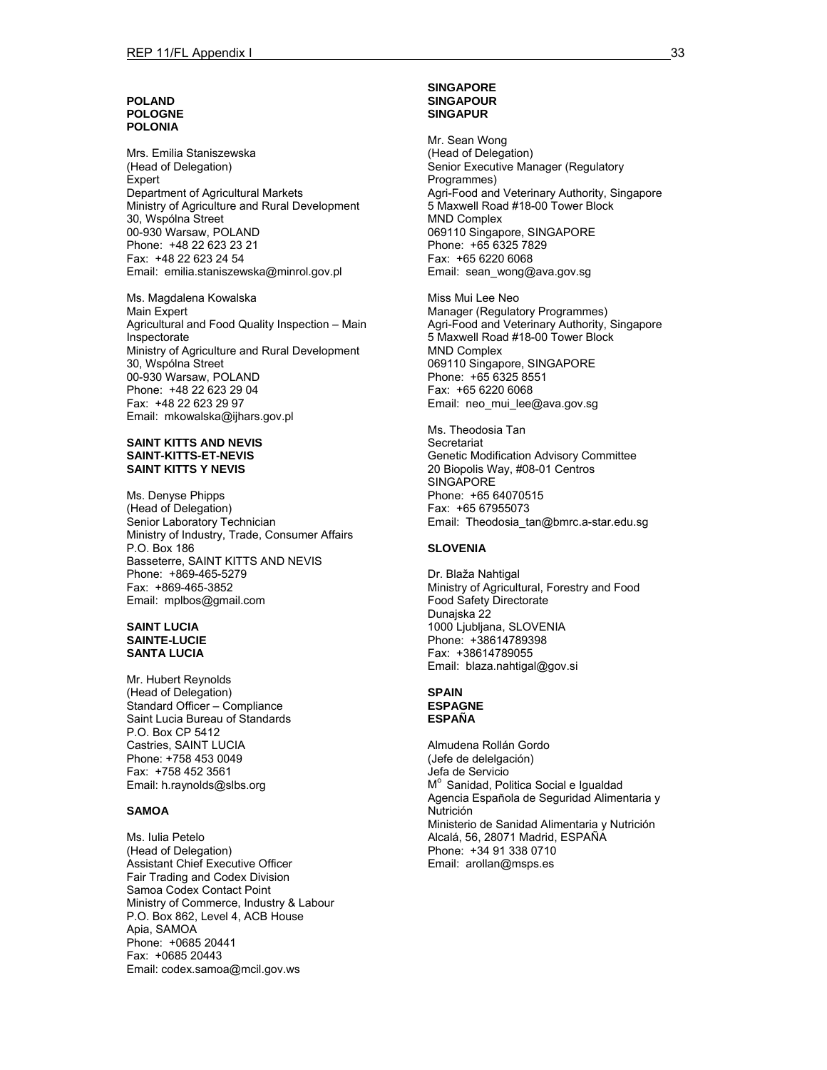**POLAND**
**POLOGNE**
**POLONIA**

Mrs. Emilia Staniszewska
(Head of Delegation)
Expert
Department of Agricultural Markets
Ministry of Agriculture and Rural Development
30, Wspólna Street
00-930 Warsaw, POLAND
Phone: +48 22 623 23 21
Fax: +48 22 623 24 54
Email: emilia.staniszewska@minrol.gov.pl

Ms. Magdalena Kowalska
Main Expert
Agricultural and Food Quality Inspection – Main Inspectorate
Ministry of Agriculture and Rural Development
30, Wspólna Street
00-930 Warsaw, POLAND
Phone: +48 22 623 29 04
Fax: +48 22 623 29 97
Email: mkowalska@ijhars.gov.pl

**SAINT KITTS AND NEVIS**
**SAINT-KITTS-ET-NEVIS**
**SAINT KITTS Y NEVIS**

Ms. Denyse Phipps
(Head of Delegation)
Senior Laboratory Technician
Ministry of Industry, Trade, Consumer Affairs
P.O. Box 186
Basseterre, SAINT KITTS AND NEVIS
Phone: +869-465-5279
Fax: +869-465-3852
Email: mplbos@gmail.com

**SAINT LUCIA**
**SAINTE-LUCIE**
**SANTA LUCIA**

Mr. Hubert Reynolds
(Head of Delegation)
Standard Officer – Compliance
Saint Lucia Bureau of Standards
P.O. Box CP 5412
Castries, SAINT LUCIA
Phone: +758 453 0049
Fax: +758 452 3561
Email: h.raynolds@slbs.org

**SAMOA**

Ms. Iulia Petelo
(Head of Delegation)
Assistant Chief Executive Officer
Fair Trading and Codex Division
Samoa Codex Contact Point
Ministry of Commerce, Industry & Labour
P.O. Box 862, Level 4, ACB House
Apia, SAMOA
Phone: +0685 20441
Fax: +0685 20443
Email: codex.samoa@mcil.gov.ws

**SINGAPORE**
**SINGAPOUR**
**SINGAPUR**

Mr. Sean Wong
(Head of Delegation)
Senior Executive Manager (Regulatory Programmes)
Agri-Food and Veterinary Authority, Singapore
5 Maxwell Road #18-00 Tower Block
MND Complex
069110 Singapore, SINGAPORE
Phone: +65 6325 7829
Fax: +65 6220 6068
Email: sean_wong@ava.gov.sg

Miss Mui Lee Neo
Manager (Regulatory Programmes)
Agri-Food and Veterinary Authority, Singapore
5 Maxwell Road #18-00 Tower Block
MND Complex
069110 Singapore, SINGAPORE
Phone: +65 6325 8551
Fax: +65 6220 6068
Email: neo_mui_lee@ava.gov.sg

Ms. Theodosia Tan
Secretariat
Genetic Modification Advisory Committee
20 Biopolis Way, #08-01 Centros
SINGAPORE
Phone: +65 64070515
Fax: +65 67955073
Email: Theodosia_tan@bmrc.a-star.edu.sg

**SLOVENIA**

Dr. Blaža Nahtigal
Ministry of Agricultural, Forestry and Food
Food Safety Directorate
Dunajska 22
1000 Ljubljana, SLOVENIA
Phone: +38614789398
Fax: +38614789055
Email: blaza.nahtigal@gov.si

**SPAIN**
**ESPAGNE**
**ESPAÑA**

Almudena Rollán Gordo
(Jefe de delelgación)
Jefa de Servicio
M° Sanidad, Politica Social e Igualdad
Agencia Española de Seguridad Alimentaria y Nutrición
Ministerio de Sanidad Alimentaria y Nutrición
Alcalá, 56, 28071 Madrid, ESPAÑA
Phone: +34 91 338 0710
Email: arollan@msps.es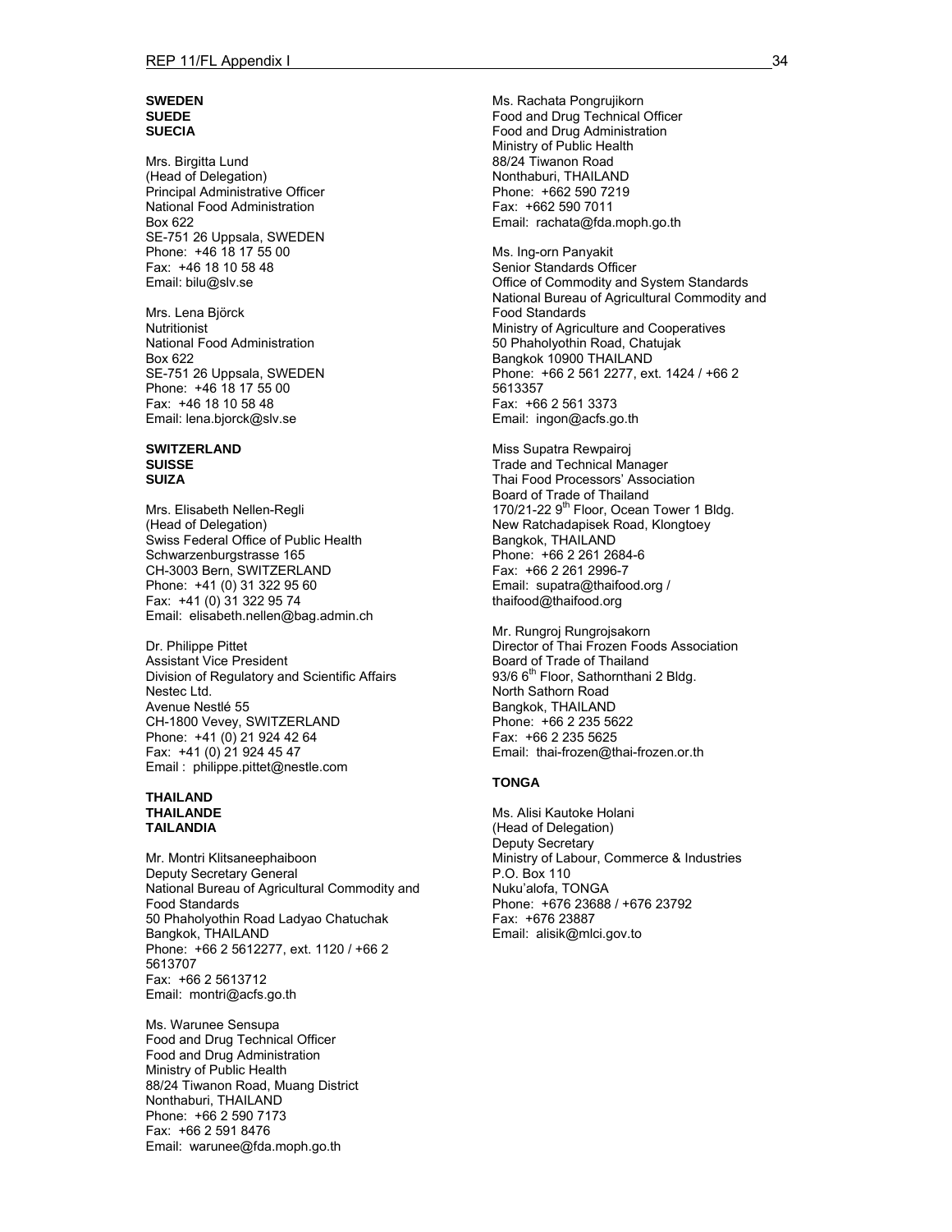**SWEDEN**
**SUEDE**
**SUECIA**

Mrs. Birgitta Lund
(Head of Delegation)
Principal Administrative Officer
National Food Administration
Box 622
SE-751 26 Uppsala, SWEDEN
Phone: +46 18 17 55 00
Fax: +46 18 10 58 48
Email: bilu@slv.se

Mrs. Lena Björck
Nutritionist
National Food Administration
Box 622
SE-751 26 Uppsala, SWEDEN
Phone: +46 18 17 55 00
Fax: +46 18 10 58 48
Email: lena.bjorck@slv.se

**SWITZERLAND**
**SUISSE**
**SUIZA**

Mrs. Elisabeth Nellen-Regli
(Head of Delegation)
Swiss Federal Office of Public Health
Schwarzenburgstrasse 165
CH-3003 Bern, SWITZERLAND
Phone: +41 (0) 31 322 95 60
Fax: +41 (0) 31 322 95 74
Email: elisabeth.nellen@bag.admin.ch

Dr. Philippe Pittet
Assistant Vice President
Division of Regulatory and Scientific Affairs
Nestec Ltd.
Avenue Nestlé 55
CH-1800 Vevey, SWITZERLAND
Phone: +41 (0) 21 924 42 64
Fax: +41 (0) 21 924 45 47
Email : philippe.pittet@nestle.com

**THAILAND**
**THAILANDE**
**TAILANDIA**

Mr. Montri Klitsaneephaiboon
Deputy Secretary General
National Bureau of Agricultural Commodity and Food Standards
50 Phaholyothin Road Ladyao Chatuchak
Bangkok, THAILAND
Phone: +66 2 5612277, ext. 1120 / +66 2 5613707
Fax: +66 2 5613712
Email: montri@acfs.go.th

Ms. Warunee Sensupa
Food and Drug Technical Officer
Food and Drug Administration
Ministry of Public Health
88/24 Tiwanon Road, Muang District
Nonthaburi, THAILAND
Phone: +66 2 590 7173
Fax: +66 2 591 8476
Email: warunee@fda.moph.go.th

Ms. Rachata Pongrujikorn
Food and Drug Technical Officer
Food and Drug Administration
Ministry of Public Health
88/24 Tiwanon Road
Nonthaburi, THAILAND
Phone: +662 590 7219
Fax: +662 590 7011
Email: rachata@fda.moph.go.th

Ms. Ing-orn Panyakit
Senior Standards Officer
Office of Commodity and System Standards
National Bureau of Agricultural Commodity and Food Standards
Ministry of Agriculture and Cooperatives
50 Phaholyothin Road, Chatujak
Bangkok 10900 THAILAND
Phone: +66 2 561 2277, ext. 1424 / +66 2 5613357
Fax: +66 2 561 3373
Email: ingon@acfs.go.th

Miss Supatra Rewpairoj
Trade and Technical Manager
Thai Food Processors' Association
Board of Trade of Thailand
170/21-22 9th Floor, Ocean Tower 1 Bldg.
New Ratchadapisek Road, Klongtoey
Bangkok, THAILAND
Phone: +66 2 261 2684-6
Fax: +66 2 261 2996-7
Email: supatra@thaifood.org / thaifood@thaifood.org

Mr. Rungroj Rungrojsakorn
Director of Thai Frozen Foods Association
Board of Trade of Thailand
93/6 6th Floor, Sathornthani 2 Bldg.
North Sathorn Road
Bangkok, THAILAND
Phone: +66 2 235 5622
Fax: +66 2 235 5625
Email: thai-frozen@thai-frozen.or.th

**TONGA**

Ms. Alisi Kautoke Holani
(Head of Delegation)
Deputy Secretary
Ministry of Labour, Commerce & Industries
P.O. Box 110
Nuku'alofa, TONGA
Phone: +676 23688 / +676 23792
Fax: +676 23887
Email: alisik@mlci.gov.to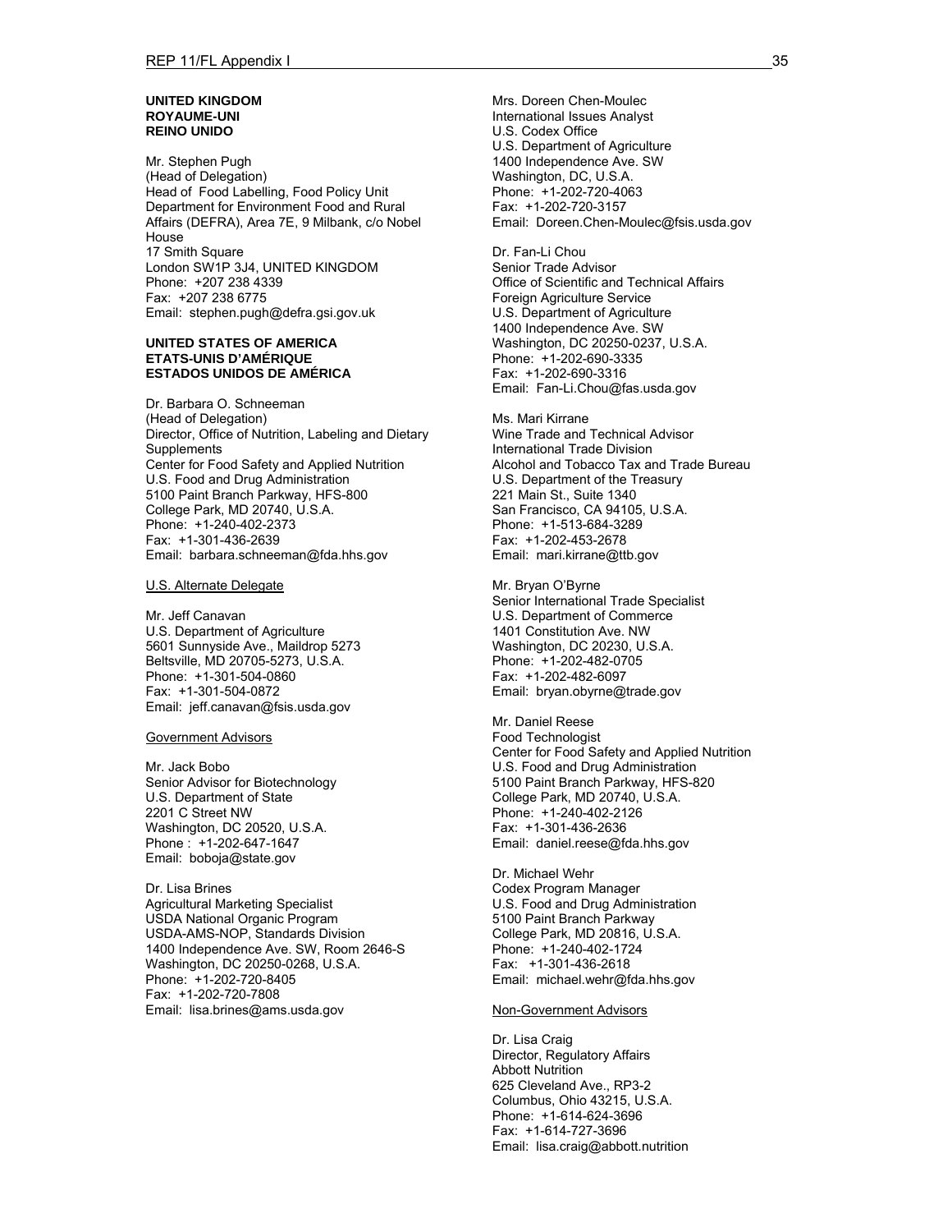**UNITED KINGDOM**
**ROYAUME-UNI**
**REINO UNIDO**

Mr. Stephen Pugh
(Head of Delegation)
Head of Food Labelling, Food Policy Unit
Department for Environment Food and Rural Affairs (DEFRA), Area 7E, 9 Milbank, c/o Nobel House
17 Smith Square
London SW1P 3J4, UNITED KINGDOM
Phone: +207 238 4339
Fax: +207 238 6775
Email: stephen.pugh@defra.gsi.gov.uk

**UNITED STATES OF AMERICA**
**ETATS-UNIS D'AMÉRIQUE**
**ESTADOS UNIDOS DE AMÉRICA**

Dr. Barbara O. Schneeman
(Head of Delegation)
Director, Office of Nutrition, Labeling and Dietary Supplements
Center for Food Safety and Applied Nutrition
U.S. Food and Drug Administration
5100 Paint Branch Parkway, HFS-800
College Park, MD 20740, U.S.A.
Phone: +1-240-402-2373
Fax: +1-301-436-2639
Email: barbara.schneeman@fda.hhs.gov

U.S. Alternate Delegate

Mr. Jeff Canavan
U.S. Department of Agriculture
5601 Sunnyside Ave., Maildrop 5273
Beltsville, MD 20705-5273, U.S.A.
Phone: +1-301-504-0860
Fax: +1-301-504-0872
Email: jeff.canavan@fsis.usda.gov

Government Advisors

Mr. Jack Bobo
Senior Advisor for Biotechnology
U.S. Department of State
2201 C Street NW
Washington, DC 20520, U.S.A.
Phone : +1-202-647-1647
Email: boboja@state.gov

Dr. Lisa Brines
Agricultural Marketing Specialist
USDA National Organic Program
USDA-AMS-NOP, Standards Division
1400 Independence Ave. SW, Room 2646-S
Washington, DC 20250-0268, U.S.A.
Phone: +1-202-720-8405
Fax: +1-202-720-7808
Email: lisa.brines@ams.usda.gov

Mrs. Doreen Chen-Moulec
International Issues Analyst
U.S. Codex Office
U.S. Department of Agriculture
1400 Independence Ave. SW
Washington, DC, U.S.A.
Phone: +1-202-720-4063
Fax: +1-202-720-3157
Email: Doreen.Chen-Moulec@fsis.usda.gov

Dr. Fan-Li Chou
Senior Trade Advisor
Office of Scientific and Technical Affairs
Foreign Agriculture Service
U.S. Department of Agriculture
1400 Independence Ave. SW
Washington, DC 20250-0237, U.S.A.
Phone: +1-202-690-3335
Fax: +1-202-690-3316
Email: Fan-Li.Chou@fas.usda.gov

Ms. Mari Kirrane
Wine Trade and Technical Advisor
International Trade Division
Alcohol and Tobacco Tax and Trade Bureau
U.S. Department of the Treasury
221 Main St., Suite 1340
San Francisco, CA 94105, U.S.A.
Phone: +1-513-684-3289
Fax: +1-202-453-2678
Email: mari.kirrane@ttb.gov

Mr. Bryan O'Byrne
Senior International Trade Specialist
U.S. Department of Commerce
1401 Constitution Ave. NW
Washington, DC 20230, U.S.A.
Phone: +1-202-482-0705
Fax: +1-202-482-6097
Email: bryan.obyrne@trade.gov

Mr. Daniel Reese
Food Technologist
Center for Food Safety and Applied Nutrition
U.S. Food and Drug Administration
5100 Paint Branch Parkway, HFS-820
College Park, MD 20740, U.S.A.
Phone: +1-240-402-2126
Fax: +1-301-436-2636
Email: daniel.reese@fda.hhs.gov

Dr. Michael Wehr
Codex Program Manager
U.S. Food and Drug Administration
5100 Paint Branch Parkway
College Park, MD 20816, U.S.A.
Phone: +1-240-402-1724
Fax: +1-301-436-2618
Email: michael.wehr@fda.hhs.gov

Non-Government Advisors

Dr. Lisa Craig
Director, Regulatory Affairs
Abbott Nutrition
625 Cleveland Ave., RP3-2
Columbus, Ohio 43215, U.S.A.
Phone: +1-614-624-3696
Fax: +1-614-727-3696
Email: lisa.craig@abbott.nutrition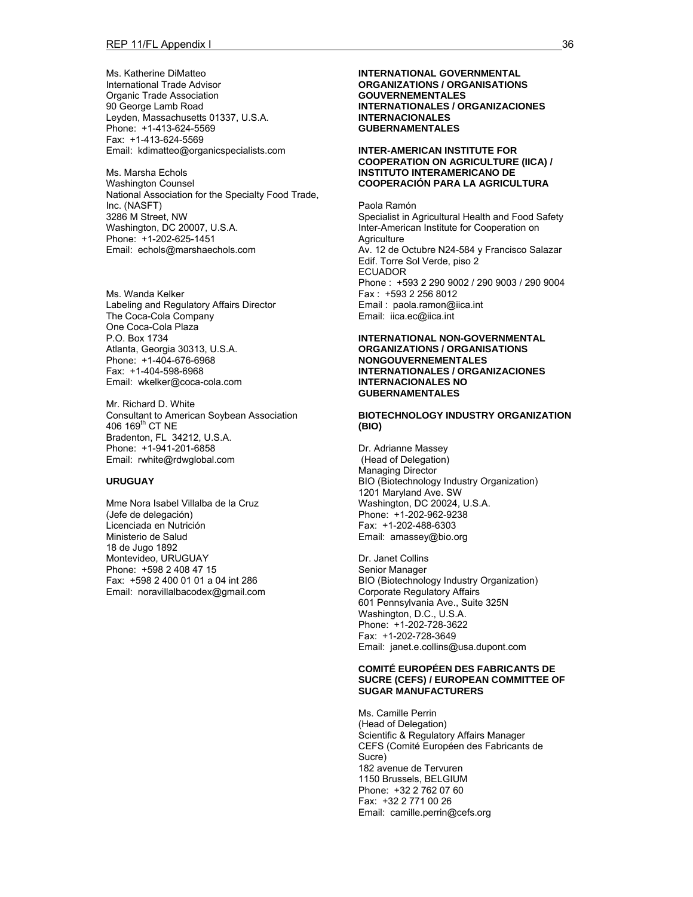Ms. Katherine DiMatteo
International Trade Advisor
Organic Trade Association
90 George Lamb Road
Leyden, Massachusetts 01337, U.S.A.
Phone: +1-413-624-5569
Fax: +1-413-624-5569
Email: kdimatteo@organicspecialists.com

Ms. Marsha Echols
Washington Counsel
National Association for the Specialty Food Trade, Inc. (NASFT)
3286 M Street, NW
Washington, DC 20007, U.S.A.
Phone: +1-202-625-1451
Email: echols@marshaechols.com

Ms. Wanda Kelker
Labeling and Regulatory Affairs Director
The Coca-Cola Company
One Coca-Cola Plaza
P.O. Box 1734
Atlanta, Georgia 30313, U.S.A.
Phone: +1-404-676-6968
Fax: +1-404-598-6968
Email: wkelker@coca-cola.com

Mr. Richard D. White
Consultant to American Soybean Association
406 169th CT NE
Bradenton, FL 34212, U.S.A.
Phone: +1-941-201-6858
Email: rwhite@rdwglobal.com

**URUGUAY**

Mme Nora Isabel Villalba de la Cruz
(Jefe de delegación)
Licenciada en Nutrición
Ministerio de Salud
18 de Jugo 1892
Montevideo, URUGUAY
Phone: +598 2 408 47 15
Fax: +598 2 400 01 01 a 04 int 286
Email: noravillalbacodex@gmail.com

**INTERNATIONAL GOVERNMENTAL ORGANIZATIONS / ORGANISATIONS GOUVERNEMENTALES INTERNATIONALES / ORGANIZACIONES INTERNACIONALES GUBERNAMENTALES**

**INTER-AMERICAN INSTITUTE FOR COOPERATION ON AGRICULTURE (IICA) / INSTITUTO INTERAMERICANO DE COOPERACIÓN PARA LA AGRICULTURA**

Paola Ramón
Specialist in Agricultural Health and Food Safety
Inter-American Institute for Cooperation on Agriculture
Av. 12 de Octubre N24-584 y Francisco Salazar
Edif. Torre Sol Verde, piso 2
ECUADOR
Phone : +593 2 290 9002 / 290 9003 / 290 9004
Fax : +593 2 256 8012
Email : paola.ramon@iica.int
Email: iica.ec@iica.int

**INTERNATIONAL NON-GOVERNMENTAL ORGANIZATIONS / ORGANISATIONS NONGOUVERNEMENTALES INTERNATIONALES / ORGANIZACIONES INTERNACIONALES NO GUBERNAMENTALES**

**BIOTECHNOLOGY INDUSTRY ORGANIZATION (BIO)**

Dr. Adrianne Massey
(Head of Delegation)
Managing Director
BIO (Biotechnology Industry Organization)
1201 Maryland Ave. SW
Washington, DC 20024, U.S.A.
Phone: +1-202-962-9238
Fax: +1-202-488-6303
Email: amassey@bio.org

Dr. Janet Collins
Senior Manager
BIO (Biotechnology Industry Organization)
Corporate Regulatory Affairs
601 Pennsylvania Ave., Suite 325N
Washington, D.C., U.S.A.
Phone: +1-202-728-3622
Fax: +1-202-728-3649
Email: janet.e.collins@usa.dupont.com

**COMITÉ EUROPÉEN DES FABRICANTS DE SUCRE (CEFS) / EUROPEAN COMMITTEE OF SUGAR MANUFACTURERS**

Ms. Camille Perrin
(Head of Delegation)
Scientific & Regulatory Affairs Manager
CEFS (Comité Européen des Fabricants de Sucre)
182 avenue de Tervuren
1150 Brussels, BELGIUM
Phone: +32 2 762 07 60
Fax: +32 2 771 00 26
Email: camille.perrin@cefs.org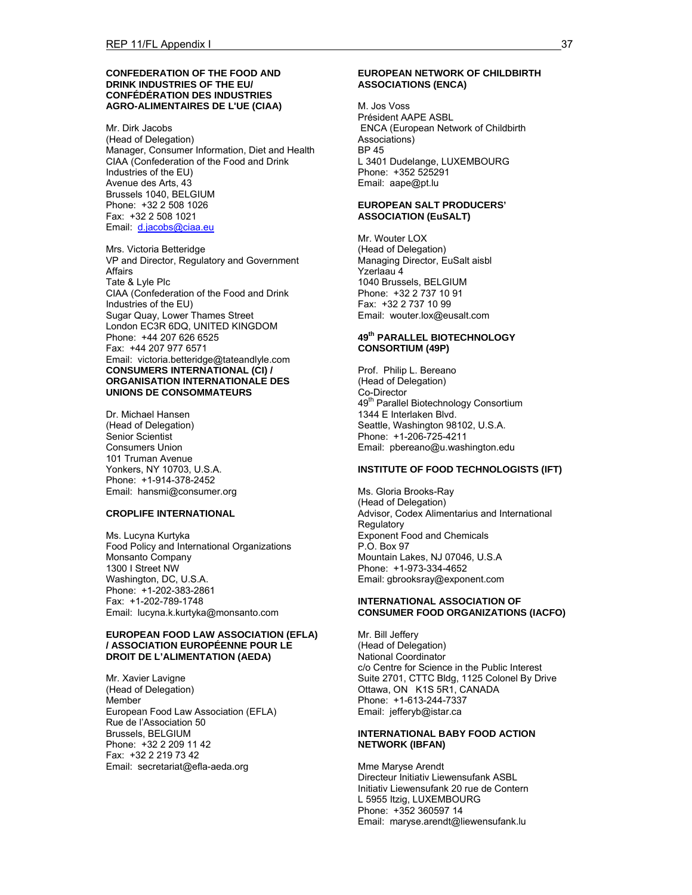**CONFEDERATION OF THE FOOD AND DRINK INDUSTRIES OF THE EU/ CONFÉDÉRATION DES INDUSTRIES AGRO-ALIMENTAIRES DE L'UE (CIAA)**

Mr. Dirk Jacobs
(Head of Delegation)
Manager, Consumer Information, Diet and Health
CIAA (Confederation of the Food and Drink Industries of the EU)
Avenue des Arts, 43
Brussels 1040, BELGIUM
Phone: +32 2 508 1026
Fax: +32 2 508 1021
Email: d.jacobs@ciaa.eu

Mrs. Victoria Betteridge
VP and Director, Regulatory and Government Affairs
Tate & Lyle Plc
CIAA (Confederation of the Food and Drink Industries of the EU)
Sugar Quay, Lower Thames Street
London EC3R 6DQ, UNITED KINGDOM
Phone: +44 207 626 6525
Fax: +44 207 977 6571
Email: victoria.betteridge@tateandlyle.com

**CONSUMERS INTERNATIONAL (CI) / ORGANISATION INTERNATIONALE DES UNIONS DE CONSOMMATEURS**

Dr. Michael Hansen
(Head of Delegation)
Senior Scientist
Consumers Union
101 Truman Avenue
Yonkers, NY 10703, U.S.A.
Phone: +1-914-378-2452
Email: hansmi@consumer.org

**CROPLIFE INTERNATIONAL**

Ms. Lucyna Kurtyka
Food Policy and International Organizations
Monsanto Company
1300 I Street NW
Washington, DC, U.S.A.
Phone: +1-202-383-2861
Fax: +1-202-789-1748
Email: lucyna.k.kurtyka@monsanto.com

**EUROPEAN FOOD LAW ASSOCIATION (EFLA) / ASSOCIATION EUROPÉENNE POUR LE DROIT DE L'ALIMENTATION (AEDA)**

Mr. Xavier Lavigne
(Head of Delegation)
Member
European Food Law Association (EFLA)
Rue de l'Association 50
Brussels, BELGIUM
Phone: +32 2 209 11 42
Fax: +32 2 219 73 42
Email: secretariat@efla-aeda.org

**EUROPEAN NETWORK OF CHILDBIRTH ASSOCIATIONS (ENCA)**

M. Jos Voss
Président AAPE ASBL
ENCA (European Network of Childbirth Associations)
BP 45
L 3401 Dudelange, LUXEMBOURG
Phone: +352 525291
Email: aape@pt.lu

**EUROPEAN SALT PRODUCERS' ASSOCIATION (EuSALT)**

Mr. Wouter LOX
(Head of Delegation)
Managing Director, EuSalt aisbl
Yzerlaau 4
1040 Brussels, BELGIUM
Phone: +32 2 737 10 91
Fax: +32 2 737 10 99
Email: wouter.lox@eusalt.com

**49th PARALLEL BIOTECHNOLOGY CONSORTIUM (49P)**

Prof. Philip L. Bereano
(Head of Delegation)
Co-Director
49th Parallel Biotechnology Consortium
1344 E Interlaken Blvd.
Seattle, Washington 98102, U.S.A.
Phone: +1-206-725-4211
Email: pbereano@u.washington.edu

**INSTITUTE OF FOOD TECHNOLOGISTS (IFT)**

Ms. Gloria Brooks-Ray
(Head of Delegation)
Advisor, Codex Alimentarius and International Regulatory
Exponent Food and Chemicals
P.O. Box 97
Mountain Lakes, NJ 07046, U.S.A
Phone: +1-973-334-4652
Email: gbrooksray@exponent.com

**INTERNATIONAL ASSOCIATION OF CONSUMER FOOD ORGANIZATIONS (IACFO)**

Mr. Bill Jeffery
(Head of Delegation)
National Coordinator
c/o Centre for Science in the Public Interest
Suite 2701, CTTC Bldg, 1125 Colonel By Drive
Ottawa, ON K1S 5R1, CANADA
Phone: +1-613-244-7337
Email: jefferyb@istar.ca

**INTERNATIONAL BABY FOOD ACTION NETWORK (IBFAN)**

Mme Maryse Arendt
Directeur Initiativ Liewensufank ASBL
Initiativ Liewensufank 20 rue de Contern
L 5955 Itzig, LUXEMBOURG
Phone: +352 360597 14
Email: maryse.arendt@liewensufank.lu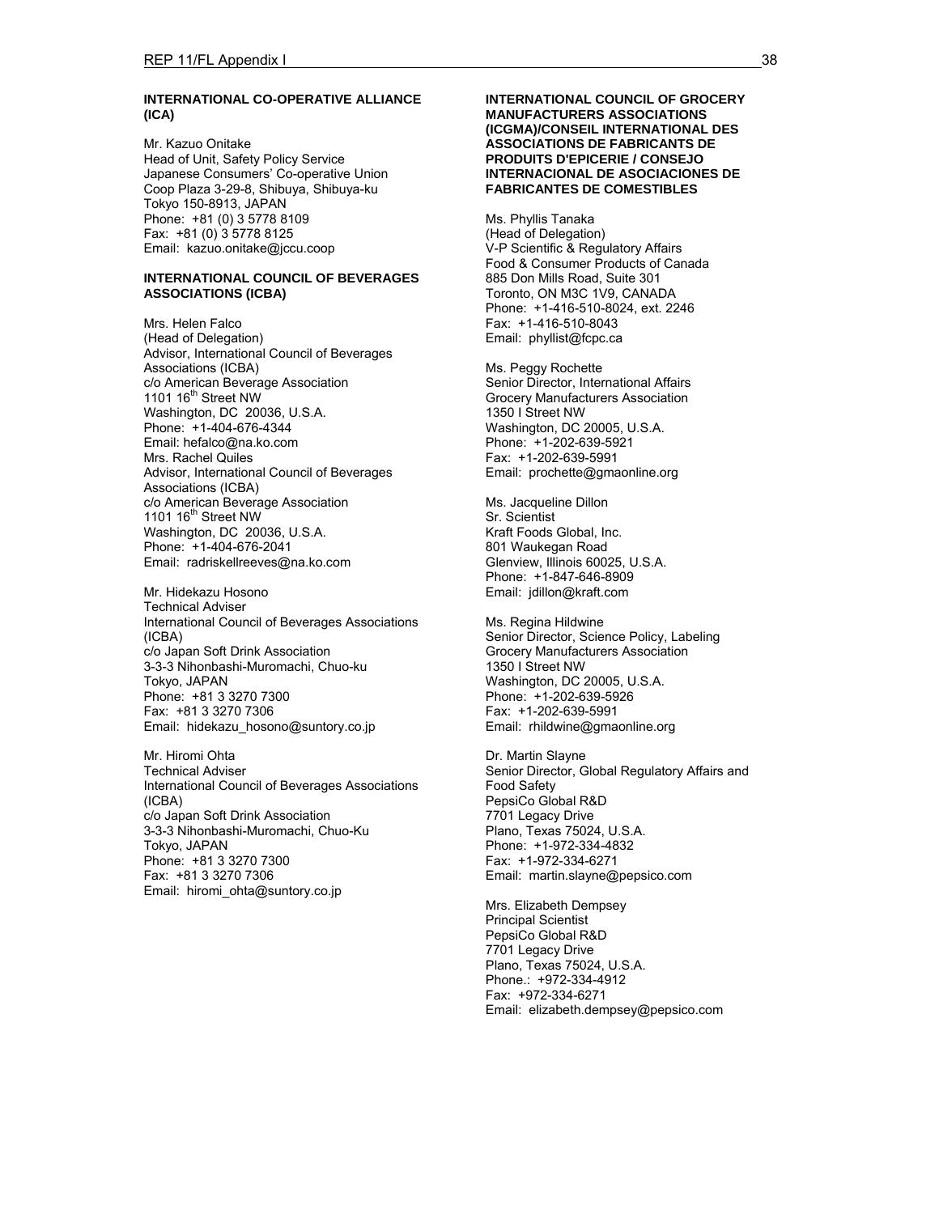**INTERNATIONAL CO-OPERATIVE ALLIANCE (ICA)**

Mr. Kazuo Onitake
Head of Unit, Safety Policy Service
Japanese Consumers' Co-operative Union
Coop Plaza 3-29-8, Shibuya, Shibuya-ku
Tokyo 150-8913, JAPAN
Phone: +81 (0) 3 5778 8109
Fax: +81 (0) 3 5778 8125
Email: kazuo.onitake@jccu.coop

**INTERNATIONAL COUNCIL OF BEVERAGES ASSOCIATIONS (ICBA)**

Mrs. Helen Falco
(Head of Delegation)
Advisor, International Council of Beverages Associations (ICBA)
c/o American Beverage Association
1101 16th Street NW
Washington, DC 20036, U.S.A.
Phone: +1-404-676-4344
Email: hefalco@na.ko.com
Mrs. Rachel Quiles
Advisor, International Council of Beverages Associations (ICBA)
c/o American Beverage Association
1101 16th Street NW
Washington, DC 20036, U.S.A.
Phone: +1-404-676-2041
Email: radriskellreeves@na.ko.com

Mr. Hidekazu Hosono
Technical Adviser
International Council of Beverages Associations (ICBA)
c/o Japan Soft Drink Association
3-3-3 Nihonbashi-Muromachi, Chuo-ku
Tokyo, JAPAN
Phone: +81 3 3270 7300
Fax: +81 3 3270 7306
Email: hidekazu_hosono@suntory.co.jp

Mr. Hiromi Ohta
Technical Adviser
International Council of Beverages Associations (ICBA)
c/o Japan Soft Drink Association
3-3-3 Nihonbashi-Muromachi, Chuo-Ku
Tokyo, JAPAN
Phone: +81 3 3270 7300
Fax: +81 3 3270 7306
Email: hiromi_ohta@suntory.co.jp

**INTERNATIONAL COUNCIL OF GROCERY MANUFACTURERS ASSOCIATIONS (ICGMA)/CONSEIL INTERNATIONAL DES ASSOCIATIONS DE FABRICANTS DE PRODUITS D'EPICERIE / CONSEJO INTERNACIONAL DE ASOCIACIONES DE FABRICANTES DE COMESTIBLES**

Ms. Phyllis Tanaka
(Head of Delegation)
V-P Scientific & Regulatory Affairs
Food & Consumer Products of Canada
885 Don Mills Road, Suite 301
Toronto, ON M3C 1V9, CANADA
Phone: +1-416-510-8024, ext. 2246
Fax: +1-416-510-8043
Email: phyllist@fcpc.ca

Ms. Peggy Rochette
Senior Director, International Affairs
Grocery Manufacturers Association
1350 I Street NW
Washington, DC 20005, U.S.A.
Phone: +1-202-639-5921
Fax: +1-202-639-5991
Email: prochette@gmaonline.org

Ms. Jacqueline Dillon
Sr. Scientist
Kraft Foods Global, Inc.
801 Waukegan Road
Glenview, Illinois 60025, U.S.A.
Phone: +1-847-646-8909
Email: jdillon@kraft.com

Ms. Regina Hildwine
Senior Director, Science Policy, Labeling
Grocery Manufacturers Association
1350 I Street NW
Washington, DC 20005, U.S.A.
Phone: +1-202-639-5926
Fax: +1-202-639-5991
Email: rhildwine@gmaonline.org

Dr. Martin Slayne
Senior Director, Global Regulatory Affairs and Food Safety
PepsiCo Global R&D
7701 Legacy Drive
Plano, Texas 75024, U.S.A.
Phone: +1-972-334-4832
Fax: +1-972-334-6271
Email: martin.slayne@pepsico.com

Mrs. Elizabeth Dempsey
Principal Scientist
PepsiCo Global R&D
7701 Legacy Drive
Plano, Texas 75024, U.S.A.
Phone.: +972-334-4912
Fax: +972-334-6271
Email: elizabeth.dempsey@pepsico.com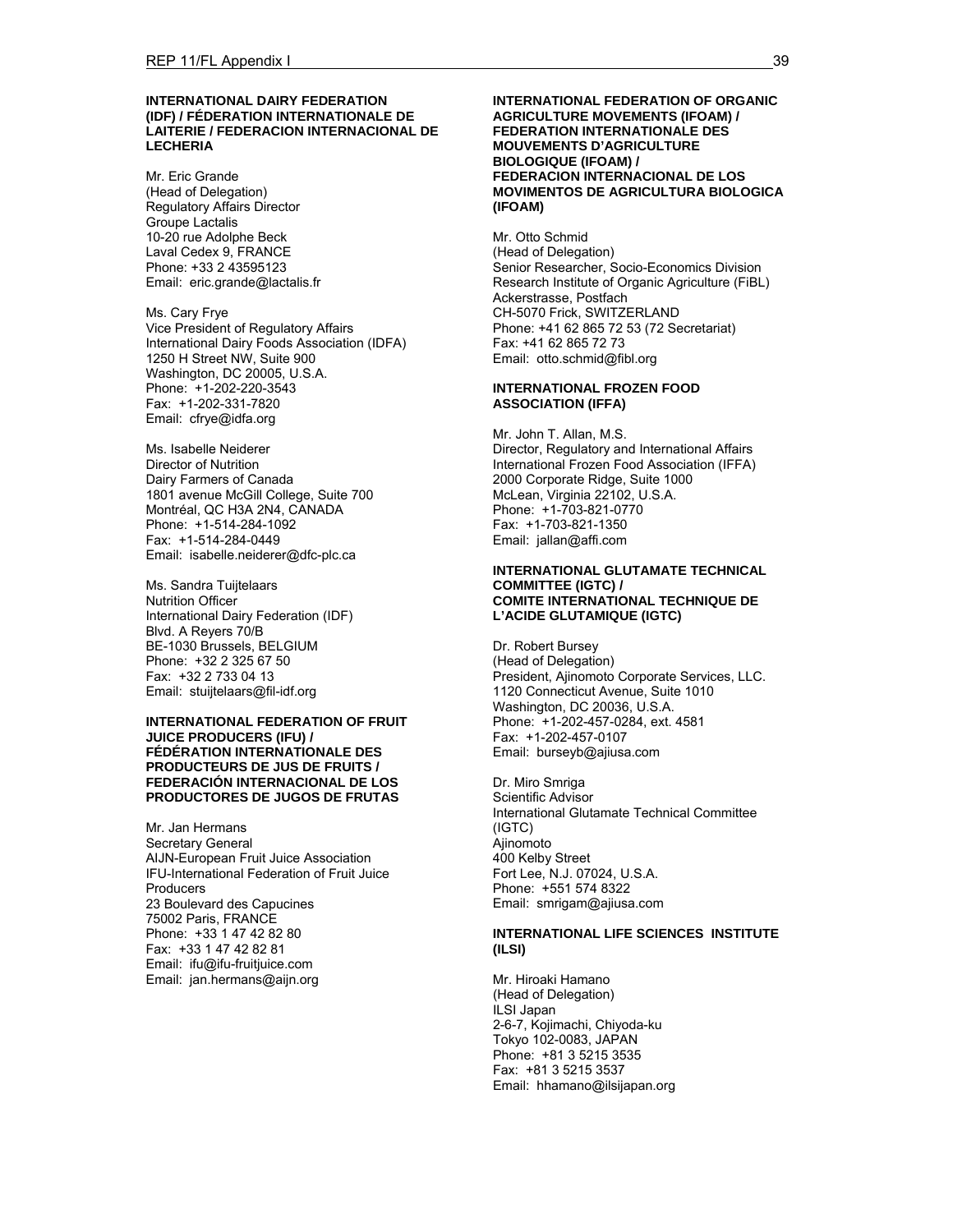**INTERNATIONAL DAIRY FEDERATION (IDF) / FÉDERATION INTERNATIONALE DE LAITERIE / FEDERACION INTERNACIONAL DE LECHERIA**

Mr. Eric Grande
(Head of Delegation)
Regulatory Affairs Director
Groupe Lactalis
10-20 rue Adolphe Beck
Laval Cedex 9, FRANCE
Phone: +33 2 43595123
Email: eric.grande@lactalis.fr

Ms. Cary Frye
Vice President of Regulatory Affairs
International Dairy Foods Association (IDFA)
1250 H Street NW, Suite 900
Washington, DC 20005, U.S.A.
Phone: +1-202-220-3543
Fax: +1-202-331-7820
Email: cfrye@idfa.org

Ms. Isabelle Neiderer
Director of Nutrition
Dairy Farmers of Canada
1801 avenue McGill College, Suite 700
Montréal, QC H3A 2N4, CANADA
Phone: +1-514-284-1092
Fax: +1-514-284-0449
Email: isabelle.neiderer@dfc-plc.ca

Ms. Sandra Tuijtelaars
Nutrition Officer
International Dairy Federation (IDF)
Blvd. A Reyers 70/B
BE-1030 Brussels, BELGIUM
Phone: +32 2 325 67 50
Fax: +32 2 733 04 13
Email: stuijtelaars@fil-idf.org

**INTERNATIONAL FEDERATION OF FRUIT JUICE PRODUCERS (IFU) / FÉDÉRATION INTERNATIONALE DES PRODUCTEURS DE JUS DE FRUITS / FEDERACIÓN INTERNACIONAL DE LOS PRODUCTORES DE JUGOS DE FRUTAS**

Mr. Jan Hermans
Secretary General
AIJN-European Fruit Juice Association
IFU-International Federation of Fruit Juice Producers
23 Boulevard des Capucines
75002 Paris, FRANCE
Phone: +33 1 47 42 82 80
Fax: +33 1 47 42 82 81
Email: ifu@ifu-fruitjuice.com
Email: jan.hermans@aijn.org

**INTERNATIONAL FEDERATION OF ORGANIC AGRICULTURE MOVEMENTS (IFOAM) / FEDERATION INTERNATIONALE DES MOUVEMENTS D'AGRICULTURE BIOLOGIQUE (IFOAM) / FEDERACION INTERNACIONAL DE LOS MOVIMENTOS DE AGRICULTURA BIOLOGICA (IFOAM)**

Mr. Otto Schmid
(Head of Delegation)
Senior Researcher, Socio-Economics Division
Research Institute of Organic Agriculture (FiBL)
Ackerstrasse, Postfach
CH-5070 Frick, SWITZERLAND
Phone: +41 62 865 72 53 (72 Secretariat)
Fax: +41 62 865 72 73
Email: otto.schmid@fibl.org

**INTERNATIONAL FROZEN FOOD ASSOCIATION (IFFA)**

Mr. John T. Allan, M.S.
Director, Regulatory and International Affairs
International Frozen Food Association (IFFA)
2000 Corporate Ridge, Suite 1000
McLean, Virginia 22102, U.S.A.
Phone: +1-703-821-0770
Fax: +1-703-821-1350
Email: jallan@affi.com

**INTERNATIONAL GLUTAMATE TECHNICAL COMMITTEE (IGTC) / COMITE INTERNATIONAL TECHNIQUE DE L'ACIDE GLUTAMIQUE (IGTC)**

Dr. Robert Bursey
(Head of Delegation)
President, Ajinomoto Corporate Services, LLC.
1120 Connecticut Avenue, Suite 1010
Washington, DC 20036, U.S.A.
Phone: +1-202-457-0284, ext. 4581
Fax: +1-202-457-0107
Email: burseyb@ajiusa.com

Dr. Miro Smriga
Scientific Advisor
International Glutamate Technical Committee (IGTC)
Ajinomoto
400 Kelby Street
Fort Lee, N.J. 07024, U.S.A.
Phone: +551 574 8322
Email: smrigam@ajiusa.com

**INTERNATIONAL LIFE SCIENCES INSTITUTE (ILSI)**

Mr. Hiroaki Hamano
(Head of Delegation)
ILSI Japan
2-6-7, Kojimachi, Chiyoda-ku
Tokyo 102-0083, JAPAN
Phone: +81 3 5215 3535
Fax: +81 3 5215 3537
Email: hhamano@ilsijapan.org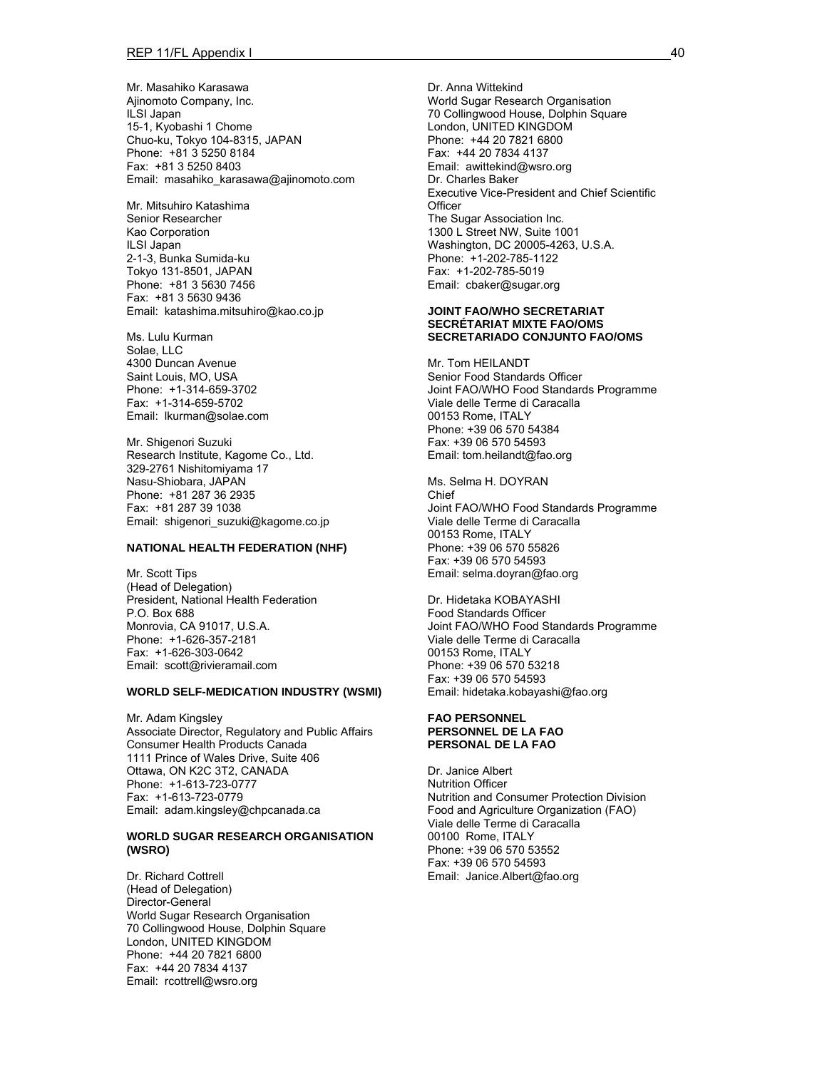Mr. Masahiko Karasawa
Ajinomoto Company, Inc.
ILSI Japan
15-1, Kyobashi 1 Chome
Chuo-ku, Tokyo 104-8315, JAPAN
Phone: +81 3 5250 8184
Fax: +81 3 5250 8403
Email: masahiko_karasawa@ajinomoto.com

Mr. Mitsuhiro Katashima
Senior Researcher
Kao Corporation
ILSI Japan
2-1-3, Bunka Sumida-ku
Tokyo 131-8501, JAPAN
Phone: +81 3 5630 7456
Fax: +81 3 5630 9436
Email: katashima.mitsuhiro@kao.co.jp

Ms. Lulu Kurman
Solae, LLC
4300 Duncan Avenue
Saint Louis, MO, USA
Phone: +1-314-659-3702
Fax: +1-314-659-5702
Email: lkurman@solae.com

Mr. Shigenori Suzuki
Research Institute, Kagome Co., Ltd.
329-2761 Nishitomiyama 17
Nasu-Shiobara, JAPAN
Phone: +81 287 36 2935
Fax: +81 287 39 1038
Email: shigenori_suzuki@kagome.co.jp

**NATIONAL HEALTH FEDERATION (NHF)**

Mr. Scott Tips
(Head of Delegation)
President, National Health Federation
P.O. Box 688
Monrovia, CA 91017, U.S.A.
Phone: +1-626-357-2181
Fax: +1-626-303-0642
Email: scott@rivieramail.com

**WORLD SELF-MEDICATION INDUSTRY (WSMI)**

Mr. Adam Kingsley
Associate Director, Regulatory and Public Affairs
Consumer Health Products Canada
1111 Prince of Wales Drive, Suite 406
Ottawa, ON K2C 3T2, CANADA
Phone: +1-613-723-0777
Fax: +1-613-723-0779
Email: adam.kingsley@chpcanada.ca

**WORLD SUGAR RESEARCH ORGANISATION (WSRO)**

Dr. Richard Cottrell
(Head of Delegation)
Director-General
World Sugar Research Organisation
70 Collingwood House, Dolphin Square
London, UNITED KINGDOM
Phone: +44 20 7821 6800
Fax: +44 20 7834 4137
Email: rcottrell@wsro.org

Dr. Anna Wittekind
World Sugar Research Organisation
70 Collingwood House, Dolphin Square
London, UNITED KINGDOM
Phone: +44 20 7821 6800
Fax: +44 20 7834 4137
Email: awittekind@wsro.org

Dr. Charles Baker
Executive Vice-President and Chief Scientific Officer
The Sugar Association Inc.
1300 L Street NW, Suite 1001
Washington, DC 20005-4263, U.S.A.
Phone: +1-202-785-1122
Fax: +1-202-785-5019
Email: cbaker@sugar.org

**JOINT FAO/WHO SECRETARIAT**
**SECRÉTARIAT MIXTE FAO/OMS**
**SECRETARIADO CONJUNTO FAO/OMS**

Mr. Tom HEILANDT
Senior Food Standards Officer
Joint FAO/WHO Food Standards Programme
Viale delle Terme di Caracalla
00153 Rome, ITALY
Phone: +39 06 570 54384
Fax: +39 06 570 54593
Email: tom.heilandt@fao.org

Ms. Selma H. DOYRAN
Chief
Joint FAO/WHO Food Standards Programme
Viale delle Terme di Caracalla
00153 Rome, ITALY
Phone: +39 06 570 55826
Fax: +39 06 570 54593
Email: selma.doyran@fao.org

Dr. Hidetaka KOBAYASHI
Food Standards Officer
Joint FAO/WHO Food Standards Programme
Viale delle Terme di Caracalla
00153 Rome, ITALY
Phone: +39 06 570 53218
Fax: +39 06 570 54593
Email: hidetaka.kobayashi@fao.org

**FAO PERSONNEL**
**PERSONNEL DE LA FAO**
**PERSONAL DE LA FAO**

Dr. Janice Albert
Nutrition Officer
Nutrition and Consumer Protection Division
Food and Agriculture Organization (FAO)
Viale delle Terme di Caracalla
00100 Rome, ITALY
Phone: +39 06 570 53552
Fax: +39 06 570 54593
Email: Janice.Albert@fao.org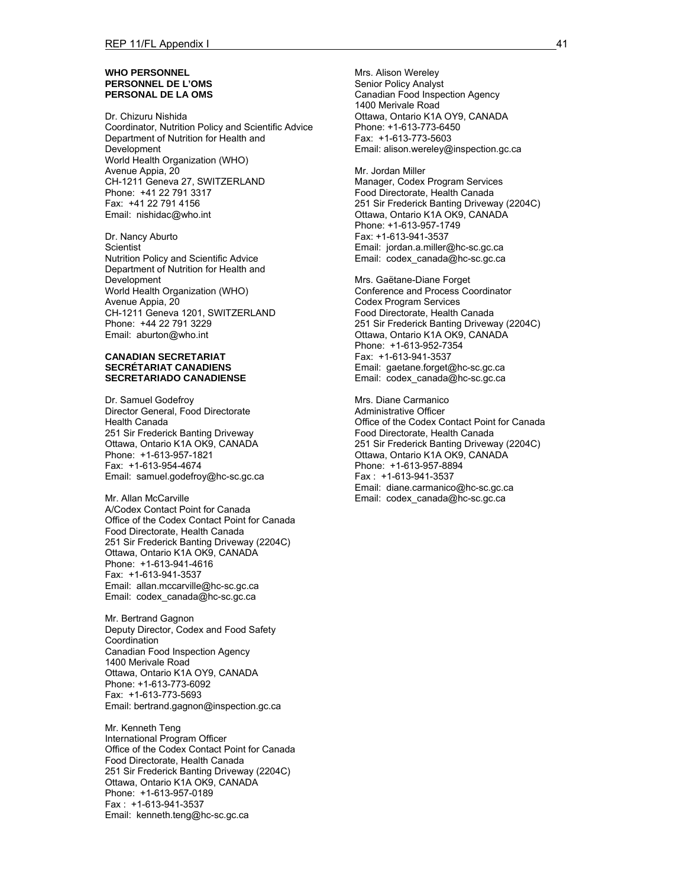**WHO PERSONNEL**
**PERSONNEL DE L'OMS**
**PERSONAL DE LA OMS**

Dr. Chizuru Nishida
Coordinator, Nutrition Policy and Scientific Advice
Department of Nutrition for Health and Development
World Health Organization (WHO)
Avenue Appia, 20
CH-1211 Geneva 27, SWITZERLAND
Phone: +41 22 791 3317
Fax: +41 22 791 4156
Email: nishidac@who.int

Dr. Nancy Aburto
Scientist
Nutrition Policy and Scientific Advice
Department of Nutrition for Health and Development
World Health Organization (WHO)
Avenue Appia, 20
CH-1211 Geneva 1201, SWITZERLAND
Phone: +44 22 791 3229
Email: aburton@who.int

**CANADIAN SECRETARIAT**
**SECRÉTARIAT CANADIENS**
**SECRETARIADO CANADIENSE**

Dr. Samuel Godefroy
Director General, Food Directorate
Health Canada
251 Sir Frederick Banting Driveway
Ottawa, Ontario K1A OK9, CANADA
Phone: +1-613-957-1821
Fax: +1-613-954-4674
Email: samuel.godefroy@hc-sc.gc.ca

Mr. Allan McCarville
A/Codex Contact Point for Canada
Office of the Codex Contact Point for Canada
Food Directorate, Health Canada
251 Sir Frederick Banting Driveway (2204C)
Ottawa, Ontario K1A OK9, CANADA
Phone: +1-613-941-4616
Fax: +1-613-941-3537
Email: allan.mccarville@hc-sc.gc.ca
Email: codex_canada@hc-sc.gc.ca

Mr. Bertrand Gagnon
Deputy Director, Codex and Food Safety Coordination
Canadian Food Inspection Agency
1400 Merivale Road
Ottawa, Ontario K1A OY9, CANADA
Phone: +1-613-773-6092
Fax: +1-613-773-5693
Email: bertrand.gagnon@inspection.gc.ca

Mr. Kenneth Teng
International Program Officer
Office of the Codex Contact Point for Canada
Food Directorate, Health Canada
251 Sir Frederick Banting Driveway (2204C)
Ottawa, Ontario K1A OK9, CANADA
Phone: +1-613-957-0189
Fax : +1-613-941-3537
Email: kenneth.teng@hc-sc.gc.ca

Mrs. Alison Wereley
Senior Policy Analyst
Canadian Food Inspection Agency
1400 Merivale Road
Ottawa, Ontario K1A OY9, CANADA
Phone: +1-613-773-6450
Fax: +1-613-773-5603
Email: alison.wereley@inspection.gc.ca

Mr. Jordan Miller
Manager, Codex Program Services
Food Directorate, Health Canada
251 Sir Frederick Banting Driveway (2204C)
Ottawa, Ontario K1A OK9, CANADA
Phone: +1-613-957-1749
Fax: +1-613-941-3537
Email: jordan.a.miller@hc-sc.gc.ca
Email: codex_canada@hc-sc.gc.ca

Mrs. Gaëtane-Diane Forget
Conference and Process Coordinator
Codex Program Services
Food Directorate, Health Canada
251 Sir Frederick Banting Driveway (2204C)
Ottawa, Ontario K1A OK9, CANADA
Phone: +1-613-952-7354
Fax: +1-613-941-3537
Email: gaetane.forget@hc-sc.gc.ca
Email: codex_canada@hc-sc.gc.ca

Mrs. Diane Carmanico
Administrative Officer
Office of the Codex Contact Point for Canada
Food Directorate, Health Canada
251 Sir Frederick Banting Driveway (2204C)
Ottawa, Ontario K1A OK9, CANADA
Phone: +1-613-957-8894
Fax : +1-613-941-3537
Email: diane.carmanico@hc-sc.gc.ca
Email: codex_canada@hc-sc.gc.ca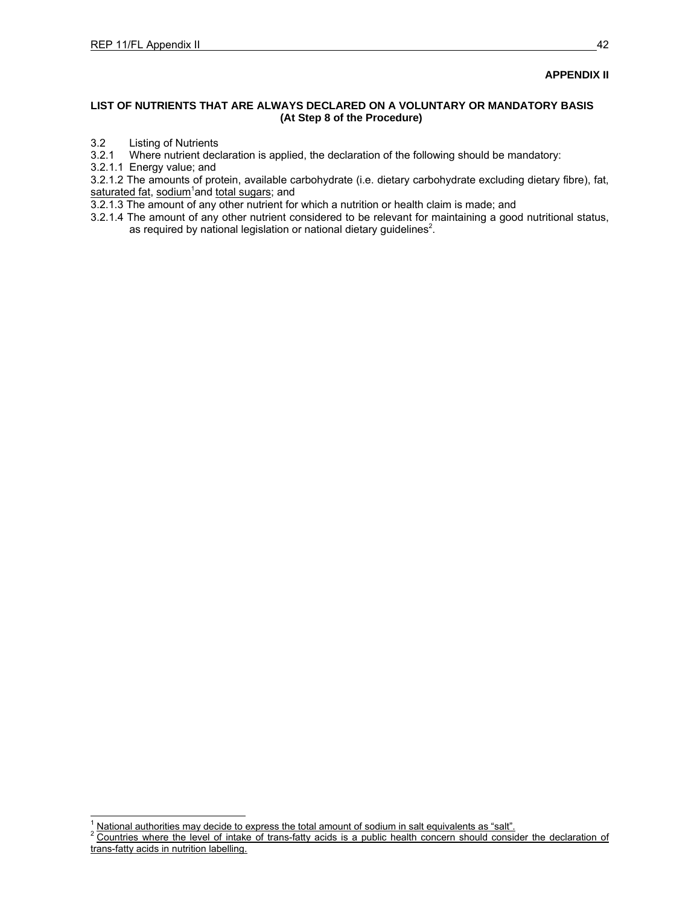**APPENDIX II**

**LIST OF NUTRIENTS THAT ARE ALWAYS DECLARED ON A VOLUNTARY OR MANDATORY BASIS**
**(At Step 8 of the Procedure)**

3.2 Listing of Nutrients

3.2.1 Where nutrient declaration is applied, the declaration of the following should be mandatory:

3.2.1.1 Energy value; and

3.2.1.2 The amounts of protein, available carbohydrate (i.e. dietary carbohydrate excluding dietary fibre), fat, saturated fat, sodium[1] and total sugars; and

3.2.1.3 The amount of any other nutrient for which a nutrition or health claim is made; and

3.2.1.4 The amount of any other nutrient considered to be relevant for maintaining a good nutritional status, as required by national legislation or national dietary guidelines[2].

---

[1] National authorities may decide to express the total amount of sodium in salt equivalents as "salt".

[2] Countries where the level of intake of trans-fatty acids is a public health concern should consider the declaration of trans-fatty acids in nutrition labelling.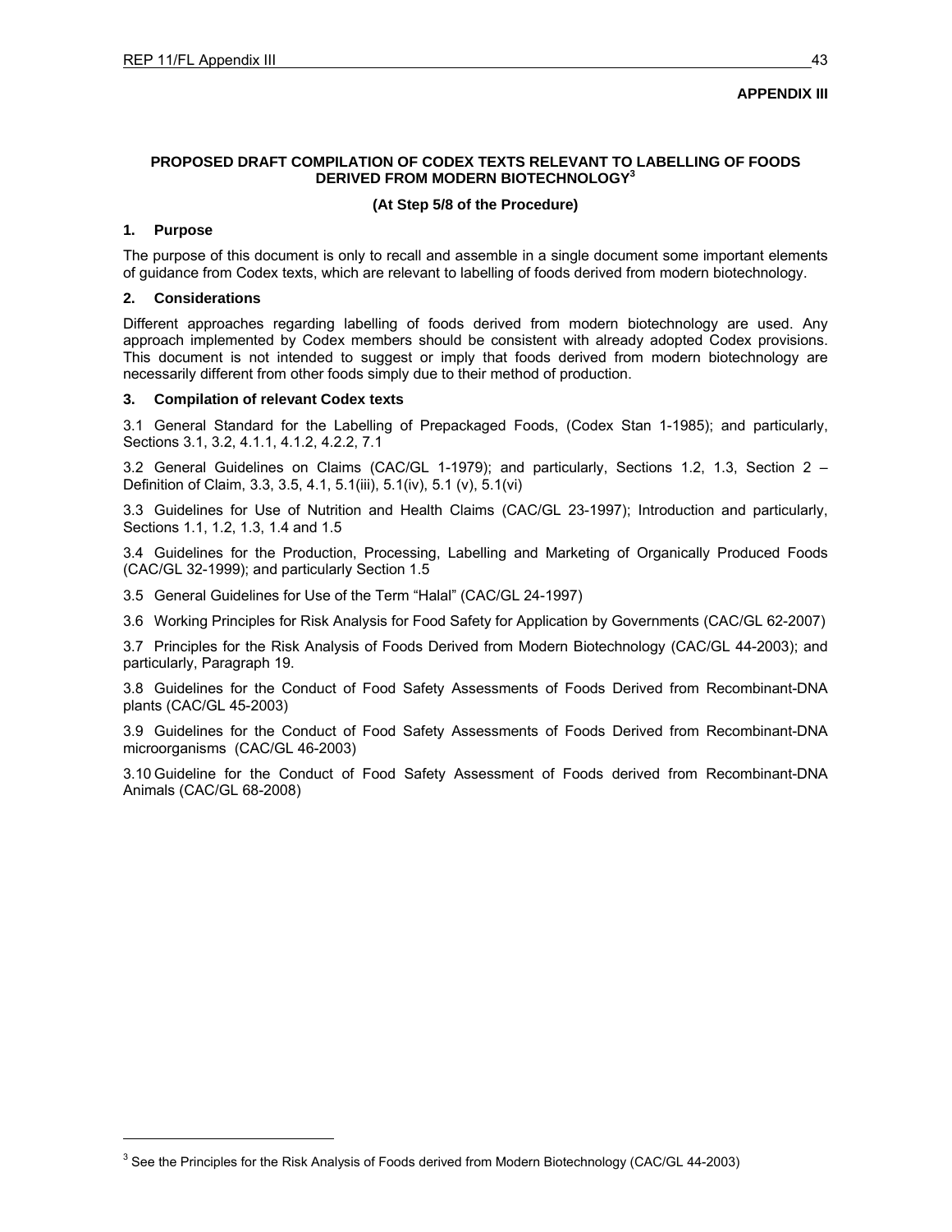**APPENDIX III**

**PROPOSED DRAFT COMPILATION OF CODEX TEXTS RELEVANT TO LABELLING OF FOODS DERIVED FROM MODERN BIOTECHNOLOGY[3]**

**(At Step 5/8 of the Procedure)**

## 1. Purpose

The purpose of this document is only to recall and assemble in a single document some important elements of guidance from Codex texts, which are relevant to labelling of foods derived from modern biotechnology.

## 2. Considerations

Different approaches regarding labelling of foods derived from modern biotechnology are used. Any approach implemented by Codex members should be consistent with already adopted Codex provisions. This document is not intended to suggest or imply that foods derived from modern biotechnology are necessarily different from other foods simply due to their method of production.

## 3. Compilation of relevant Codex texts

3.1 General Standard for the Labelling of Prepackaged Foods, (Codex Stan 1-1985); and particularly, Sections 3.1, 3.2, 4.1.1, 4.1.2, 4.2.2, 7.1

3.2 General Guidelines on Claims (CAC/GL 1-1979); and particularly, Sections 1.2, 1.3, Section 2 – Definition of Claim, 3.3, 3.5, 4.1, 5.1(iii), 5.1(iv), 5.1 (v), 5.1(vi)

3.3 Guidelines for Use of Nutrition and Health Claims (CAC/GL 23-1997); Introduction and particularly, Sections 1.1, 1.2, 1.3, 1.4 and 1.5

3.4 Guidelines for the Production, Processing, Labelling and Marketing of Organically Produced Foods (CAC/GL 32-1999); and particularly Section 1.5

3.5 General Guidelines for Use of the Term "Halal" (CAC/GL 24-1997)

3.6 Working Principles for Risk Analysis for Food Safety for Application by Governments (CAC/GL 62-2007)

3.7 Principles for the Risk Analysis of Foods Derived from Modern Biotechnology (CAC/GL 44-2003); and particularly, Paragraph 19.

3.8 Guidelines for the Conduct of Food Safety Assessments of Foods Derived from Recombinant-DNA plants (CAC/GL 45-2003)

3.9 Guidelines for the Conduct of Food Safety Assessments of Foods Derived from Recombinant-DNA microorganisms (CAC/GL 46-2003)

3.10 Guideline for the Conduct of Food Safety Assessment of Foods derived from Recombinant-DNA Animals (CAC/GL 68-2008)

---

[3] See the Principles for the Risk Analysis of Foods derived from Modern Biotechnology (CAC/GL 44-2003)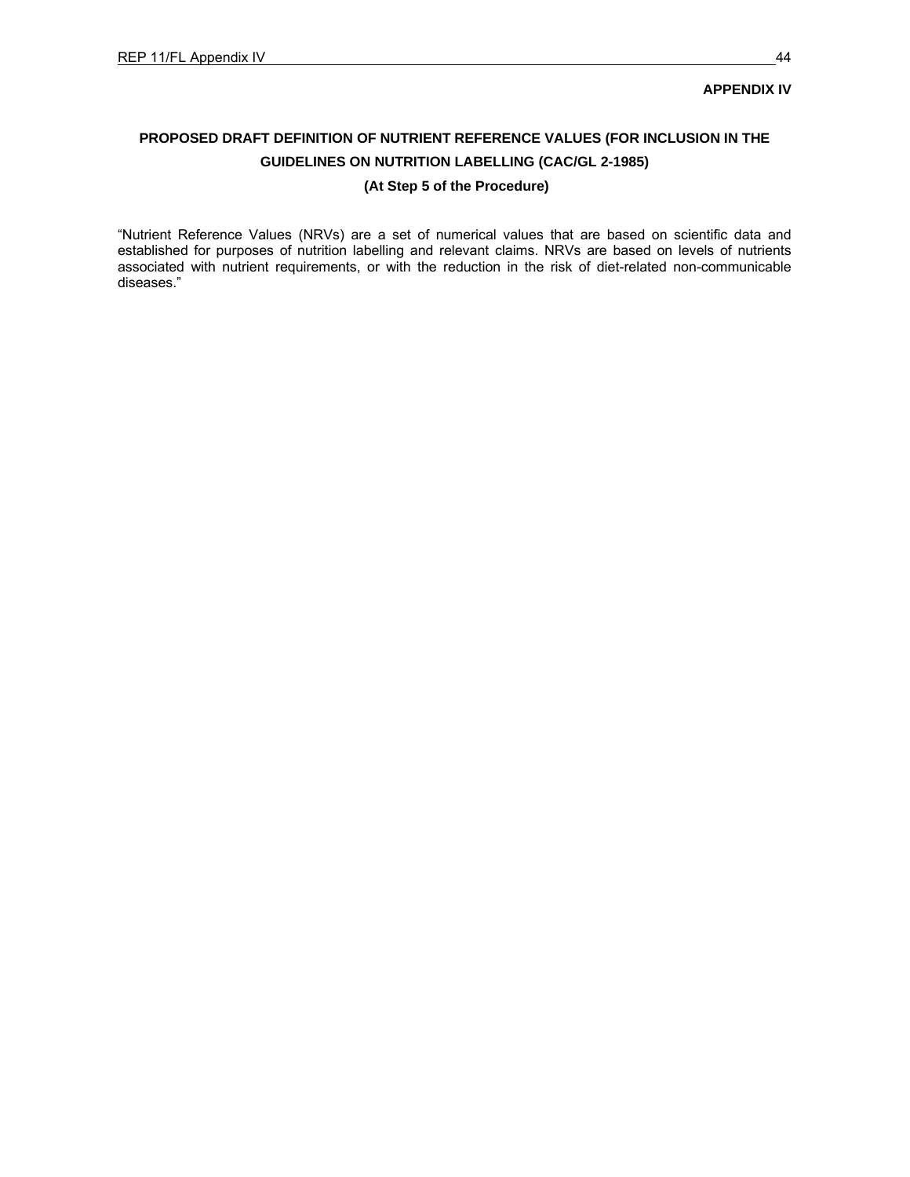**APPENDIX IV**

## PROPOSED DRAFT DEFINITION OF NUTRIENT REFERENCE VALUES (FOR INCLUSION IN THE GUIDELINES ON NUTRITION LABELLING (CAC/GL 2-1985)

### (At Step 5 of the Procedure)

"Nutrient Reference Values (NRVs) are a set of numerical values that are based on scientific data and established for purposes of nutrition labelling and relevant claims. NRVs are based on levels of nutrients associated with nutrient requirements, or with the reduction in the risk of diet-related non-communicable diseases."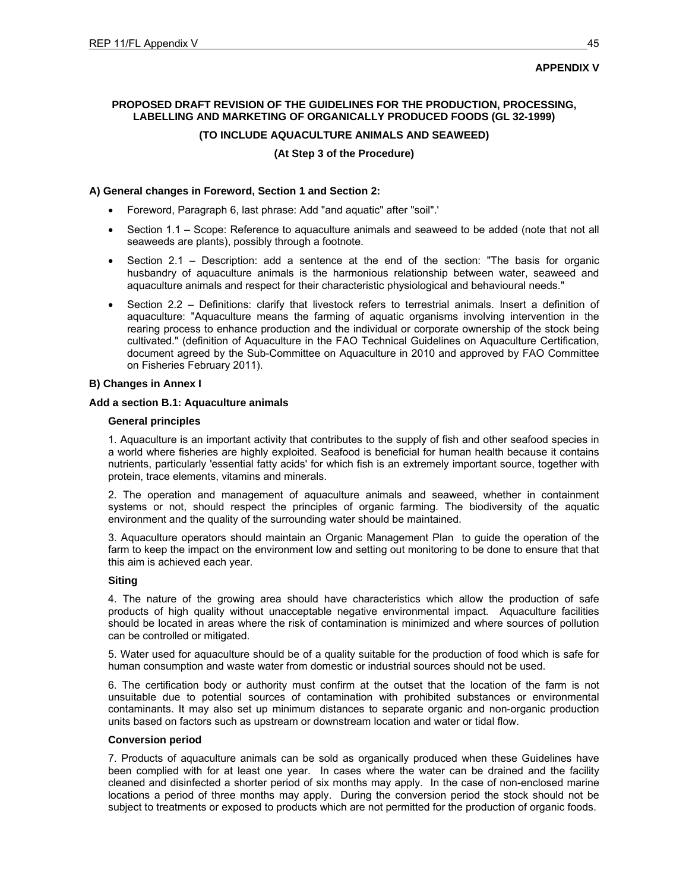**APPENDIX V**

**PROPOSED DRAFT REVISION OF THE GUIDELINES FOR THE PRODUCTION, PROCESSING, LABELLING AND MARKETING OF ORGANICALLY PRODUCED FOODS (GL 32-1999)**

**(TO INCLUDE AQUACULTURE ANIMALS AND SEAWEED)**

**(At Step 3 of the Procedure)**

**A) General changes in Foreword, Section 1 and Section 2:**

- Foreword, Paragraph 6, last phrase: Add "and aquatic" after "soil".'
- Section 1.1 – Scope: Reference to aquaculture animals and seaweed to be added (note that not all seaweeds are plants), possibly through a footnote.
- Section 2.1 – Description: add a sentence at the end of the section: "The basis for organic husbandry of aquaculture animals is the harmonious relationship between water, seaweed and aquaculture animals and respect for their characteristic physiological and behavioural needs."
- Section 2.2 – Definitions: clarify that livestock refers to terrestrial animals. Insert a definition of aquaculture: "Aquaculture means the farming of aquatic organisms involving intervention in the rearing process to enhance production and the individual or corporate ownership of the stock being cultivated." (definition of Aquaculture in the FAO Technical Guidelines on Aquaculture Certification, document agreed by the Sub-Committee on Aquaculture in 2010 and approved by FAO Committee on Fisheries February 2011).

**B) Changes in Annex I**

**Add a section B.1: Aquaculture animals**

**General principles**

1. Aquaculture is an important activity that contributes to the supply of fish and other seafood species in a world where fisheries are highly exploited. Seafood is beneficial for human health because it contains nutrients, particularly 'essential fatty acids' for which fish is an extremely important source, together with protein, trace elements, vitamins and minerals.

2. The operation and management of aquaculture animals and seaweed, whether in containment systems or not, should respect the principles of organic farming. The biodiversity of the aquatic environment and the quality of the surrounding water should be maintained.

3. Aquaculture operators should maintain an Organic Management Plan to guide the operation of the farm to keep the impact on the environment low and setting out monitoring to be done to ensure that that this aim is achieved each year.

**Siting**

4. The nature of the growing area should have characteristics which allow the production of safe products of high quality without unacceptable negative environmental impact. Aquaculture facilities should be located in areas where the risk of contamination is minimized and where sources of pollution can be controlled or mitigated.

5. Water used for aquaculture should be of a quality suitable for the production of food which is safe for human consumption and waste water from domestic or industrial sources should not be used.

6. The certification body or authority must confirm at the outset that the location of the farm is not unsuitable due to potential sources of contamination with prohibited substances or environmental contaminants. It may also set up minimum distances to separate organic and non-organic production units based on factors such as upstream or downstream location and water or tidal flow.

**Conversion period**

7. Products of aquaculture animals can be sold as organically produced when these Guidelines have been complied with for at least one year. In cases where the water can be drained and the facility cleaned and disinfected a shorter period of six months may apply. In the case of non-enclosed marine locations a period of three months may apply. During the conversion period the stock should not be subject to treatments or exposed to products which are not permitted for the production of organic foods.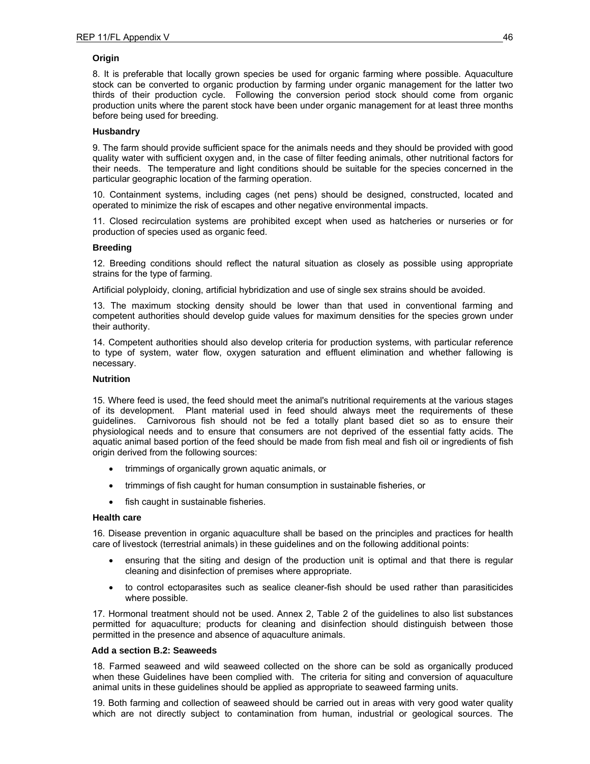**Origin**

8. It is preferable that locally grown species be used for organic farming where possible. Aquaculture stock can be converted to organic production by farming under organic management for the latter two thirds of their production cycle. Following the conversion period stock should come from organic production units where the parent stock have been under organic management for at least three months before being used for breeding.

**Husbandry**

9. The farm should provide sufficient space for the animals needs and they should be provided with good quality water with sufficient oxygen and, in the case of filter feeding animals, other nutritional factors for their needs. The temperature and light conditions should be suitable for the species concerned in the particular geographic location of the farming operation.

10. Containment systems, including cages (net pens) should be designed, constructed, located and operated to minimize the risk of escapes and other negative environmental impacts.

11. Closed recirculation systems are prohibited except when used as hatcheries or nurseries or for production of species used as organic feed.

**Breeding**

12. Breeding conditions should reflect the natural situation as closely as possible using appropriate strains for the type of farming.

Artificial polyploidy, cloning, artificial hybridization and use of single sex strains should be avoided.

13. The maximum stocking density should be lower than that used in conventional farming and competent authorities should develop guide values for maximum densities for the species grown under their authority.

14. Competent authorities should also develop criteria for production systems, with particular reference to type of system, water flow, oxygen saturation and effluent elimination and whether fallowing is necessary.

**Nutrition**

15. Where feed is used, the feed should meet the animal's nutritional requirements at the various stages of its development. Plant material used in feed should always meet the requirements of these guidelines. Carnivorous fish should not be fed a totally plant based diet so as to ensure their physiological needs and to ensure that consumers are not deprived of the essential fatty acids. The aquatic animal based portion of the feed should be made from fish meal and fish oil or ingredients of fish origin derived from the following sources:

- trimmings of organically grown aquatic animals, or
- trimmings of fish caught for human consumption in sustainable fisheries, or
- fish caught in sustainable fisheries.

**Health care**

16. Disease prevention in organic aquaculture shall be based on the principles and practices for health care of livestock (terrestrial animals) in these guidelines and on the following additional points:

- ensuring that the siting and design of the production unit is optimal and that there is regular cleaning and disinfection of premises where appropriate.
- to control ectoparasites such as sealice cleaner-fish should be used rather than parasiticides where possible.

17. Hormonal treatment should not be used. Annex 2, Table 2 of the guidelines to also list substances permitted for aquaculture; products for cleaning and disinfection should distinguish between those permitted in the presence and absence of aquaculture animals.

**Add a section B.2: Seaweeds**

18. Farmed seaweed and wild seaweed collected on the shore can be sold as organically produced when these Guidelines have been complied with. The criteria for siting and conversion of aquaculture animal units in these guidelines should be applied as appropriate to seaweed farming units.

19. Both farming and collection of seaweed should be carried out in areas with very good water quality which are not directly subject to contamination from human, industrial or geological sources. The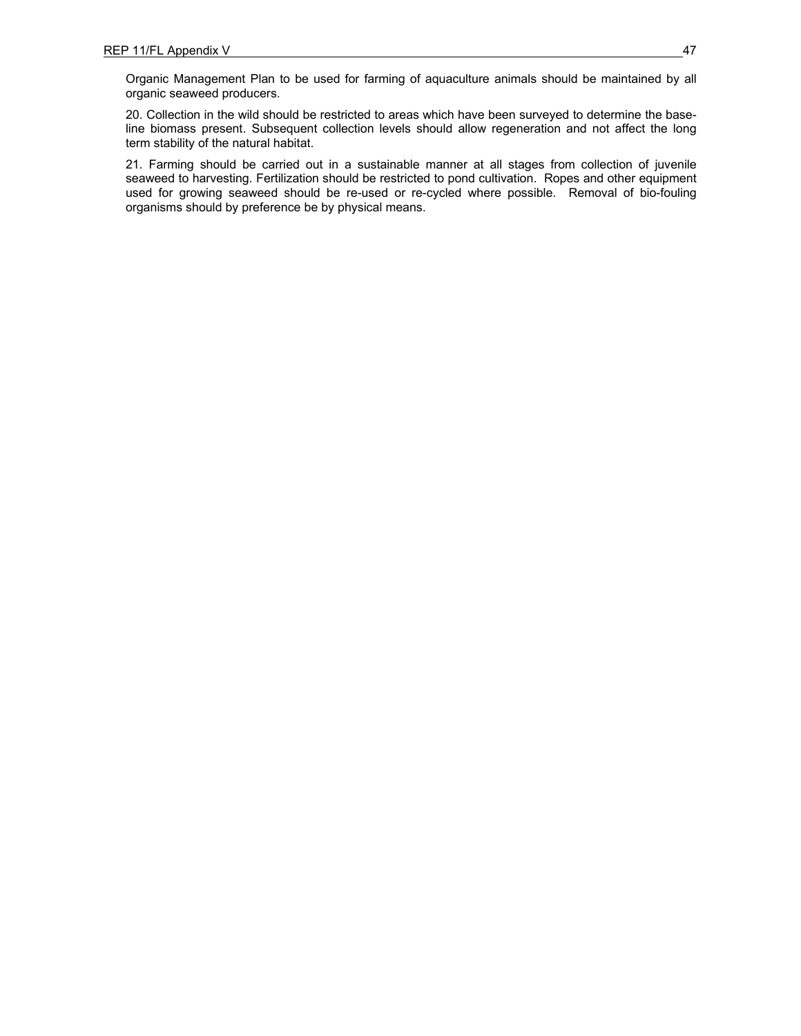Organic Management Plan to be used for farming of aquaculture animals should be maintained by all organic seaweed producers.

20. Collection in the wild should be restricted to areas which have been surveyed to determine the base-line biomass present. Subsequent collection levels should allow regeneration and not affect the long term stability of the natural habitat.

21. Farming should be carried out in a sustainable manner at all stages from collection of juvenile seaweed to harvesting. Fertilization should be restricted to pond cultivation. Ropes and other equipment used for growing seaweed should be re-used or re-cycled where possible. Removal of bio-fouling organisms should by preference be by physical means.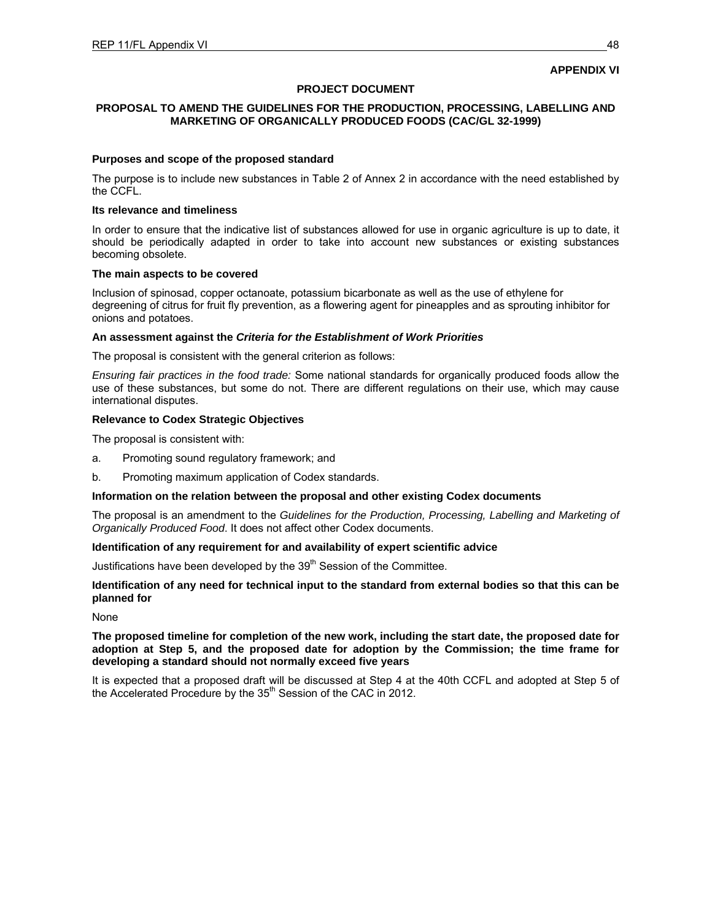**APPENDIX VI**

## PROJECT DOCUMENT

## PROPOSAL TO AMEND THE GUIDELINES FOR THE PRODUCTION, PROCESSING, LABELLING AND MARKETING OF ORGANICALLY PRODUCED FOODS (CAC/GL 32-1999)

**Purposes and scope of the proposed standard**

The purpose is to include new substances in Table 2 of Annex 2 in accordance with the need established by the CCFL.

**Its relevance and timeliness**

In order to ensure that the indicative list of substances allowed for use in organic agriculture is up to date, it should be periodically adapted in order to take into account new substances or existing substances becoming obsolete.

**The main aspects to be covered**

Inclusion of spinosad, copper octanoate, potassium bicarbonate as well as the use of ethylene for degreening of citrus for fruit fly prevention, as a flowering agent for pineapples and as sprouting inhibitor for onions and potatoes.

**An assessment against the *Criteria for the Establishment of Work Priorities***

The proposal is consistent with the general criterion as follows:

*Ensuring fair practices in the food trade:* Some national standards for organically produced foods allow the use of these substances, but some do not. There are different regulations on their use, which may cause international disputes.

**Relevance to Codex Strategic Objectives**

The proposal is consistent with:

a. Promoting sound regulatory framework; and

b. Promoting maximum application of Codex standards.

**Information on the relation between the proposal and other existing Codex documents**

The proposal is an amendment to the *Guidelines for the Production, Processing, Labelling and Marketing of Organically Produced Food*. It does not affect other Codex documents.

**Identification of any requirement for and availability of expert scientific advice**

Justifications have been developed by the 39th Session of the Committee.

**Identification of any need for technical input to the standard from external bodies so that this can be planned for**

None

**The proposed timeline for completion of the new work, including the start date, the proposed date for adoption at Step 5, and the proposed date for adoption by the Commission; the time frame for developing a standard should not normally exceed five years**

It is expected that a proposed draft will be discussed at Step 4 at the 40th CCFL and adopted at Step 5 of the Accelerated Procedure by the 35th Session of the CAC in 2012.